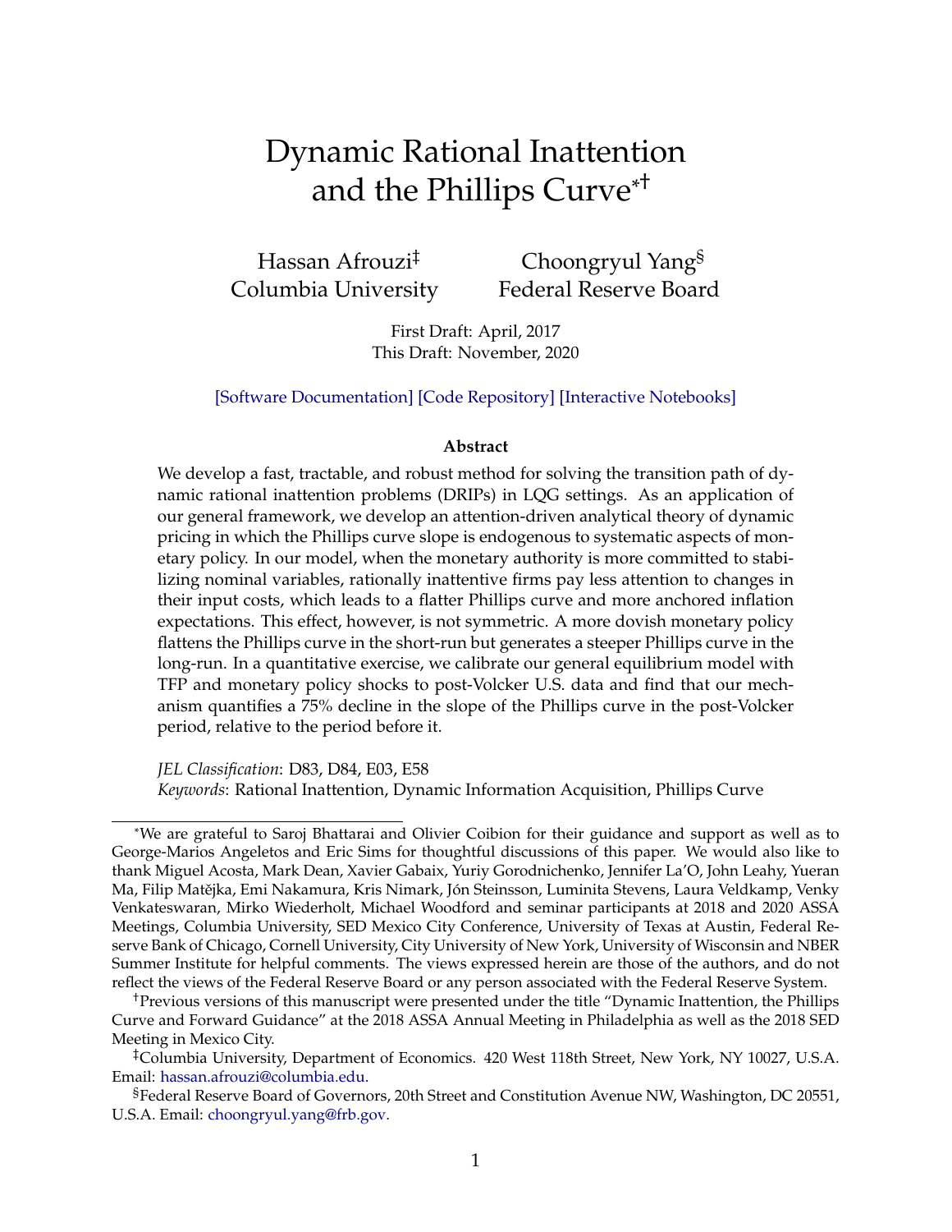# Dynamic Rational Inattention and the Phillips Curve*†

Hassan Afrouzi‡
Columbia University

Choongryul Yang§
Federal Reserve Board

First Draft: April, 2017
This Draft: November, 2020

[Software Documentation] [Code Repository] [Interactive Notebooks]

**Abstract**

We develop a fast, tractable, and robust method for solving the transition path of dynamic rational inattention problems (DRIPs) in LQG settings. As an application of our general framework, we develop an attention-driven analytical theory of dynamic pricing in which the Phillips curve slope is endogenous to systematic aspects of monetary policy. In our model, when the monetary authority is more committed to stabilizing nominal variables, rationally inattentive firms pay less attention to changes in their input costs, which leads to a flatter Phillips curve and more anchored inflation expectations. This effect, however, is not symmetric. A more dovish monetary policy flattens the Phillips curve in the short-run but generates a steeper Phillips curve in the long-run. In a quantitative exercise, we calibrate our general equilibrium model with TFP and monetary policy shocks to post-Volcker U.S. data and find that our mechanism quantifies a 75% decline in the slope of the Phillips curve in the post-Volcker period, relative to the period before it.

*JEL Classification*: D83, D84, E03, E58
*Keywords*: Rational Inattention, Dynamic Information Acquisition, Phillips Curve

---

*We are grateful to Saroj Bhattarai and Olivier Coibion for their guidance and support as well as to George-Marios Angeletos and Eric Sims for thoughtful discussions of this paper. We would also like to thank Miguel Acosta, Mark Dean, Xavier Gabaix, Yuriy Gorodnichenko, Jennifer La'O, John Leahy, Yueran Ma, Filip Matějka, Emi Nakamura, Kris Nimark, Jón Steinsson, Luminita Stevens, Laura Veldkamp, Venky Venkateswaran, Mirko Wiederholt, Michael Woodford and seminar participants at 2018 and 2020 ASSA Meetings, Columbia University, SED Mexico City Conference, University of Texas at Austin, Federal Reserve Bank of Chicago, Cornell University, City University of New York, University of Wisconsin and NBER Summer Institute for helpful comments. The views expressed herein are those of the authors, and do not reflect the views of the Federal Reserve Board or any person associated with the Federal Reserve System.

†Previous versions of this manuscript were presented under the title "Dynamic Inattention, the Phillips Curve and Forward Guidance" at the 2018 ASSA Annual Meeting in Philadelphia as well as the 2018 SED Meeting in Mexico City.

‡Columbia University, Department of Economics. 420 West 118th Street, New York, NY 10027, U.S.A. Email: hassan.afrouzi@columbia.edu.

§Federal Reserve Board of Governors, 20th Street and Constitution Avenue NW, Washington, DC 20551, U.S.A. Email: choongryul.yang@frb.gov.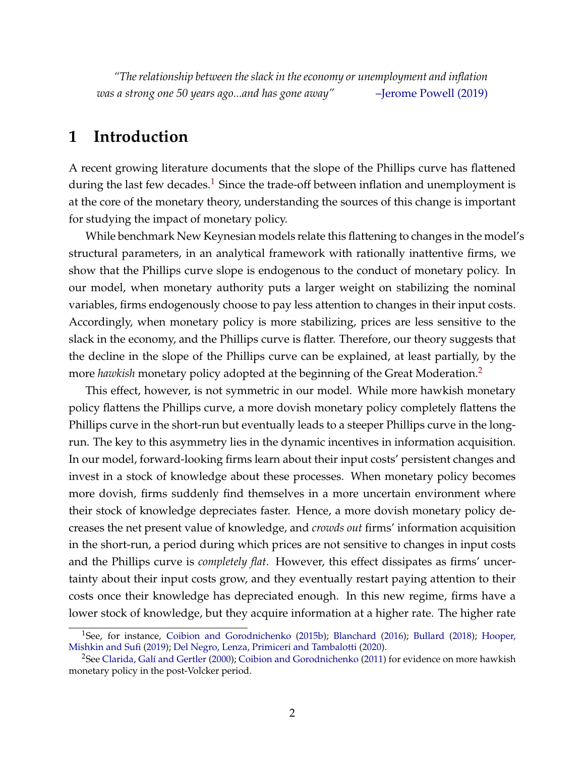*"The relationship between the slack in the economy or unemployment and inflation was a strong one 50 years ago...and has gone away"* –Jerome Powell (2019)

# 1 Introduction

A recent growing literature documents that the slope of the Phillips curve has flattened during the last few decades.[1] Since the trade-off between inflation and unemployment is at the core of the monetary theory, understanding the sources of this change is important for studying the impact of monetary policy.

While benchmark New Keynesian models relate this flattening to changes in the model's structural parameters, in an analytical framework with rationally inattentive firms, we show that the Phillips curve slope is endogenous to the conduct of monetary policy. In our model, when monetary authority puts a larger weight on stabilizing the nominal variables, firms endogenously choose to pay less attention to changes in their input costs. Accordingly, when monetary policy is more stabilizing, prices are less sensitive to the slack in the economy, and the Phillips curve is flatter. Therefore, our theory suggests that the decline in the slope of the Phillips curve can be explained, at least partially, by the more *hawkish* monetary policy adopted at the beginning of the Great Moderation.[2]

This effect, however, is not symmetric in our model. While more hawkish monetary policy flattens the Phillips curve, a more dovish monetary policy completely flattens the Phillips curve in the short-run but eventually leads to a steeper Phillips curve in the long-run. The key to this asymmetry lies in the dynamic incentives in information acquisition. In our model, forward-looking firms learn about their input costs' persistent changes and invest in a stock of knowledge about these processes. When monetary policy becomes more dovish, firms suddenly find themselves in a more uncertain environment where their stock of knowledge depreciates faster. Hence, a more dovish monetary policy decreases the net present value of knowledge, and *crowds out* firms' information acquisition in the short-run, a period during which prices are not sensitive to changes in input costs and the Phillips curve is *completely flat*. However, this effect dissipates as firms' uncertainty about their input costs grow, and they eventually restart paying attention to their costs once their knowledge has depreciated enough. In this new regime, firms have a lower stock of knowledge, but they acquire information at a higher rate. The higher rate

---

[1] See, for instance, Coibion and Gorodnichenko (2015b); Blanchard (2016); Bullard (2018); Hooper, Mishkin and Sufi (2019); Del Negro, Lenza, Primiceri and Tambalotti (2020).

[2] See Clarida, Galí and Gertler (2000); Coibion and Gorodnichenko (2011) for evidence on more hawkish monetary policy in the post-Volcker period.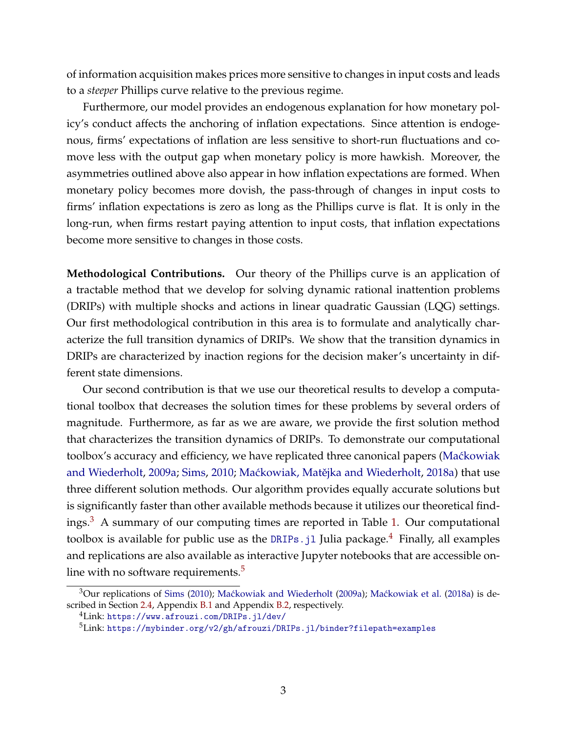of information acquisition makes prices more sensitive to changes in input costs and leads to a *steeper* Phillips curve relative to the previous regime.

Furthermore, our model provides an endogenous explanation for how monetary policy's conduct affects the anchoring of inflation expectations. Since attention is endogenous, firms' expectations of inflation are less sensitive to short-run fluctuations and comove less with the output gap when monetary policy is more hawkish. Moreover, the asymmetries outlined above also appear in how inflation expectations are formed. When monetary policy becomes more dovish, the pass-through of changes in input costs to firms' inflation expectations is zero as long as the Phillips curve is flat. It is only in the long-run, when firms restart paying attention to input costs, that inflation expectations become more sensitive to changes in those costs.

**Methodological Contributions.** Our theory of the Phillips curve is an application of a tractable method that we develop for solving dynamic rational inattention problems (DRIPs) with multiple shocks and actions in linear quadratic Gaussian (LQG) settings. Our first methodological contribution in this area is to formulate and analytically characterize the full transition dynamics of DRIPs. We show that the transition dynamics in DRIPs are characterized by inaction regions for the decision maker's uncertainty in different state dimensions.

Our second contribution is that we use our theoretical results to develop a computational toolbox that decreases the solution times for these problems by several orders of magnitude. Furthermore, as far as we are aware, we provide the first solution method that characterizes the transition dynamics of DRIPs. To demonstrate our computational toolbox's accuracy and efficiency, we have replicated three canonical papers (Maćkowiak and Wiederholt, 2009a; Sims, 2010; Maćkowiak, Matějka and Wiederholt, 2018a) that use three different solution methods. Our algorithm provides equally accurate solutions but is significantly faster than other available methods because it utilizes our theoretical findings.[3] A summary of our computing times are reported in Table 1. Our computational toolbox is available for public use as the `DRIPs.jl` Julia package.[4] Finally, all examples and replications are also available as interactive Jupyter notebooks that are accessible online with no software requirements.[5]

[3] Our replications of Sims (2010); Maćkowiak and Wiederholt (2009a); Maćkowiak et al. (2018a) is described in Section 2.4, Appendix B.1 and Appendix B.2, respectively.

[4] Link: https://www.afrouzi.com/DRIPs.jl/dev/

[5] Link: https://mybinder.org/v2/gh/afrouzi/DRIPs.jl/binder?filepath=examples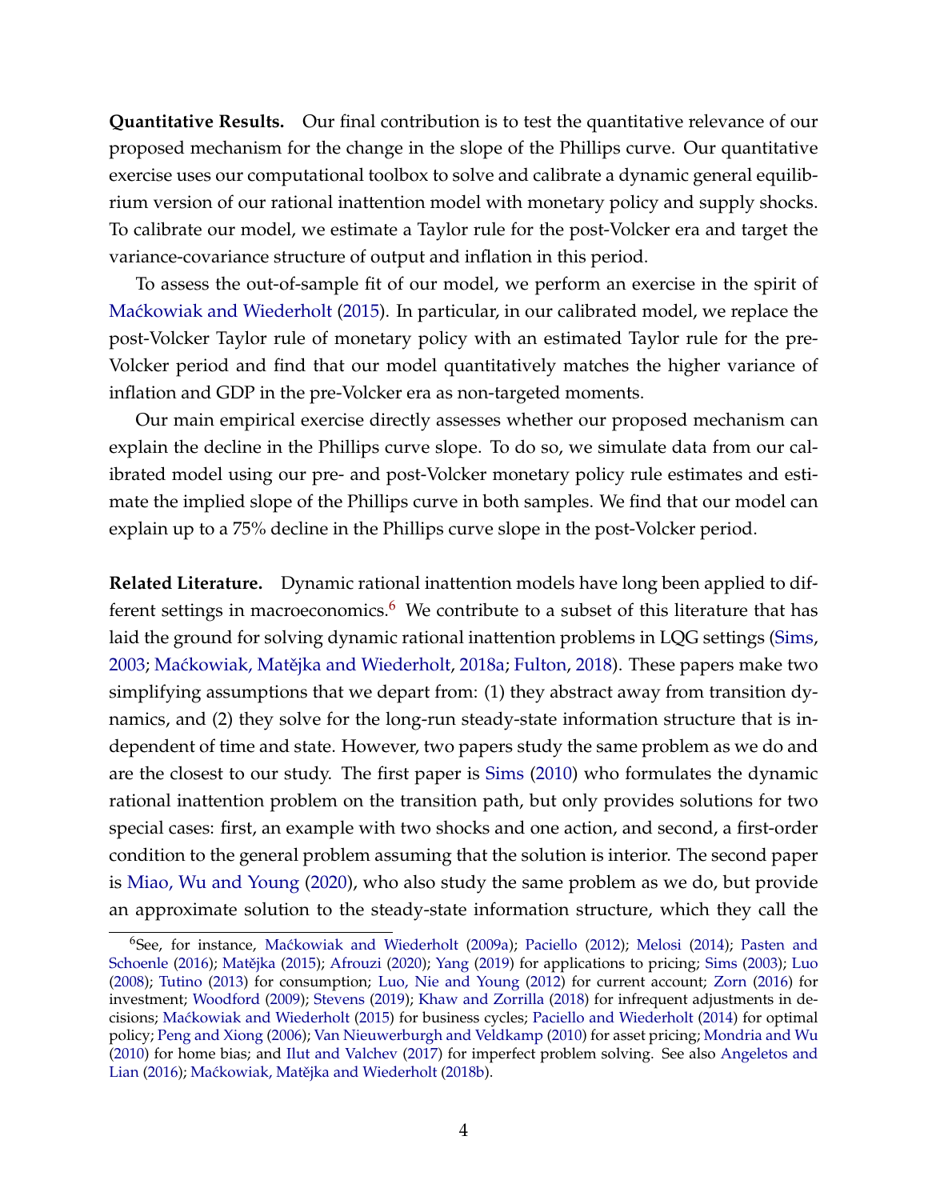**Quantitative Results.** Our final contribution is to test the quantitative relevance of our proposed mechanism for the change in the slope of the Phillips curve. Our quantitative exercise uses our computational toolbox to solve and calibrate a dynamic general equilibrium version of our rational inattention model with monetary policy and supply shocks. To calibrate our model, we estimate a Taylor rule for the post-Volcker era and target the variance-covariance structure of output and inflation in this period.

To assess the out-of-sample fit of our model, we perform an exercise in the spirit of Maćkowiak and Wiederholt (2015). In particular, in our calibrated model, we replace the post-Volcker Taylor rule of monetary policy with an estimated Taylor rule for the pre-Volcker period and find that our model quantitatively matches the higher variance of inflation and GDP in the pre-Volcker era as non-targeted moments.

Our main empirical exercise directly assesses whether our proposed mechanism can explain the decline in the Phillips curve slope. To do so, we simulate data from our calibrated model using our pre- and post-Volcker monetary policy rule estimates and estimate the implied slope of the Phillips curve in both samples. We find that our model can explain up to a 75% decline in the Phillips curve slope in the post-Volcker period.

**Related Literature.** Dynamic rational inattention models have long been applied to different settings in macroeconomics.[6] We contribute to a subset of this literature that has laid the ground for solving dynamic rational inattention problems in LQG settings (Sims, 2003; Maćkowiak, Matějka and Wiederholt, 2018a; Fulton, 2018). These papers make two simplifying assumptions that we depart from: (1) they abstract away from transition dynamics, and (2) they solve for the long-run steady-state information structure that is independent of time and state. However, two papers study the same problem as we do and are the closest to our study. The first paper is Sims (2010) who formulates the dynamic rational inattention problem on the transition path, but only provides solutions for two special cases: first, an example with two shocks and one action, and second, a first-order condition to the general problem assuming that the solution is interior. The second paper is Miao, Wu and Young (2020), who also study the same problem as we do, but provide an approximate solution to the steady-state information structure, which they call the

[6] See, for instance, Maćkowiak and Wiederholt (2009a); Paciello (2012); Melosi (2014); Pasten and Schoenle (2016); Matějka (2015); Afrouzi (2020); Yang (2019) for applications to pricing; Sims (2003); Luo (2008); Tutino (2013) for consumption; Luo, Nie and Young (2012) for current account; Zorn (2016) for investment; Woodford (2009); Stevens (2019); Khaw and Zorrilla (2018) for infrequent adjustments in decisions; Maćkowiak and Wiederholt (2015) for business cycles; Paciello and Wiederholt (2014) for optimal policy; Peng and Xiong (2006); Van Nieuwerburgh and Veldkamp (2010) for asset pricing; Mondria and Wu (2010) for home bias; and Ilut and Valchev (2017) for imperfect problem solving. See also Angeletos and Lian (2016); Maćkowiak, Matějka and Wiederholt (2018b).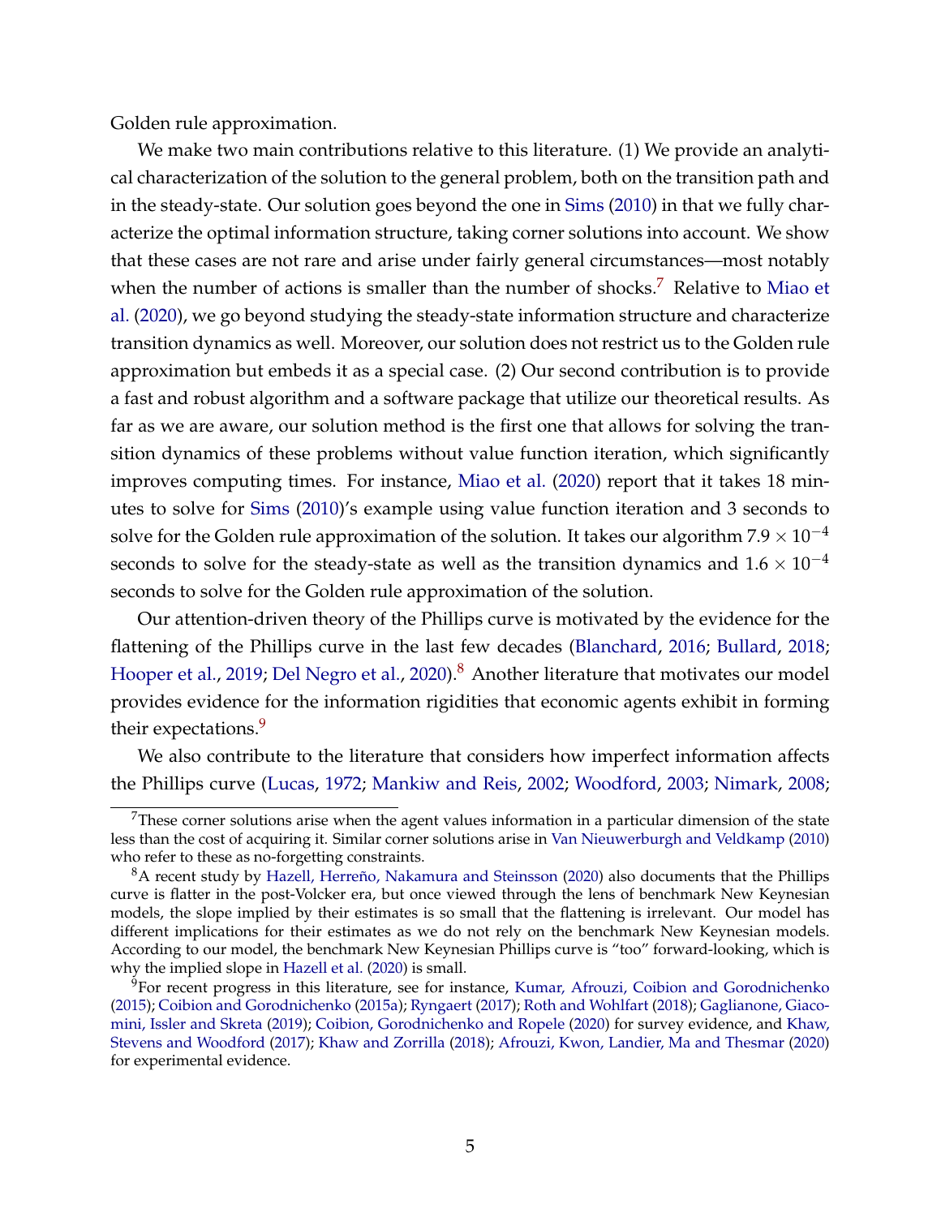Golden rule approximation.

We make two main contributions relative to this literature. (1) We provide an analytical characterization of the solution to the general problem, both on the transition path and in the steady-state. Our solution goes beyond the one in Sims (2010) in that we fully characterize the optimal information structure, taking corner solutions into account. We show that these cases are not rare and arise under fairly general circumstances—most notably when the number of actions is smaller than the number of shocks.[7] Relative to Miao et al. (2020), we go beyond studying the steady-state information structure and characterize transition dynamics as well. Moreover, our solution does not restrict us to the Golden rule approximation but embeds it as a special case. (2) Our second contribution is to provide a fast and robust algorithm and a software package that utilize our theoretical results. As far as we are aware, our solution method is the first one that allows for solving the transition dynamics of these problems without value function iteration, which significantly improves computing times. For instance, Miao et al. (2020) report that it takes 18 minutes to solve for Sims (2010)'s example using value function iteration and 3 seconds to solve for the Golden rule approximation of the solution. It takes our algorithm $7.9 \times 10^{-4}$ seconds to solve for the steady-state as well as the transition dynamics and $1.6 \times 10^{-4}$ seconds to solve for the Golden rule approximation of the solution.

Our attention-driven theory of the Phillips curve is motivated by the evidence for the flattening of the Phillips curve in the last few decades (Blanchard, 2016; Bullard, 2018; Hooper et al., 2019; Del Negro et al., 2020).[8] Another literature that motivates our model provides evidence for the information rigidities that economic agents exhibit in forming their expectations.[9]

We also contribute to the literature that considers how imperfect information affects the Phillips curve (Lucas, 1972; Mankiw and Reis, 2002; Woodford, 2003; Nimark, 2008;

---

[7] These corner solutions arise when the agent values information in a particular dimension of the state less than the cost of acquiring it. Similar corner solutions arise in Van Nieuwerburgh and Veldkamp (2010) who refer to these as no-forgetting constraints.

[8] A recent study by Hazell, Herreño, Nakamura and Steinsson (2020) also documents that the Phillips curve is flatter in the post-Volcker era, but once viewed through the lens of benchmark New Keynesian models, the slope implied by their estimates is so small that the flattening is irrelevant. Our model has different implications for their estimates as we do not rely on the benchmark New Keynesian models. According to our model, the benchmark New Keynesian Phillips curve is "too" forward-looking, which is why the implied slope in Hazell et al. (2020) is small.

[9] For recent progress in this literature, see for instance, Kumar, Afrouzi, Coibion and Gorodnichenko (2015); Coibion and Gorodnichenko (2015a); Ryngaert (2017); Roth and Wohlfart (2018); Gaglianone, Giacomini, Issler and Skreta (2019); Coibion, Gorodnichenko and Ropele (2020) for survey evidence, and Khaw, Stevens and Woodford (2017); Khaw and Zorrilla (2018); Afrouzi, Kwon, Landier, Ma and Thesmar (2020) for experimental evidence.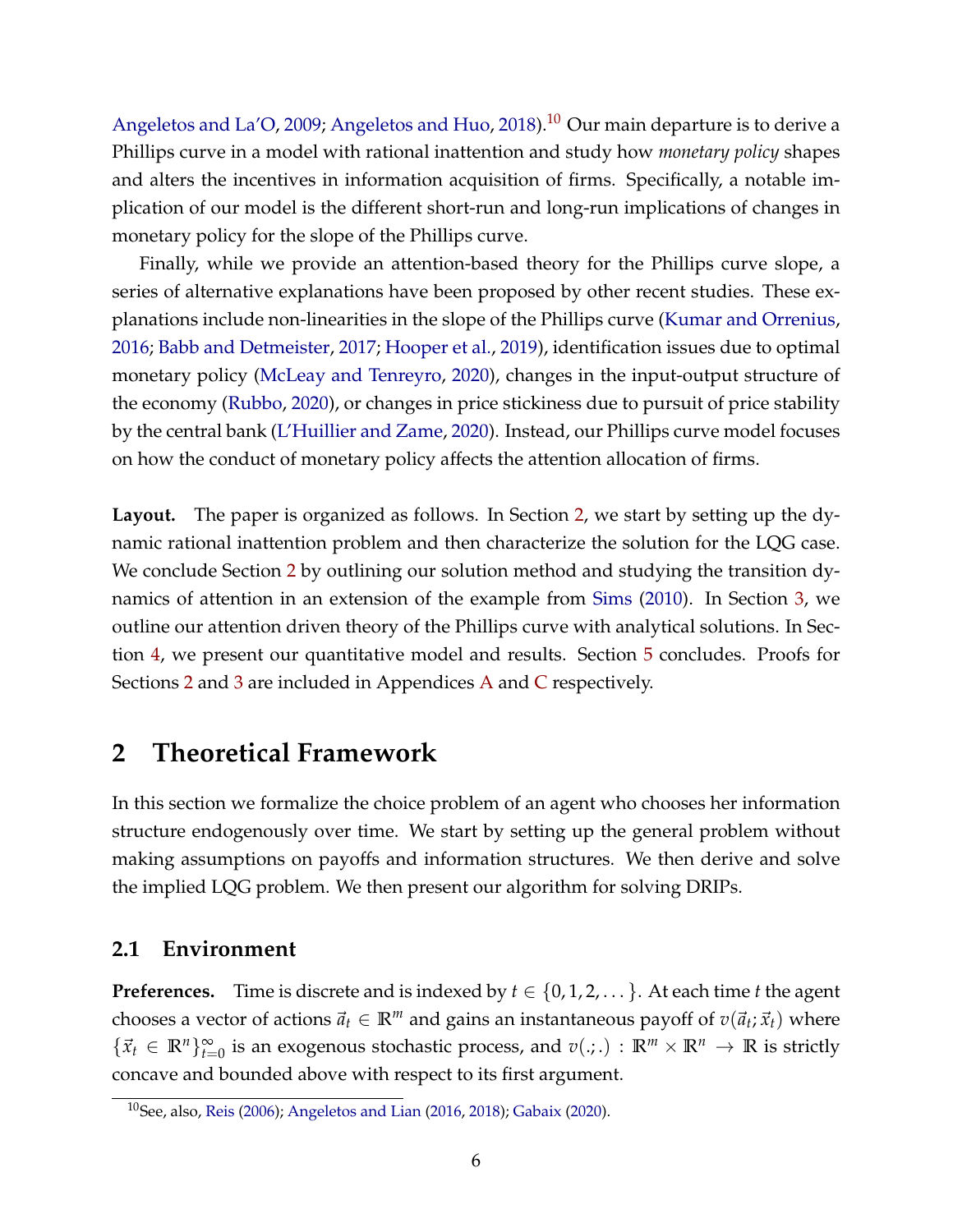Angeletos and La'O, 2009; Angeletos and Huo, 2018).[10] Our main departure is to derive a Phillips curve in a model with rational inattention and study how *monetary policy* shapes and alters the incentives in information acquisition of firms. Specifically, a notable implication of our model is the different short-run and long-run implications of changes in monetary policy for the slope of the Phillips curve.

Finally, while we provide an attention-based theory for the Phillips curve slope, a series of alternative explanations have been proposed by other recent studies. These explanations include non-linearities in the slope of the Phillips curve (Kumar and Orrenius, 2016; Babb and Detmeister, 2017; Hooper et al., 2019), identification issues due to optimal monetary policy (McLeay and Tenreyro, 2020), changes in the input-output structure of the economy (Rubbo, 2020), or changes in price stickiness due to pursuit of price stability by the central bank (L'Huillier and Zame, 2020). Instead, our Phillips curve model focuses on how the conduct of monetary policy affects the attention allocation of firms.

**Layout.** The paper is organized as follows. In Section 2, we start by setting up the dynamic rational inattention problem and then characterize the solution for the LQG case. We conclude Section 2 by outlining our solution method and studying the transition dynamics of attention in an extension of the example from Sims (2010). In Section 3, we outline our attention driven theory of the Phillips curve with analytical solutions. In Section 4, we present our quantitative model and results. Section 5 concludes. Proofs for Sections 2 and 3 are included in Appendices A and C respectively.

# 2 Theoretical Framework

In this section we formalize the choice problem of an agent who chooses her information structure endogenously over time. We start by setting up the general problem without making assumptions on payoffs and information structures. We then derive and solve the implied LQG problem. We then present our algorithm for solving DRIPs.

## 2.1 Environment

**Preferences.** Time is discrete and is indexed by $t \in \{0, 1, 2, \dots\}$. At each time $t$ the agent chooses a vector of actions $\vec{a}_t \in \mathbb{R}^m$ and gains an instantaneous payoff of $v(\vec{a}_t; \vec{x}_t)$ where $\{\vec{x}_t \in \mathbb{R}^n\}_{t=0}^{\infty}$ is an exogenous stochastic process, and $v(.;.) : \mathbb{R}^m \times \mathbb{R}^n \to \mathbb{R}$ is strictly concave and bounded above with respect to its first argument.

[10] See, also, Reis (2006); Angeletos and Lian (2016, 2018); Gabaix (2020).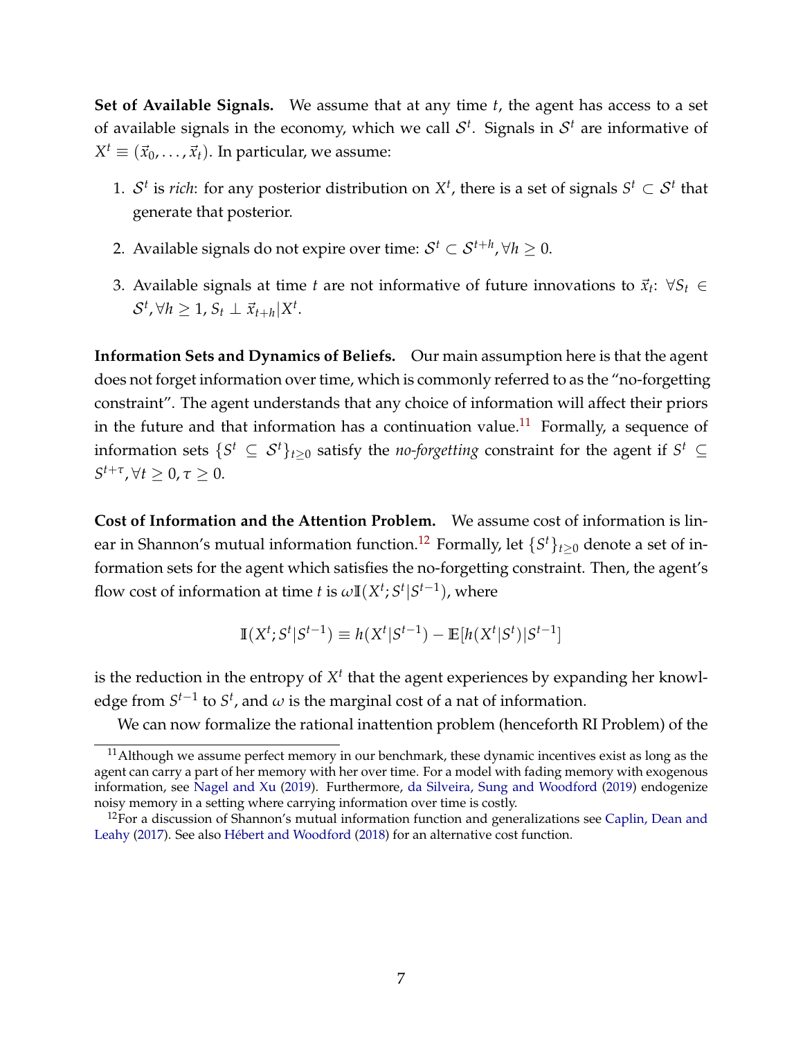**Set of Available Signals.** We assume that at any time $t$, the agent has access to a set of available signals in the economy, which we call $\mathcal{S}^t$. Signals in $\mathcal{S}^t$ are informative of $X^t \equiv (\vec{x}_0, \ldots, \vec{x}_t)$. In particular, we assume:

1. $\mathcal{S}^t$ is *rich*: for any posterior distribution on $X^t$, there is a set of signals $S^t \subset \mathcal{S}^t$ that generate that posterior.
2. Available signals do not expire over time: $\mathcal{S}^t \subset \mathcal{S}^{t+h}, \forall h \geq 0$.
3. Available signals at time $t$ are not informative of future innovations to $\vec{x}_t$: $\forall S_t \in \mathcal{S}^t, \forall h \geq 1, S_t \perp \vec{x}_{t+h} | X^t$.

**Information Sets and Dynamics of Beliefs.** Our main assumption here is that the agent does not forget information over time, which is commonly referred to as the "no-forgetting constraint". The agent understands that any choice of information will affect their priors in the future and that information has a continuation value.[11] Formally, a sequence of information sets $\{S^t \subseteq \mathcal{S}^t\}_{t\geq 0}$ satisfy the *no-forgetting* constraint for the agent if $S^t \subseteq S^{t+\tau}, \forall t \geq 0, \tau \geq 0$.

**Cost of Information and the Attention Problem.** We assume cost of information is linear in Shannon's mutual information function.[12] Formally, let $\{S^t\}_{t\geq 0}$ denote a set of information sets for the agent which satisfies the no-forgetting constraint. Then, the agent's flow cost of information at time $t$ is $\omega \mathbb{I}(X^t; S^t | S^{t-1})$, where

$$\mathbb{I}(X^t; S^t | S^{t-1}) \equiv h(X^t | S^{t-1}) - \mathbb{E}[h(X^t | S^t) | S^{t-1}]$$

is the reduction in the entropy of $X^t$ that the agent experiences by expanding her knowledge from $S^{t-1}$ to $S^t$, and $\omega$ is the marginal cost of a nat of information.

We can now formalize the rational inattention problem (henceforth RI Problem) of the

[11] Although we assume perfect memory in our benchmark, these dynamic incentives exist as long as the agent can carry a part of her memory with her over time. For a model with fading memory with exogenous information, see Nagel and Xu (2019). Furthermore, da Silveira, Sung and Woodford (2019) endogenize noisy memory in a setting where carrying information over time is costly.

[12] For a discussion of Shannon's mutual information function and generalizations see Caplin, Dean and Leahy (2017). See also Hébert and Woodford (2018) for an alternative cost function.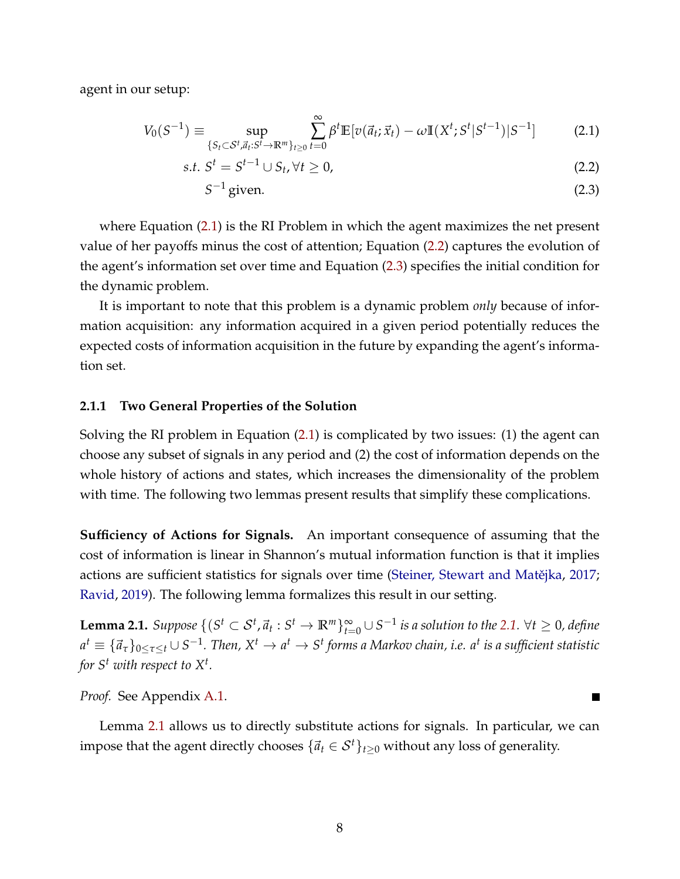agent in our setup:

$$V_0(S^{-1}) \equiv \sup_{\{S_t \subset \mathcal{S}^t, \vec{a}_t : S^t \to \mathbb{R}^m\}_{t\geq 0}} \sum_{t=0}^{\infty} \beta^t \mathbb{E}[v(\vec{a}_t; \vec{x}_t) - \omega \mathbb{I}(X^t; S^t | S^{t-1}) | S^{-1}] \tag{2.1}$$

$$s.t.\ S^t = S^{t-1} \cup S_t, \forall t \geq 0, \tag{2.2}$$

$$S^{-1} \text{ given.} \tag{2.3}$$

where Equation (2.1) is the RI Problem in which the agent maximizes the net present value of her payoffs minus the cost of attention; Equation (2.2) captures the evolution of the agent's information set over time and Equation (2.3) specifies the initial condition for the dynamic problem.

It is important to note that this problem is a dynamic problem *only* because of information acquisition: any information acquired in a given period potentially reduces the expected costs of information acquisition in the future by expanding the agent's information set.

### 2.1.1 Two General Properties of the Solution

Solving the RI problem in Equation (2.1) is complicated by two issues: (1) the agent can choose any subset of signals in any period and (2) the cost of information depends on the whole history of actions and states, which increases the dimensionality of the problem with time. The following two lemmas present results that simplify these complications.

**Sufficiency of Actions for Signals.** An important consequence of assuming that the cost of information is linear in Shannon's mutual information function is that it implies actions are sufficient statistics for signals over time (Steiner, Stewart and Matějka, 2017; Ravid, 2019). The following lemma formalizes this result in our setting.

**Lemma 2.1.** *Suppose $\{(S^t \subset \mathcal{S}^t, \vec{a}_t : S^t \to \mathbb{R}^m\}_{t=0}^{\infty} \cup S^{-1}$ is a solution to the 2.1. $\forall t \geq 0$, define $a^t \equiv \{\vec{a}_\tau\}_{0\leq\tau\leq t} \cup S^{-1}$. Then, $X^t \to a^t \to S^t$ forms a Markov chain, i.e. $a^t$ is a sufficient statistic for $S^t$ with respect to $X^t$.*

*Proof.* See Appendix A.1. ∎

Lemma 2.1 allows us to directly substitute actions for signals. In particular, we can impose that the agent directly chooses $\{\vec{a}_t \in \mathcal{S}^t\}_{t\geq 0}$ without any loss of generality.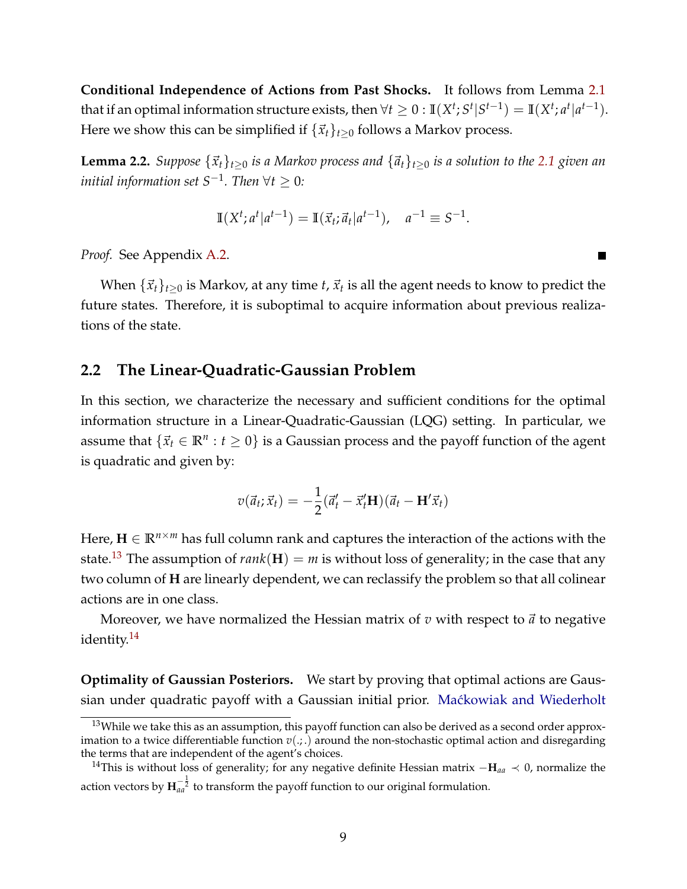**Conditional Independence of Actions from Past Shocks.** It follows from Lemma 2.1 that if an optimal information structure exists, then $\forall t \geq 0 : \mathbb{I}(X^t; S^t | S^{t-1}) = \mathbb{I}(X^t; a^t | a^{t-1})$. Here we show this can be simplified if $\{\vec{x}_t\}_{t\geq 0}$ follows a Markov process.

**Lemma 2.2.** *Suppose $\{\vec{x}_t\}_{t\geq 0}$ is a Markov process and $\{\vec{a}_t\}_{t\geq 0}$ is a solution to the 2.1 given an initial information set $S^{-1}$. Then $\forall t \geq 0$:*

$$\mathbb{I}(X^t; a^t | a^{t-1}) = \mathbb{I}(\vec{x}_t; \vec{a}_t | a^{t-1}), \quad a^{-1} \equiv S^{-1}.$$

*Proof.* See Appendix A.2. ∎

When $\{\vec{x}_t\}_{t\geq 0}$ is Markov, at any time $t$, $\vec{x}_t$ is all the agent needs to know to predict the future states. Therefore, it is suboptimal to acquire information about previous realizations of the state.

## 2.2 The Linear-Quadratic-Gaussian Problem

In this section, we characterize the necessary and sufficient conditions for the optimal information structure in a Linear-Quadratic-Gaussian (LQG) setting. In particular, we assume that $\{\vec{x}_t \in \mathbb{R}^n : t \geq 0\}$ is a Gaussian process and the payoff function of the agent is quadratic and given by:

$$v(\vec{a}_t; \vec{x}_t) = -\frac{1}{2}(\vec{a}_t' - \vec{x}_t'\mathbf{H})(\vec{a}_t - \mathbf{H}'\vec{x}_t)$$

Here, $\mathbf{H} \in \mathbb{R}^{n\times m}$ has full column rank and captures the interaction of the actions with the state.[13] The assumption of $rank(\mathbf{H}) = m$ is without loss of generality; in the case that any two column of $\mathbf{H}$ are linearly dependent, we can reclassify the problem so that all colinear actions are in one class.

Moreover, we have normalized the Hessian matrix of $v$ with respect to $\vec{a}$ to negative identity.[14]

**Optimality of Gaussian Posteriors.** We start by proving that optimal actions are Gaussian under quadratic payoff with a Gaussian initial prior. Maćkowiak and Wiederholt

[13] While we take this as an assumption, this payoff function can also be derived as a second order approximation to a twice differentiable function $v(.;.)$ around the non-stochastic optimal action and disregarding the terms that are independent of the agent's choices.

[14] This is without loss of generality; for any negative definite Hessian matrix $-\mathbf{H}_{aa} \prec 0$, normalize the action vectors by $\mathbf{H}_{aa}^{-\frac{1}{2}}$ to transform the payoff function to our original formulation.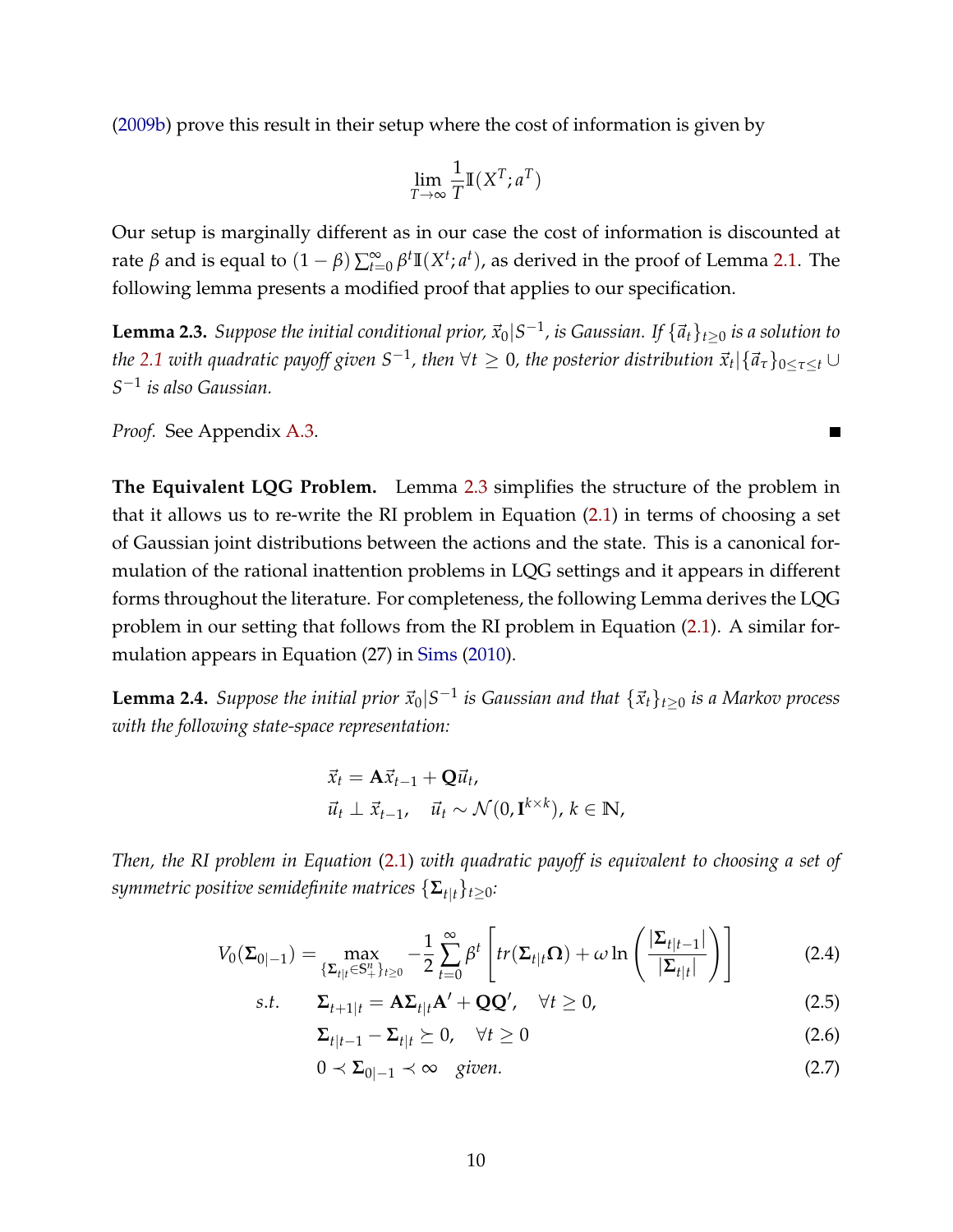(2009b) prove this result in their setup where the cost of information is given by

$$\lim_{T\to\infty} \frac{1}{T}\mathbb{I}(X^T; a^T)$$

Our setup is marginally different as in our case the cost of information is discounted at rate $\beta$ and is equal to $(1-\beta)\sum_{t=0}^{\infty}\beta^t \mathbb{I}(X^t; a^t)$, as derived in the proof of Lemma 2.1. The following lemma presents a modified proof that applies to our specification.

**Lemma 2.3.** *Suppose the initial conditional prior, $\vec{x}_0|S^{-1}$, is Gaussian. If $\{\vec{a}_t\}_{t\geq 0}$ is a solution to the 2.1 with quadratic payoff given $S^{-1}$, then $\forall t \geq 0$, the posterior distribution $\vec{x}_t|\{\vec{a}_\tau\}_{0\leq\tau\leq t} \cup S^{-1}$ is also Gaussian.*

*Proof.* See Appendix A.3. ∎

**The Equivalent LQG Problem.** Lemma 2.3 simplifies the structure of the problem in that it allows us to re-write the RI problem in Equation (2.1) in terms of choosing a set of Gaussian joint distributions between the actions and the state. This is a canonical formulation of the rational inattention problems in LQG settings and it appears in different forms throughout the literature. For completeness, the following Lemma derives the LQG problem in our setting that follows from the RI problem in Equation (2.1). A similar formulation appears in Equation (27) in Sims (2010).

**Lemma 2.4.** *Suppose the initial prior $\vec{x}_0|S^{-1}$ is Gaussian and that $\{\vec{x}_t\}_{t\geq 0}$ is a Markov process with the following state-space representation:*

$$\vec{x}_t = \mathbf{A}\vec{x}_{t-1} + \mathbf{Q}\vec{u}_t,$$
$$\vec{u}_t \perp \vec{x}_{t-1}, \quad \vec{u}_t \sim \mathcal{N}(0, \mathbf{I}^{k\times k}),\ k \in \mathbb{N},$$

*Then, the RI problem in Equation (2.1) with quadratic payoff is equivalent to choosing a set of symmetric positive semidefinite matrices $\{\mathbf{\Sigma}_{t|t}\}_{t\geq 0}$:*

$$V_0(\mathbf{\Sigma}_{0|-1}) = \max_{\{\mathbf{\Sigma}_{t|t}\in\mathbb{S}_+^n\}_{t\geq 0}} -\frac{1}{2}\sum_{t=0}^{\infty}\beta^t\left[tr(\mathbf{\Sigma}_{t|t}\mathbf{\Omega}) + \omega\ln\left(\frac{|\mathbf{\Sigma}_{t|t-1}|}{|\mathbf{\Sigma}_{t|t}|}\right)\right] \tag{2.4}$$

$$s.t. \qquad \mathbf{\Sigma}_{t+1|t} = \mathbf{A}\mathbf{\Sigma}_{t|t}\mathbf{A}' + \mathbf{Q}\mathbf{Q}', \quad \forall t \geq 0, \tag{2.5}$$

$$\mathbf{\Sigma}_{t|t-1} - \mathbf{\Sigma}_{t|t} \succeq 0, \quad \forall t \geq 0 \tag{2.6}$$

$$0 \prec \mathbf{\Sigma}_{0|-1} \prec \infty \quad \textit{given.} \tag{2.7}$$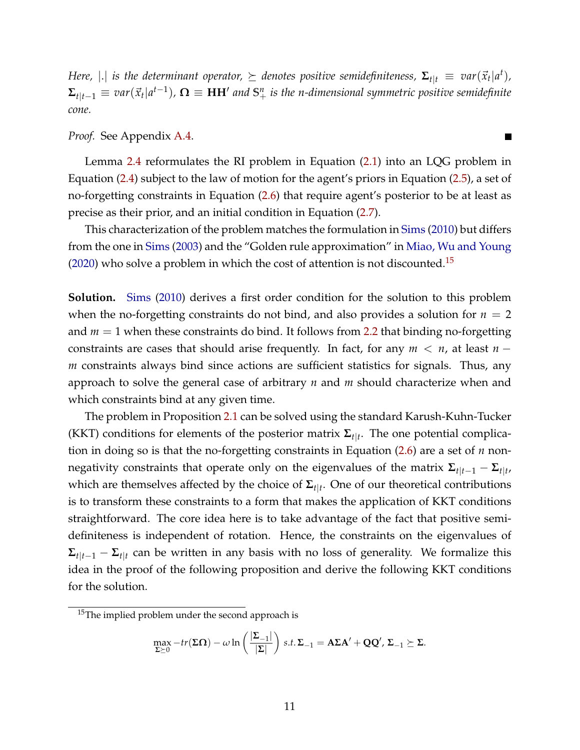*Here, $|.|$ is the determinant operator, $\succeq$ denotes positive semidefiniteness, $\mathbf{\Sigma}_{t|t} \equiv var(\vec{x}_t|a^t)$, $\mathbf{\Sigma}_{t|t-1} \equiv var(\vec{x}_t|a^{t-1})$, $\mathbf{\Omega} \equiv \mathbf{H}\mathbf{H}'$ and $\mathbb{S}_+^n$ is the n-dimensional symmetric positive semidefinite cone.*

*Proof.* See Appendix A.4. ∎

Lemma 2.4 reformulates the RI problem in Equation (2.1) into an LQG problem in Equation (2.4) subject to the law of motion for the agent's priors in Equation (2.5), a set of no-forgetting constraints in Equation (2.6) that require agent's posterior to be at least as precise as their prior, and an initial condition in Equation (2.7).

This characterization of the problem matches the formulation in Sims (2010) but differs from the one in Sims (2003) and the "Golden rule approximation" in Miao, Wu and Young (2020) who solve a problem in which the cost of attention is not discounted.[15]

**Solution.** Sims (2010) derives a first order condition for the solution to this problem when the no-forgetting constraints do not bind, and also provides a solution for $n = 2$ and $m = 1$ when these constraints do bind. It follows from 2.2 that binding no-forgetting constraints are cases that should arise frequently. In fact, for any $m < n$, at least $n - m$ constraints always bind since actions are sufficient statistics for signals. Thus, any approach to solve the general case of arbitrary $n$ and $m$ should characterize when and which constraints bind at any given time.

The problem in Proposition 2.1 can be solved using the standard Karush-Kuhn-Tucker (KKT) conditions for elements of the posterior matrix $\mathbf{\Sigma}_{t|t}$. The one potential complication in doing so is that the no-forgetting constraints in Equation (2.6) are a set of $n$ non-negativity constraints that operate only on the eigenvalues of the matrix $\mathbf{\Sigma}_{t|t-1} - \mathbf{\Sigma}_{t|t}$, which are themselves affected by the choice of $\mathbf{\Sigma}_{t|t}$. One of our theoretical contributions is to transform these constraints to a form that makes the application of KKT conditions straightforward. The core idea here is to take advantage of the fact that positive semi-definiteness is independent of rotation. Hence, the constraints on the eigenvalues of $\mathbf{\Sigma}_{t|t-1} - \mathbf{\Sigma}_{t|t}$ can be written in any basis with no loss of generality. We formalize this idea in the proof of the following proposition and derive the following KKT conditions for the solution.

[15] The implied problem under the second approach is

$$\max_{\mathbf{\Sigma}\succeq 0} -tr(\mathbf{\Sigma}\mathbf{\Omega}) - \omega \ln\left(\frac{|\mathbf{\Sigma}_{-1}|}{|\mathbf{\Sigma}|}\right) \; s.t. \, \mathbf{\Sigma}_{-1} = \mathbf{A}\mathbf{\Sigma}\mathbf{A}' + \mathbf{Q}\mathbf{Q}', \, \mathbf{\Sigma}_{-1} \succeq \mathbf{\Sigma}.$$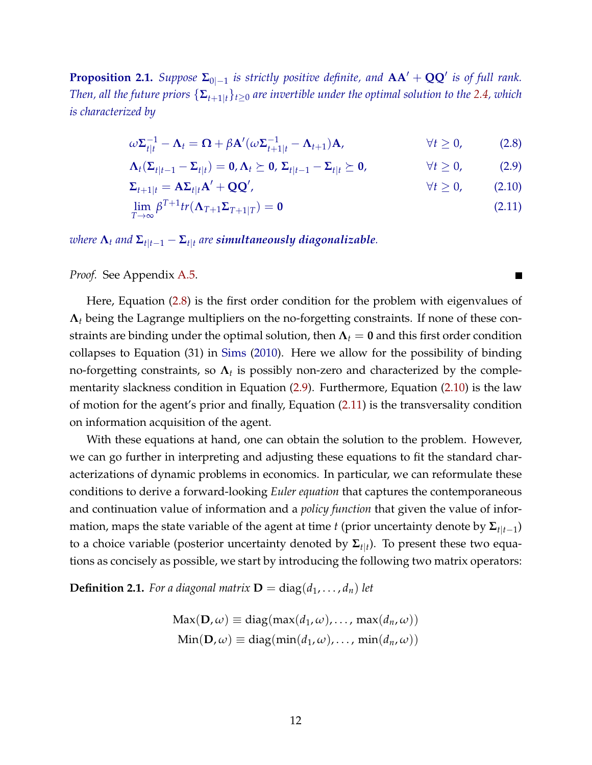**Proposition 2.1.** *Suppose $\mathbf{\Sigma}_{0|-1}$ is strictly positive definite, and $\mathbf{A}\mathbf{A}' + \mathbf{Q}\mathbf{Q}'$ is of full rank. Then, all the future priors $\{\mathbf{\Sigma}_{t+1|t}\}_{t\geq 0}$ are invertible under the optimal solution to the 2.4, which is characterized by*

$$\omega\mathbf{\Sigma}_{t|t}^{-1} - \mathbf{\Lambda}_t = \mathbf{\Omega} + \beta\mathbf{A}'(\omega\mathbf{\Sigma}_{t+1|t}^{-1} - \mathbf{\Lambda}_{t+1})\mathbf{A}, \qquad \forall t \geq 0, \tag{2.8}$$

$$\mathbf{\Lambda}_t(\mathbf{\Sigma}_{t|t-1} - \mathbf{\Sigma}_{t|t}) = \mathbf{0}, \mathbf{\Lambda}_t \succeq \mathbf{0}, \mathbf{\Sigma}_{t|t-1} - \mathbf{\Sigma}_{t|t} \succeq \mathbf{0}, \qquad \forall t \geq 0, \tag{2.9}$$

$$\mathbf{\Sigma}_{t+1|t} = \mathbf{A}\mathbf{\Sigma}_{t|t}\mathbf{A}' + \mathbf{Q}\mathbf{Q}', \qquad \forall t \geq 0, \tag{2.10}$$

$$\lim_{T\to\infty} \beta^{T+1} tr(\mathbf{\Lambda}_{T+1}\mathbf{\Sigma}_{T+1|T}) = \mathbf{0} \tag{2.11}$$

*where $\mathbf{\Lambda}_t$ and $\mathbf{\Sigma}_{t|t-1} - \mathbf{\Sigma}_{t|t}$ are **simultaneously diagonalizable**.*

*Proof.* See Appendix A.5. ∎

Here, Equation (2.8) is the first order condition for the problem with eigenvalues of $\mathbf{\Lambda}_t$ being the Lagrange multipliers on the no-forgetting constraints. If none of these constraints are binding under the optimal solution, then $\mathbf{\Lambda}_t = \mathbf{0}$ and this first order condition collapses to Equation (31) in Sims (2010). Here we allow for the possibility of binding no-forgetting constraints, so $\mathbf{\Lambda}_t$ is possibly non-zero and characterized by the complementarity slackness condition in Equation (2.9). Furthermore, Equation (2.10) is the law of motion for the agent's prior and finally, Equation (2.11) is the transversality condition on information acquisition of the agent.

With these equations at hand, one can obtain the solution to the problem. However, we can go further in interpreting and adjusting these equations to fit the standard characterizations of dynamic problems in economics. In particular, we can reformulate these conditions to derive a forward-looking *Euler equation* that captures the contemporaneous and continuation value of information and a *policy function* that given the value of information, maps the state variable of the agent at time $t$ (prior uncertainty denote by $\mathbf{\Sigma}_{t|t-1}$) to a choice variable (posterior uncertainty denoted by $\mathbf{\Sigma}_{t|t}$). To present these two equations as concisely as possible, we start by introducing the following two matrix operators:

**Definition 2.1.** *For a diagonal matrix $\mathbf{D} = \text{diag}(d_1, \ldots, d_n)$ let*

$$\text{Max}(\mathbf{D}, \omega) \equiv \text{diag}(\max(d_1, \omega), \ldots, \max(d_n, \omega))$$
$$\text{Min}(\mathbf{D}, \omega) \equiv \text{diag}(\min(d_1, \omega), \ldots, \min(d_n, \omega))$$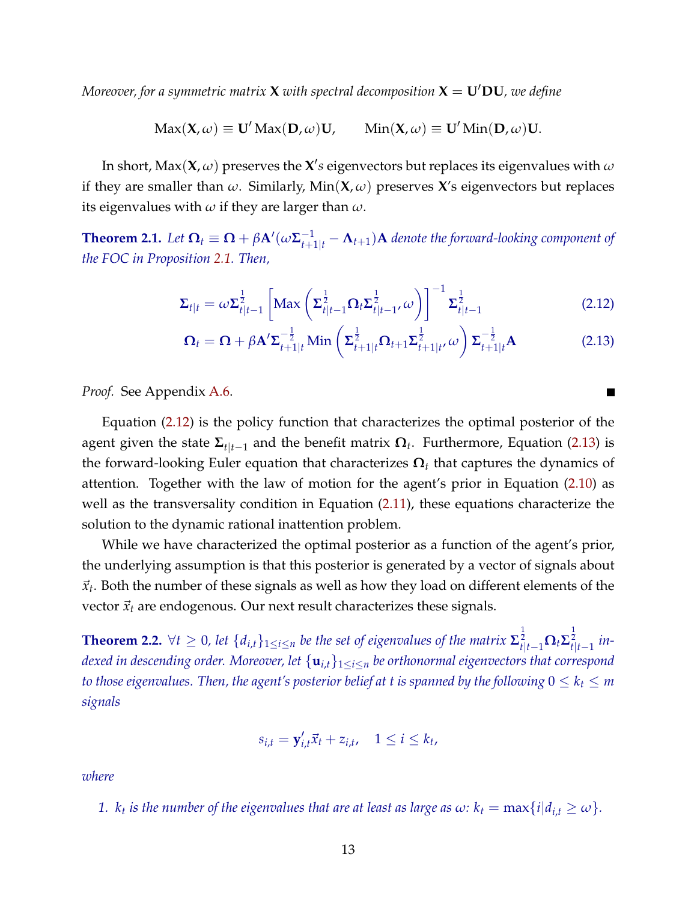*Moreover, for a symmetric matrix $\mathbf{X}$ with spectral decomposition $\mathbf{X} = \mathbf{U}'\mathbf{D}\mathbf{U}$, we define*

$$\text{Max}(\mathbf{X}, \omega) \equiv \mathbf{U}' \,\text{Max}(\mathbf{D}, \omega)\mathbf{U}, \qquad \text{Min}(\mathbf{X}, \omega) \equiv \mathbf{U}' \,\text{Min}(\mathbf{D}, \omega)\mathbf{U}.$$

In short, $\text{Max}(\mathbf{X}, \omega)$ preserves the $\mathbf{X}'s$ eigenvectors but replaces its eigenvalues with $\omega$ if they are smaller than $\omega$. Similarly, $\text{Min}(\mathbf{X}, \omega)$ preserves $\mathbf{X}$'s eigenvectors but replaces its eigenvalues with $\omega$ if they are larger than $\omega$.

**Theorem 2.1.** *Let $\mathbf{\Omega}_t \equiv \mathbf{\Omega} + \beta \mathbf{A}'(\omega \mathbf{\Sigma}_{t+1|t}^{-1} - \mathbf{\Lambda}_{t+1})\mathbf{A}$ denote the forward-looking component of the FOC in Proposition 2.1. Then,*

$$\mathbf{\Sigma}_{t|t} = \omega \mathbf{\Sigma}_{t|t-1}^{\frac{1}{2}} \left[ \text{Max} \left( \mathbf{\Sigma}_{t|t-1}^{\frac{1}{2}} \mathbf{\Omega}_t \mathbf{\Sigma}_{t|t-1}^{\frac{1}{2}}, \omega \right) \right]^{-1} \mathbf{\Sigma}_{t|t-1}^{\frac{1}{2}} \tag{2.12}$$

$$\mathbf{\Omega}_t = \mathbf{\Omega} + \beta \mathbf{A}' \mathbf{\Sigma}_{t+1|t}^{-\frac{1}{2}} \,\text{Min} \left( \mathbf{\Sigma}_{t+1|t}^{\frac{1}{2}} \mathbf{\Omega}_{t+1} \mathbf{\Sigma}_{t+1|t}^{\frac{1}{2}}, \omega \right) \mathbf{\Sigma}_{t+1|t}^{-\frac{1}{2}} \mathbf{A} \tag{2.13}$$

*Proof.* See Appendix A.6. ∎

Equation (2.12) is the policy function that characterizes the optimal posterior of the agent given the state $\mathbf{\Sigma}_{t|t-1}$ and the benefit matrix $\mathbf{\Omega}_t$. Furthermore, Equation (2.13) is the forward-looking Euler equation that characterizes $\mathbf{\Omega}_t$ that captures the dynamics of attention. Together with the law of motion for the agent's prior in Equation (2.10) as well as the transversality condition in Equation (2.11), these equations characterize the solution to the dynamic rational inattention problem.

While we have characterized the optimal posterior as a function of the agent's prior, the underlying assumption is that this posterior is generated by a vector of signals about $\vec{x}_t$. Both the number of these signals as well as how they load on different elements of the vector $\vec{x}_t$ are endogenous. Our next result characterizes these signals.

**Theorem 2.2.** *$\forall t \geq 0$, let $\{d_{i,t}\}_{1 \leq i \leq n}$ be the set of eigenvalues of the matrix $\mathbf{\Sigma}_{t|t-1}^{\frac{1}{2}} \mathbf{\Omega}_t \mathbf{\Sigma}_{t|t-1}^{\frac{1}{2}}$ indexed in descending order. Moreover, let $\{\mathbf{u}_{i,t}\}_{1 \leq i \leq n}$ be orthonormal eigenvectors that correspond to those eigenvalues. Then, the agent's posterior belief at $t$ is spanned by the following $0 \leq k_t \leq m$ signals*

$$s_{i,t} = \mathbf{y}_{i,t}' \vec{x}_t + z_{i,t}, \quad 1 \leq i \leq k_t,$$

*where*

1. *$k_t$ is the number of the eigenvalues that are at least as large as $\omega$: $k_t = \max\{i | d_{i,t} \geq \omega\}$.*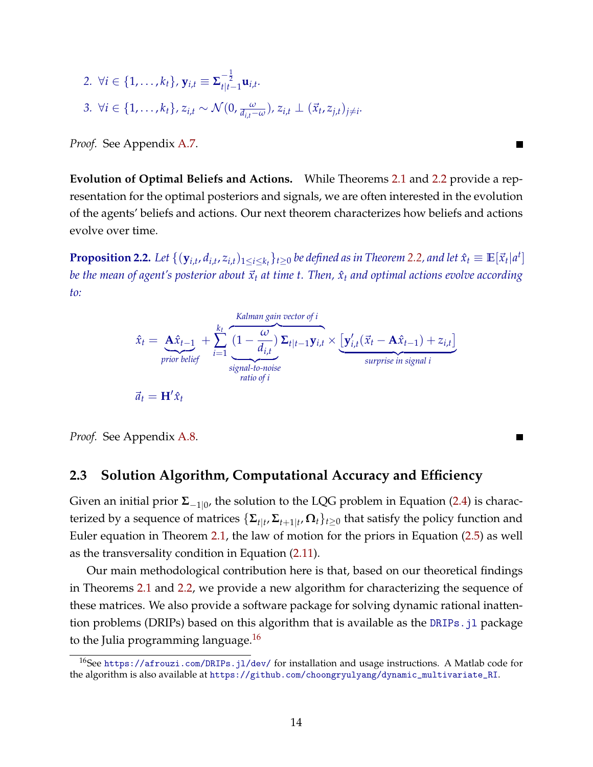2. $\forall i \in \{1, \ldots, k_t\}$, $\mathbf{y}_{i,t} \equiv \mathbf{\Sigma}_{t|t-1}^{-\frac{1}{2}} \mathbf{u}_{i,t}$.
3. $\forall i \in \{1, \ldots, k_t\}$, $z_{i,t} \sim \mathcal{N}(0, \frac{\omega}{d_{i,t} - \omega})$, $z_{i,t} \perp (\vec{x}_t, z_{j,t})_{j \neq i}$.

*Proof.* See Appendix A.7. ■

**Evolution of Optimal Beliefs and Actions.** While Theorems 2.1 and 2.2 provide a representation for the optimal posteriors and signals, we are often interested in the evolution of the agents' beliefs and actions. Our next theorem characterizes how beliefs and actions evolve over time.

**Proposition 2.2.** *Let $\{(\mathbf{y}_{i,t}, d_{i,t}, z_{i,t})_{1 \le i \le k_t}\}_{t \ge 0}$ be defined as in Theorem 2.2, and let $\hat{x}_t \equiv \mathbb{E}[\vec{x}_t | a^t]$ be the mean of agent's posterior about $\vec{x}_t$ at time $t$. Then, $\hat{x}_t$ and optimal actions evolve according to:*

$$
\begin{aligned}
\hat{x}_t &= \underbrace{\mathbf{A}\hat{x}_{t-1}}_{\text{prior belief}} + \sum_{i=1}^{k_t} \overbrace{\underbrace{(1 - \frac{\omega}{d_{i,t}})}_{\substack{\text{signal-to-noise} \\ \text{ratio of } i}} \mathbf{\Sigma}_{t|t-1} \mathbf{y}_{i,t}}^{\text{Kalman gain vector of } i} \times \underbrace{[\mathbf{y}'_{i,t}(\vec{x}_t - \mathbf{A}\hat{x}_{t-1}) + z_{i,t}]}_{\text{surprise in signal } i} \\
\vec{a}_t &= \mathbf{H}'\hat{x}_t
\end{aligned}
$$

*Proof.* See Appendix A.8. ■

## 2.3 Solution Algorithm, Computational Accuracy and Efficiency

Given an initial prior $\mathbf{\Sigma}_{-1|0}$, the solution to the LQG problem in Equation (2.4) is characterized by a sequence of matrices $\{\mathbf{\Sigma}_{t|t}, \mathbf{\Sigma}_{t+1|t}, \mathbf{\Omega}_t\}_{t \ge 0}$ that satisfy the policy function and Euler equation in Theorem 2.1, the law of motion for the priors in Equation (2.5) as well as the transversality condition in Equation (2.11).

Our main methodological contribution here is that, based on our theoretical findings in Theorems 2.1 and 2.2, we provide a new algorithm for characterizing the sequence of these matrices. We also provide a software package for solving dynamic rational inattention problems (DRIPs) based on this algorithm that is available as the `DRIPs.jl` package to the Julia programming language.[16]

[16] See https://afrouzi.com/DRIPs.jl/dev/ for installation and usage instructions. A Matlab code for the algorithm is also available at https://github.com/choongryulyang/dynamic_multivariate_RI.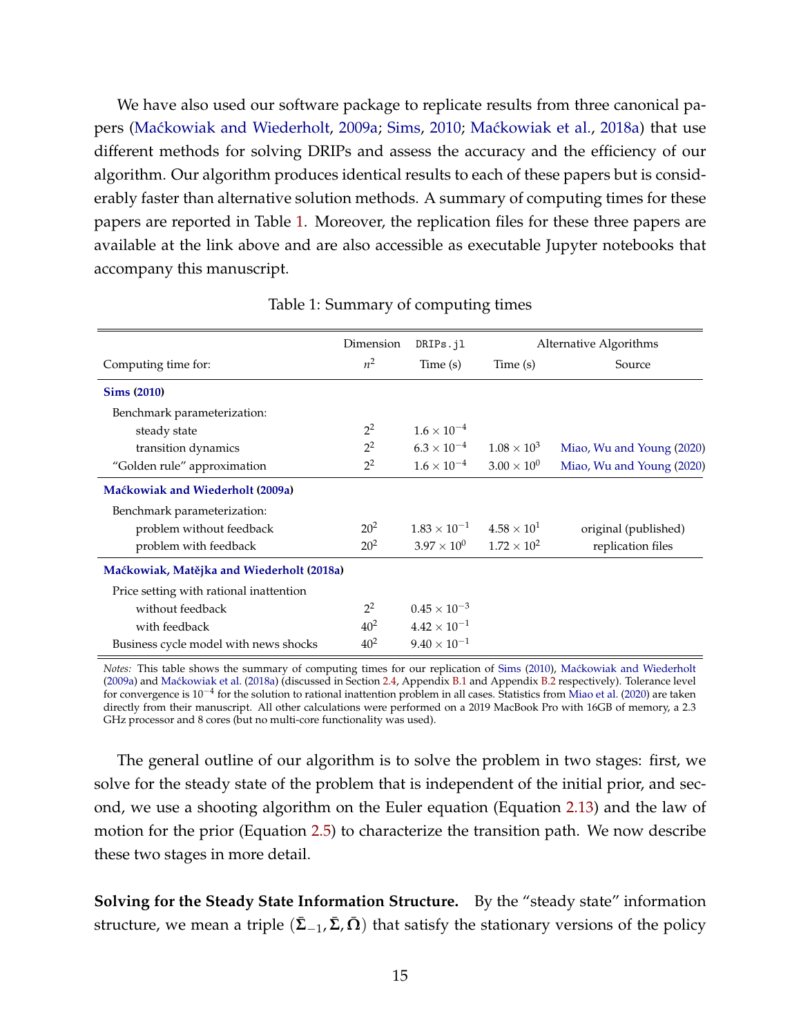We have also used our software package to replicate results from three canonical papers (Maćkowiak and Wiederholt, 2009a; Sims, 2010; Maćkowiak et al., 2018a) that use different methods for solving DRIPs and assess the accuracy and the efficiency of our algorithm. Our algorithm produces identical results to each of these papers but is considerably faster than alternative solution methods. A summary of computing times for these papers are reported in Table 1. Moreover, the replication files for these three papers are available at the link above and are also accessible as executable Jupyter notebooks that accompany this manuscript.

Table 1: Summary of computing times

| | Dimension | `DRIPs.jl` | Alternative Algorithms | |
|---|---|---|---|---|
| Computing time for: | $n^2$ | Time (s) | Time (s) | Source |
| **Sims (2010)** | | | | |
| Benchmark parameterization: | | | | |
| steady state | $2^2$ | $1.6 \times 10^{-4}$ | | |
| transition dynamics | $2^2$ | $6.3 \times 10^{-4}$ | $1.08 \times 10^{3}$ | Miao, Wu and Young (2020) |
| "Golden rule" approximation | $2^2$ | $1.6 \times 10^{-4}$ | $3.00 \times 10^{0}$ | Miao, Wu and Young (2020) |
| **Maćkowiak and Wiederholt (2009a)** | | | | |
| Benchmark parameterization: | | | | |
| problem without feedback | $20^2$ | $1.83 \times 10^{-1}$ | $4.58 \times 10^{1}$ | original (published) |
| problem with feedback | $20^2$ | $3.97 \times 10^{0}$ | $1.72 \times 10^{2}$ | replication files |
| **Maćkowiak, Matějka and Wiederholt (2018a)** | | | | |
| Price setting with rational inattention | | | | |
| without feedback | $2^2$ | $0.45 \times 10^{-3}$ | | |
| with feedback | $40^2$ | $4.42 \times 10^{-1}$ | | |
| Business cycle model with news shocks | $40^2$ | $9.40 \times 10^{-1}$ | | |

*Notes:* This table shows the summary of computing times for our replication of Sims (2010), Maćkowiak and Wiederholt (2009a) and Maćkowiak et al. (2018a) (discussed in Section 2.4, Appendix B.1 and Appendix B.2 respectively). Tolerance level for convergence is $10^{-4}$ for the solution to rational inattention problem in all cases. Statistics from Miao et al. (2020) are taken directly from their manuscript. All other calculations were performed on a 2019 MacBook Pro with 16GB of memory, a 2.3 GHz processor and 8 cores (but no multi-core functionality was used).

The general outline of our algorithm is to solve the problem in two stages: first, we solve for the steady state of the problem that is independent of the initial prior, and second, we use a shooting algorithm on the Euler equation (Equation 2.13) and the law of motion for the prior (Equation 2.5) to characterize the transition path. We now describe these two stages in more detail.

**Solving for the Steady State Information Structure.** By the "steady state" information structure, we mean a triple $(\bar{\mathbf{\Sigma}}_{-1}, \bar{\mathbf{\Sigma}}, \bar{\mathbf{\Omega}})$ that satisfy the stationary versions of the policy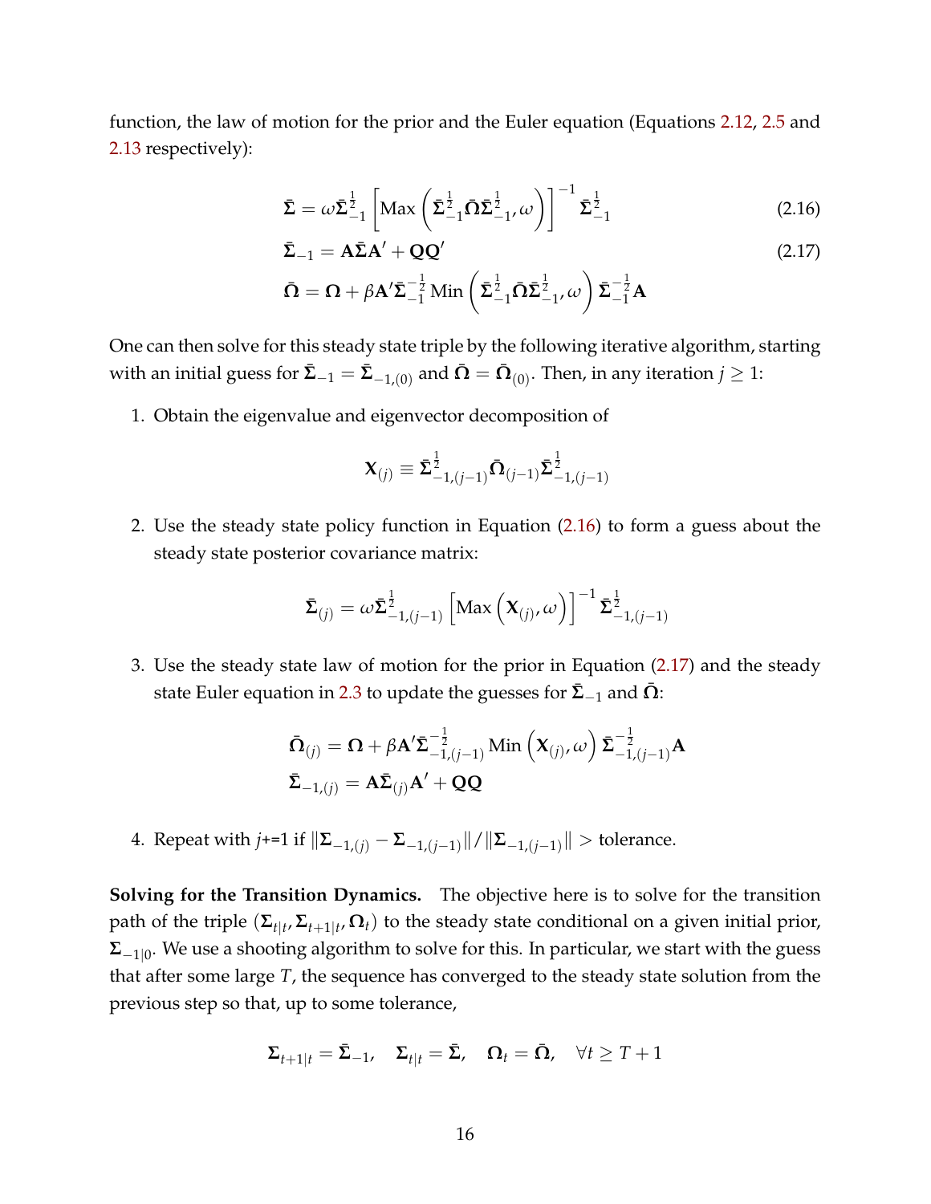function, the law of motion for the prior and the Euler equation (Equations 2.12, 2.5 and 2.13 respectively):

$$\bar{\boldsymbol{\Sigma}} = \omega \bar{\boldsymbol{\Sigma}}_{-1}^{\frac{1}{2}} \left[ \text{Max}\left( \bar{\boldsymbol{\Sigma}}_{-1}^{\frac{1}{2}} \bar{\boldsymbol{\Omega}} \bar{\boldsymbol{\Sigma}}_{-1}^{\frac{1}{2}}, \omega \right) \right]^{-1} \bar{\boldsymbol{\Sigma}}_{-1}^{\frac{1}{2}} \tag{2.16}$$

$$\bar{\boldsymbol{\Sigma}}_{-1} = \mathbf{A} \bar{\boldsymbol{\Sigma}} \mathbf{A}' + \mathbf{Q}\mathbf{Q}' \tag{2.17}$$

$$\bar{\boldsymbol{\Omega}} = \boldsymbol{\Omega} + \beta \mathbf{A}' \bar{\boldsymbol{\Sigma}}_{-1}^{-\frac{1}{2}} \text{Min}\left( \bar{\boldsymbol{\Sigma}}_{-1}^{\frac{1}{2}} \bar{\boldsymbol{\Omega}} \bar{\boldsymbol{\Sigma}}_{-1}^{\frac{1}{2}}, \omega \right) \bar{\boldsymbol{\Sigma}}_{-1}^{-\frac{1}{2}} \mathbf{A}$$

One can then solve for this steady state triple by the following iterative algorithm, starting with an initial guess for $\bar{\boldsymbol{\Sigma}}_{-1} = \bar{\boldsymbol{\Sigma}}_{-1,(0)}$ and $\bar{\boldsymbol{\Omega}} = \bar{\boldsymbol{\Omega}}_{(0)}$. Then, in any iteration $j \geq 1$:

1. Obtain the eigenvalue and eigenvector decomposition of

$$\mathbf{X}_{(j)} \equiv \bar{\boldsymbol{\Sigma}}_{-1,(j-1)}^{\frac{1}{2}} \bar{\boldsymbol{\Omega}}_{(j-1)} \bar{\boldsymbol{\Sigma}}_{-1,(j-1)}^{\frac{1}{2}}$$

2. Use the steady state policy function in Equation (2.16) to form a guess about the steady state posterior covariance matrix:

$$\bar{\boldsymbol{\Sigma}}_{(j)} = \omega \bar{\boldsymbol{\Sigma}}_{-1,(j-1)}^{\frac{1}{2}} \left[ \text{Max}\left( \mathbf{X}_{(j)}, \omega \right) \right]^{-1} \bar{\boldsymbol{\Sigma}}_{-1,(j-1)}^{\frac{1}{2}}$$

3. Use the steady state law of motion for the prior in Equation (2.17) and the steady state Euler equation in 2.3 to update the guesses for $\bar{\boldsymbol{\Sigma}}_{-1}$ and $\bar{\boldsymbol{\Omega}}$:

$$\bar{\boldsymbol{\Omega}}_{(j)} = \boldsymbol{\Omega} + \beta \mathbf{A}' \bar{\boldsymbol{\Sigma}}_{-1,(j-1)}^{-\frac{1}{2}} \text{Min}\left( \mathbf{X}_{(j)}, \omega \right) \bar{\boldsymbol{\Sigma}}_{-1,(j-1)}^{-\frac{1}{2}} \mathbf{A}$$

$$\bar{\boldsymbol{\Sigma}}_{-1,(j)} = \mathbf{A} \bar{\boldsymbol{\Sigma}}_{(j)} \mathbf{A}' + \mathbf{Q}\mathbf{Q}$$

4. Repeat with $j$+=1 if $\|\boldsymbol{\Sigma}_{-1,(j)} - \boldsymbol{\Sigma}_{-1,(j-1)}\| / \|\boldsymbol{\Sigma}_{-1,(j-1)}\| >$ tolerance.

**Solving for the Transition Dynamics.** The objective here is to solve for the transition path of the triple $(\boldsymbol{\Sigma}_{t|t}, \boldsymbol{\Sigma}_{t+1|t}, \boldsymbol{\Omega}_t)$ to the steady state conditional on a given initial prior, $\boldsymbol{\Sigma}_{-1|0}$. We use a shooting algorithm to solve for this. In particular, we start with the guess that after some large $T$, the sequence has converged to the steady state solution from the previous step so that, up to some tolerance,

$$\boldsymbol{\Sigma}_{t+1|t} = \bar{\boldsymbol{\Sigma}}_{-1}, \quad \boldsymbol{\Sigma}_{t|t} = \bar{\boldsymbol{\Sigma}}, \quad \boldsymbol{\Omega}_t = \bar{\boldsymbol{\Omega}}, \quad \forall t \geq T+1$$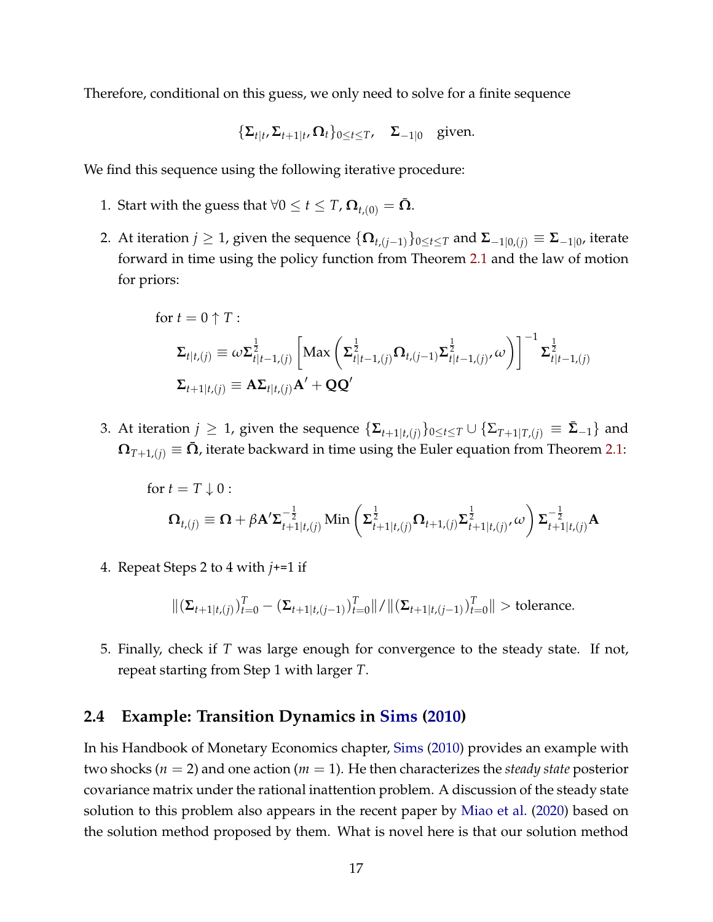Therefore, conditional on this guess, we only need to solve for a finite sequence

$$\{\mathbf{\Sigma}_{t|t}, \mathbf{\Sigma}_{t+1|t}, \mathbf{\Omega}_t\}_{0\le t\le T}, \quad \mathbf{\Sigma}_{-1|0} \quad \text{given.}$$

We find this sequence using the following iterative procedure:

1. Start with the guess that $\forall 0 \le t \le T$, $\mathbf{\Omega}_{t,(0)} = \bar{\mathbf{\Omega}}$.
2. At iteration $j \ge 1$, given the sequence $\{\mathbf{\Omega}_{t,(j-1)}\}_{0\le t\le T}$ and $\mathbf{\Sigma}_{-1|0,(j)} \equiv \mathbf{\Sigma}_{-1|0}$, iterate forward in time using the policy function from Theorem 2.1 and the law of motion for priors:

$$\text{for } t = 0 \uparrow T:$$
$$\mathbf{\Sigma}_{t|t,(j)} \equiv \omega \mathbf{\Sigma}^{\frac{1}{2}}_{t|t-1,(j)} \left[ \text{Max}\left( \mathbf{\Sigma}^{\frac{1}{2}}_{t|t-1,(j)} \mathbf{\Omega}_{t,(j-1)} \mathbf{\Sigma}^{\frac{1}{2}}_{t|t-1,(j)}, \omega \right) \right]^{-1} \mathbf{\Sigma}^{\frac{1}{2}}_{t|t-1,(j)}$$
$$\mathbf{\Sigma}_{t+1|t,(j)} \equiv \mathbf{A} \mathbf{\Sigma}_{t|t,(j)} \mathbf{A}' + \mathbf{Q}\mathbf{Q}'$$

3. At iteration $j \ge 1$, given the sequence $\{\mathbf{\Sigma}_{t+1|t,(j)}\}_{0\le t\le T} \cup \{\Sigma_{T+1|T,(j)} \equiv \bar{\mathbf{\Sigma}}_{-1}\}$ and $\mathbf{\Omega}_{T+1,(j)} \equiv \bar{\mathbf{\Omega}}$, iterate backward in time using the Euler equation from Theorem 2.1:

$$\text{for } t = T \downarrow 0:$$
$$\mathbf{\Omega}_{t,(j)} \equiv \mathbf{\Omega} + \beta \mathbf{A}' \mathbf{\Sigma}^{-\frac{1}{2}}_{t+1|t,(j)} \text{Min}\left( \mathbf{\Sigma}^{\frac{1}{2}}_{t+1|t,(j)} \mathbf{\Omega}_{t+1,(j)} \mathbf{\Sigma}^{\frac{1}{2}}_{t+1|t,(j)}, \omega \right) \mathbf{\Sigma}^{-\frac{1}{2}}_{t+1|t,(j)} \mathbf{A}$$

4. Repeat Steps 2 to 4 with $j$+=1 if

$$\|(\mathbf{\Sigma}_{t+1|t,(j)})_{t=0}^T - (\mathbf{\Sigma}_{t+1|t,(j-1)})_{t=0}^T\| / \|(\mathbf{\Sigma}_{t+1|t,(j-1)})_{t=0}^T\| > \text{tolerance.}$$

5. Finally, check if $T$ was large enough for convergence to the steady state. If not, repeat starting from Step 1 with larger $T$.

## 2.4 Example: Transition Dynamics in Sims (2010)

In his Handbook of Monetary Economics chapter, Sims (2010) provides an example with two shocks ($n = 2$) and one action ($m = 1$). He then characterizes the *steady state* posterior covariance matrix under the rational inattention problem. A discussion of the steady state solution to this problem also appears in the recent paper by Miao et al. (2020) based on the solution method proposed by them. What is novel here is that our solution method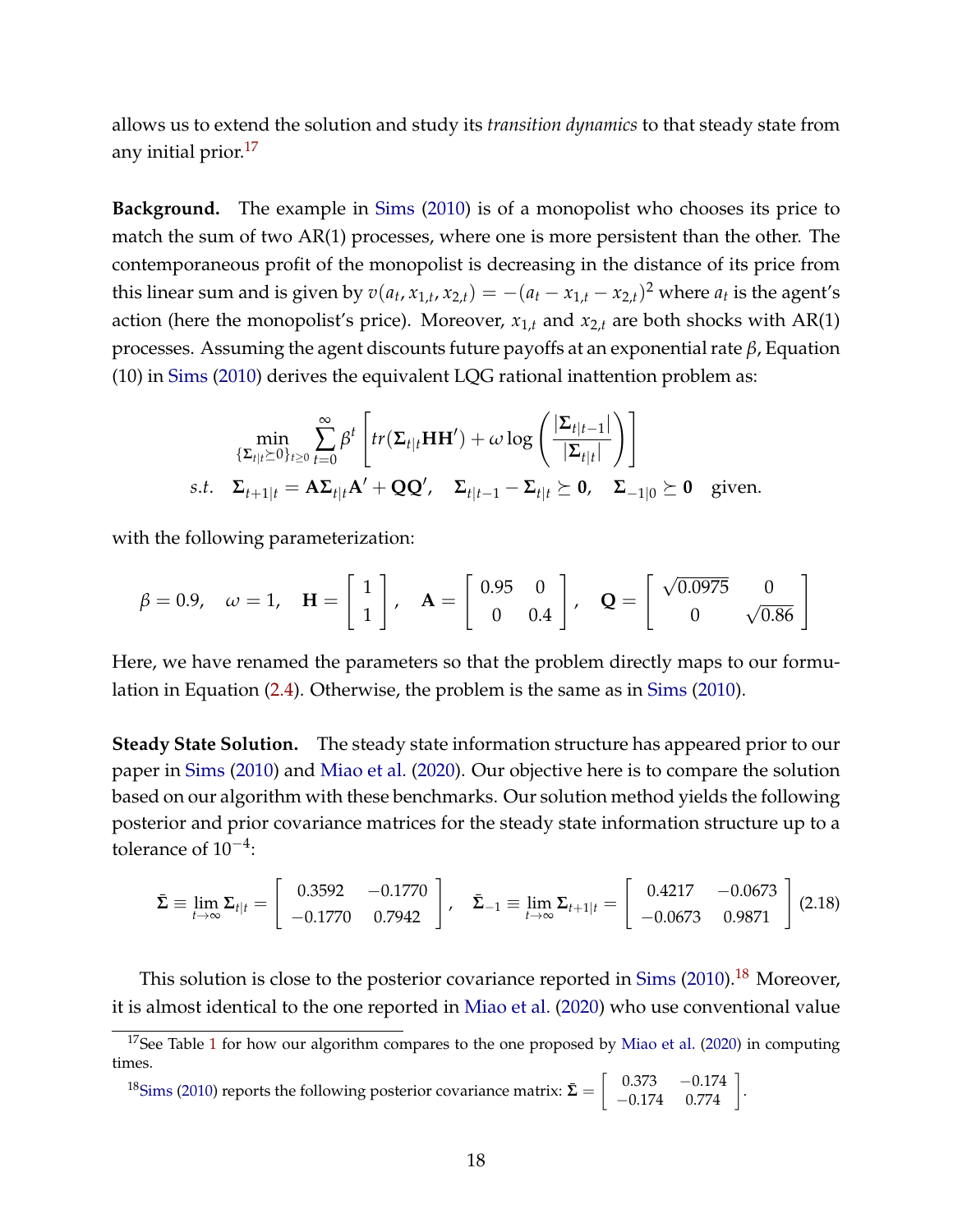allows us to extend the solution and study its *transition dynamics* to that steady state from any initial prior.[17]

**Background.** The example in Sims (2010) is of a monopolist who chooses its price to match the sum of two AR(1) processes, where one is more persistent than the other. The contemporaneous profit of the monopolist is decreasing in the distance of its price from this linear sum and is given by $v(a_t, x_{1,t}, x_{2,t}) = -(a_t - x_{1,t} - x_{2,t})^2$ where $a_t$ is the agent's action (here the monopolist's price). Moreover, $x_{1,t}$ and $x_{2,t}$ are both shocks with AR(1) processes. Assuming the agent discounts future payoffs at an exponential rate $\beta$, Equation (10) in Sims (2010) derives the equivalent LQG rational inattention problem as:

$$\min_{\{\mathbf{\Sigma}_{t|t}\succeq 0\}_{t\geq 0}} \sum_{t=0}^{\infty} \beta^t \left[ tr(\mathbf{\Sigma}_{t|t}\mathbf{H}\mathbf{H}') + \omega \log\left(\frac{|\mathbf{\Sigma}_{t|t-1}|}{|\mathbf{\Sigma}_{t|t}|}\right)\right]$$
$$s.t. \quad \mathbf{\Sigma}_{t+1|t} = \mathbf{A}\mathbf{\Sigma}_{t|t}\mathbf{A}' + \mathbf{Q}\mathbf{Q}', \quad \mathbf{\Sigma}_{t|t-1} - \mathbf{\Sigma}_{t|t} \succeq \mathbf{0}, \quad \mathbf{\Sigma}_{-1|0} \succeq \mathbf{0} \quad \text{given.}$$

with the following parameterization:

$$\beta = 0.9, \quad \omega = 1, \quad \mathbf{H} = \begin{bmatrix} 1 \\ 1 \end{bmatrix}, \quad \mathbf{A} = \begin{bmatrix} 0.95 & 0 \\ 0 & 0.4 \end{bmatrix}, \quad \mathbf{Q} = \begin{bmatrix} \sqrt{0.0975} & 0 \\ 0 & \sqrt{0.86} \end{bmatrix}$$

Here, we have renamed the parameters so that the problem directly maps to our formulation in Equation (2.4). Otherwise, the problem is the same as in Sims (2010).

**Steady State Solution.** The steady state information structure has appeared prior to our paper in Sims (2010) and Miao et al. (2020). Our objective here is to compare the solution based on our algorithm with these benchmarks. Our solution method yields the following posterior and prior covariance matrices for the steady state information structure up to a tolerance of $10^{-4}$:

$$\bar{\mathbf{\Sigma}} \equiv \lim_{t\to\infty} \mathbf{\Sigma}_{t|t} = \begin{bmatrix} 0.3592 & -0.1770 \\ -0.1770 & 0.7942 \end{bmatrix}, \quad \bar{\mathbf{\Sigma}}_{-1} \equiv \lim_{t\to\infty} \mathbf{\Sigma}_{t+1|t} = \begin{bmatrix} 0.4217 & -0.0673 \\ -0.0673 & 0.9871 \end{bmatrix} \tag{2.18}$$

This solution is close to the posterior covariance reported in Sims (2010).[18] Moreover, it is almost identical to the one reported in Miao et al. (2020) who use conventional value

[17] See Table 1 for how our algorithm compares to the one proposed by Miao et al. (2020) in computing times.

[18] Sims (2010) reports the following posterior covariance matrix: $\bar{\mathbf{\Sigma}} = \begin{bmatrix} 0.373 & -0.174 \\ -0.174 & 0.774 \end{bmatrix}$.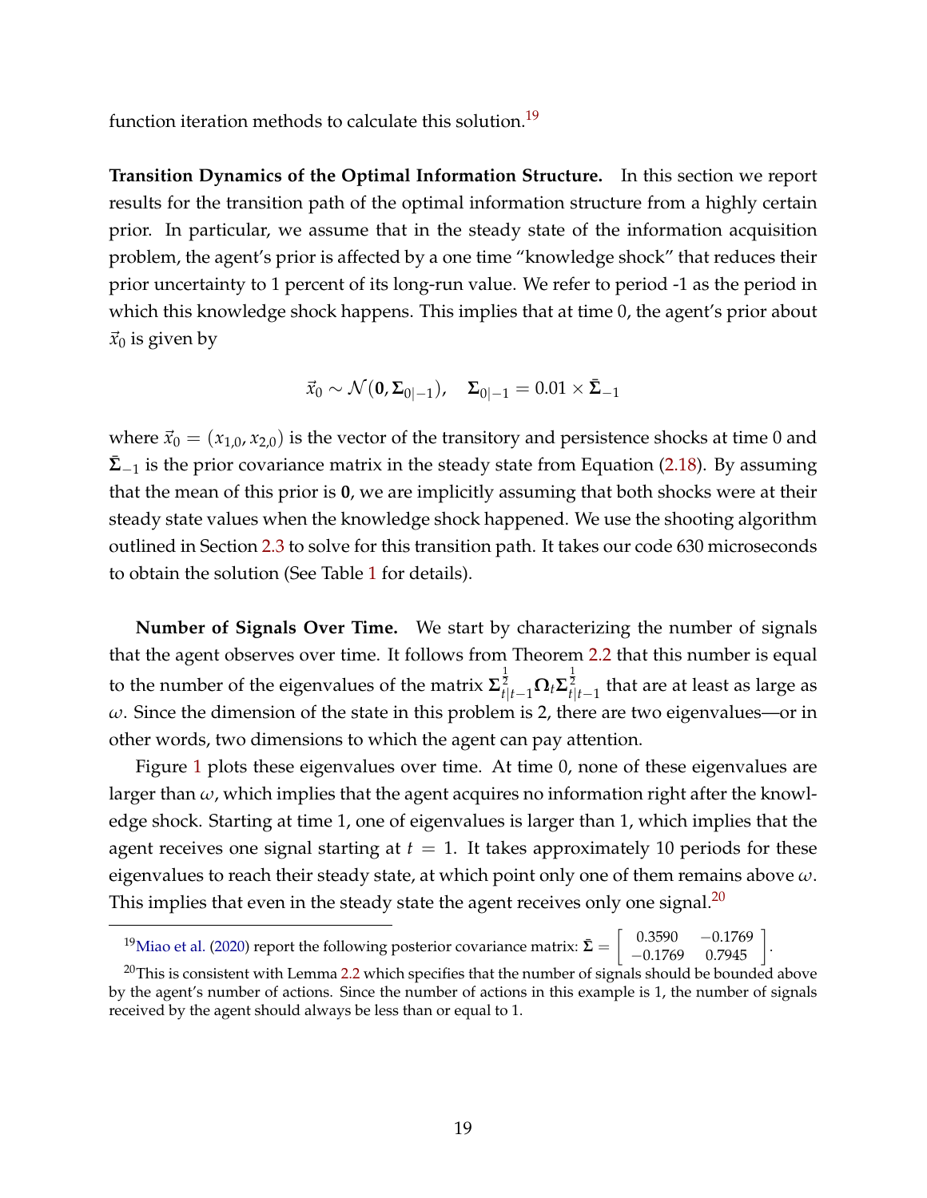function iteration methods to calculate this solution.[19]

**Transition Dynamics of the Optimal Information Structure.** In this section we report results for the transition path of the optimal information structure from a highly certain prior. In particular, we assume that in the steady state of the information acquisition problem, the agent's prior is affected by a one time "knowledge shock" that reduces their prior uncertainty to 1 percent of its long-run value. We refer to period -1 as the period in which this knowledge shock happens. This implies that at time 0, the agent's prior about $\vec{x}_0$ is given by

$$\vec{x}_0 \sim \mathcal{N}(\mathbf{0}, \mathbf{\Sigma}_{0|-1}), \quad \mathbf{\Sigma}_{0|-1} = 0.01 \times \bar{\mathbf{\Sigma}}_{-1}$$

where $\vec{x}_0 = (x_{1,0}, x_{2,0})$ is the vector of the transitory and persistence shocks at time 0 and $\bar{\mathbf{\Sigma}}_{-1}$ is the prior covariance matrix in the steady state from Equation (2.18). By assuming that the mean of this prior is $\mathbf{0}$, we are implicitly assuming that both shocks were at their steady state values when the knowledge shock happened. We use the shooting algorithm outlined in Section 2.3 to solve for this transition path. It takes our code 630 microseconds to obtain the solution (See Table 1 for details).

**Number of Signals Over Time.** We start by characterizing the number of signals that the agent observes over time. It follows from Theorem 2.2 that this number is equal to the number of the eigenvalues of the matrix $\mathbf{\Sigma}_{t|t-1}^{\frac{1}{2}} \mathbf{\Omega}_t \mathbf{\Sigma}_{t|t-1}^{\frac{1}{2}}$ that are at least as large as $\omega$. Since the dimension of the state in this problem is 2, there are two eigenvalues—or in other words, two dimensions to which the agent can pay attention.

Figure 1 plots these eigenvalues over time. At time 0, none of these eigenvalues are larger than $\omega$, which implies that the agent acquires no information right after the knowledge shock. Starting at time 1, one of eigenvalues is larger than 1, which implies that the agent receives one signal starting at $t = 1$. It takes approximately 10 periods for these eigenvalues to reach their steady state, at which point only one of them remains above $\omega$. This implies that even in the steady state the agent receives only one signal.[20]

[19] Miao et al. (2020) report the following posterior covariance matrix: $\bar{\mathbf{\Sigma}} = \begin{bmatrix} 0.3590 & -0.1769 \\ -0.1769 & 0.7945 \end{bmatrix}$.

[20] This is consistent with Lemma 2.2 which specifies that the number of signals should be bounded above by the agent's number of actions. Since the number of actions in this example is 1, the number of signals received by the agent should always be less than or equal to 1.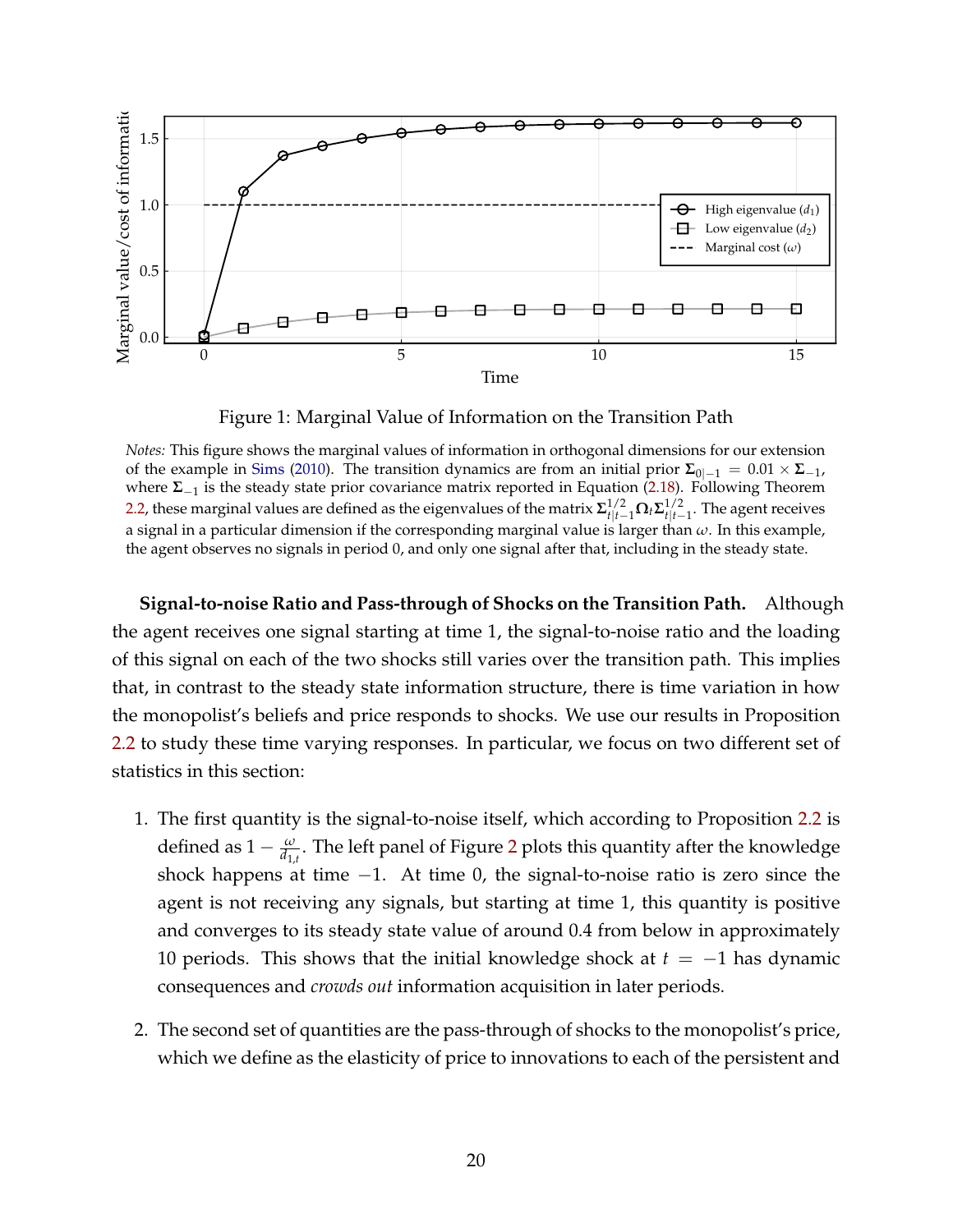Figure 1: Marginal Value of Information on the Transition Path

*Notes:* This figure shows the marginal values of information in orthogonal dimensions for our extension of the example in Sims (2010). The transition dynamics are from an initial prior $\mathbf{\Sigma}_{0|-1} = 0.01 \times \mathbf{\Sigma}_{-1}$, where $\mathbf{\Sigma}_{-1}$ is the steady state prior covariance matrix reported in Equation (2.18). Following Theorem 2.2, these marginal values are defined as the eigenvalues of the matrix $\mathbf{\Sigma}_{t|t-1}^{1/2}\mathbf{\Omega}_t\mathbf{\Sigma}_{t|t-1}^{1/2}$. The agent receives a signal in a particular dimension if the corresponding marginal value is larger than $\omega$. In this example, the agent observes no signals in period 0, and only one signal after that, including in the steady state.

**Signal-to-noise Ratio and Pass-through of Shocks on the Transition Path.** Although the agent receives one signal starting at time 1, the signal-to-noise ratio and the loading of this signal on each of the two shocks still varies over the transition path. This implies that, in contrast to the steady state information structure, there is time variation in how the monopolist's beliefs and price responds to shocks. We use our results in Proposition 2.2 to study these time varying responses. In particular, we focus on two different set of statistics in this section:

1. The first quantity is the signal-to-noise itself, which according to Proposition 2.2 is defined as $1 - \frac{\omega}{d_{1,t}}$. The left panel of Figure 2 plots this quantity after the knowledge shock happens at time $-1$. At time 0, the signal-to-noise ratio is zero since the agent is not receiving any signals, but starting at time 1, this quantity is positive and converges to its steady state value of around 0.4 from below in approximately 10 periods. This shows that the initial knowledge shock at $t = -1$ has dynamic consequences and *crowds out* information acquisition in later periods.

2. The second set of quantities are the pass-through of shocks to the monopolist's price, which we define as the elasticity of price to innovations to each of the persistent and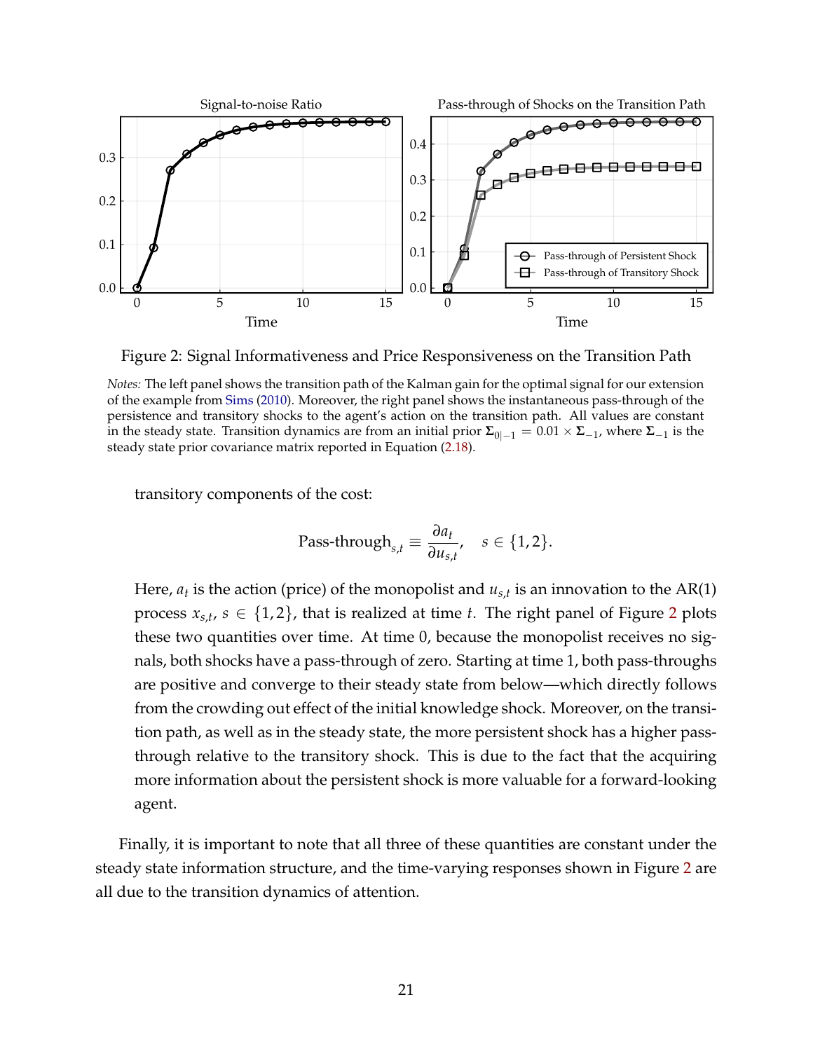Signal-to-noise Ratio

0.0
0.1
0.2
0.3

0
5
10
15

Time

Pass-through of Shocks on the Transition Path

0.0
0.1
0.2
0.3
0.4

0
5
10
15

Time

Pass-through of Persistent Shock
Pass-through of Transitory Shock

Figure 2: Signal Informativeness and Price Responsiveness on the Transition Path

*Notes:* The left panel shows the transition path of the Kalman gain for the optimal signal for our extension of the example from Sims (2010). Moreover, the right panel shows the instantaneous pass-through of the persistence and transitory shocks to the agent's action on the transition path. All values are constant in the steady state. Transition dynamics are from an initial prior $\mathbf{\Sigma}_{0|-1} = 0.01 \times \mathbf{\Sigma}_{-1}$, where $\mathbf{\Sigma}_{-1}$ is the steady state prior covariance matrix reported in Equation (2.18).

transitory components of the cost:

$$\text{Pass-through}_{s,t} \equiv \frac{\partial a_t}{\partial u_{s,t}}, \quad s \in \{1, 2\}.$$

Here, $a_t$ is the action (price) of the monopolist and $u_{s,t}$ is an innovation to the AR(1) process $x_{s,t}$, $s \in \{1, 2\}$, that is realized at time $t$. The right panel of Figure 2 plots these two quantities over time. At time 0, because the monopolist receives no signals, both shocks have a pass-through of zero. Starting at time 1, both pass-throughs are positive and converge to their steady state from below—which directly follows from the crowding out effect of the initial knowledge shock. Moreover, on the transition path, as well as in the steady state, the more persistent shock has a higher pass-through relative to the transitory shock. This is due to the fact that the acquiring more information about the persistent shock is more valuable for a forward-looking agent.

Finally, it is important to note that all three of these quantities are constant under the steady state information structure, and the time-varying responses shown in Figure 2 are all due to the transition dynamics of attention.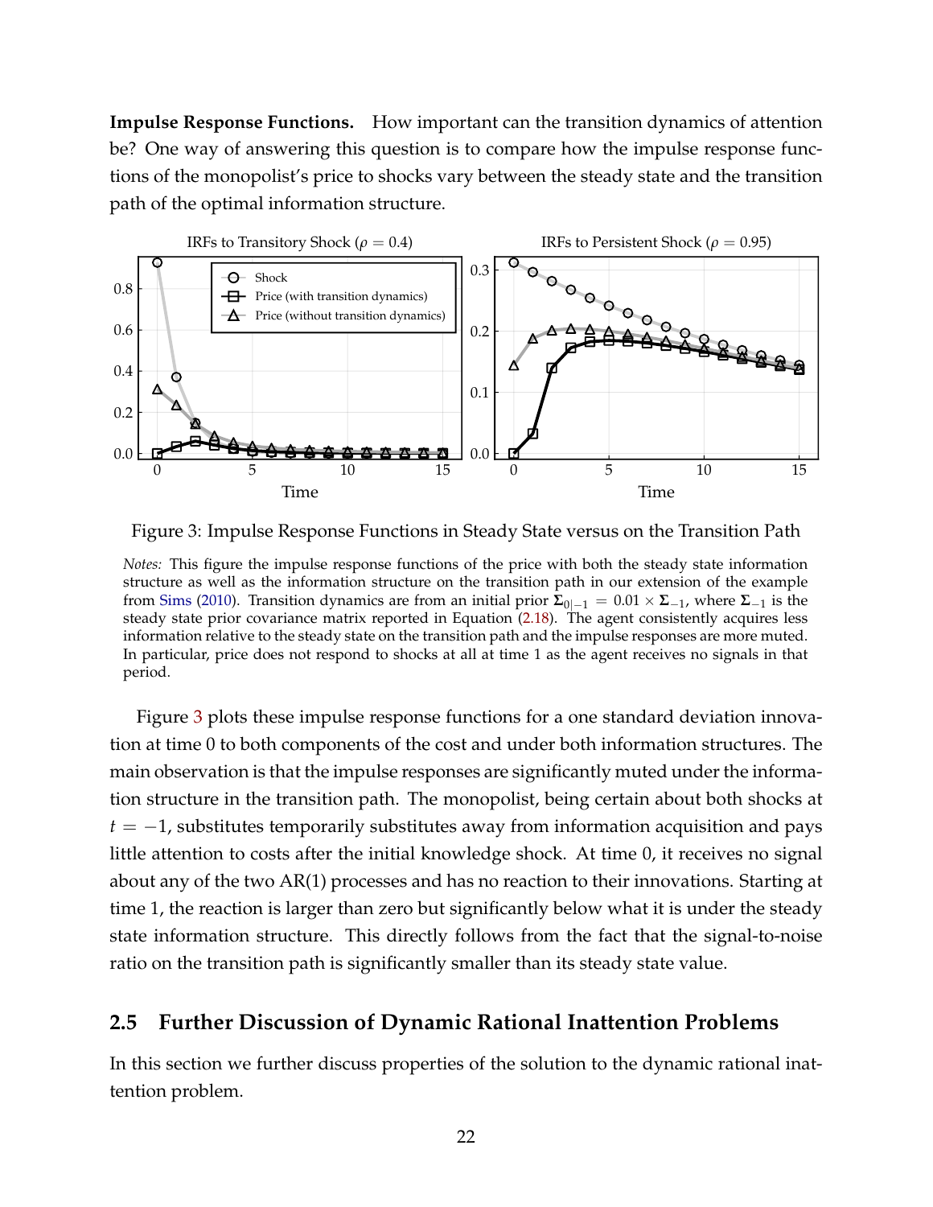**Impulse Response Functions.** How important can the transition dynamics of attention be? One way of answering this question is to compare how the impulse response functions of the monopolist's price to shocks vary between the steady state and the transition path of the optimal information structure.

IRFs to Transitory Shock ($\rho = 0.4$)

IRFs to Persistent Shock ($\rho = 0.95$)

Shock

Price (with transition dynamics)

Price (without transition dynamics)

0.0 0.2 0.4 0.6 0.8

0.0 0.1 0.2 0.3

0 5 10 15

Time

Figure 3: Impulse Response Functions in Steady State versus on the Transition Path

*Notes:* This figure the impulse response functions of the price with both the steady state information structure as well as the information structure on the transition path in our extension of the example from Sims (2010). Transition dynamics are from an initial prior $\mathbf{\Sigma}_{0|-1} = 0.01 \times \mathbf{\Sigma}_{-1}$, where $\mathbf{\Sigma}_{-1}$ is the steady state prior covariance matrix reported in Equation (2.18). The agent consistently acquires less information relative to the steady state on the transition path and the impulse responses are more muted. In particular, price does not respond to shocks at all at time 1 as the agent receives no signals in that period.

Figure 3 plots these impulse response functions for a one standard deviation innovation at time 0 to both components of the cost and under both information structures. The main observation is that the impulse responses are significantly muted under the information structure in the transition path. The monopolist, being certain about both shocks at $t = -1$, substitutes temporarily substitutes away from information acquisition and pays little attention to costs after the initial knowledge shock. At time 0, it receives no signal about any of the two AR(1) processes and has no reaction to their innovations. Starting at time 1, the reaction is larger than zero but significantly below what it is under the steady state information structure. This directly follows from the fact that the signal-to-noise ratio on the transition path is significantly smaller than its steady state value.

## 2.5 Further Discussion of Dynamic Rational Inattention Problems

In this section we further discuss properties of the solution to the dynamic rational inattention problem.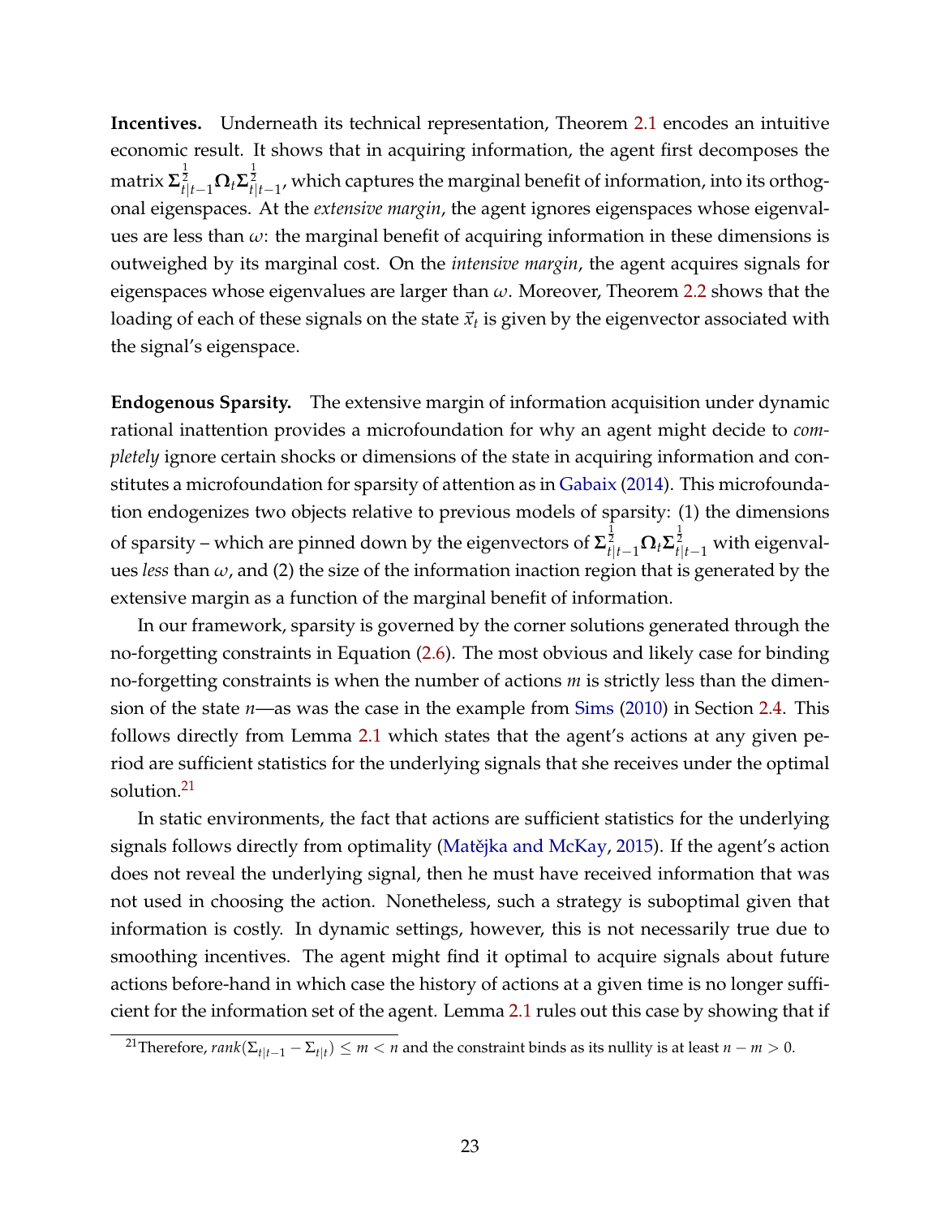**Incentives.** Underneath its technical representation, Theorem 2.1 encodes an intuitive economic result. It shows that in acquiring information, the agent first decomposes the matrix $\mathbf{\Sigma}_{t|t-1}^{\frac{1}{2}}\mathbf{\Omega}_t\mathbf{\Sigma}_{t|t-1}^{\frac{1}{2}}$, which captures the marginal benefit of information, into its orthogonal eigenspaces. At the *extensive margin*, the agent ignores eigenspaces whose eigenvalues are less than $\omega$: the marginal benefit of acquiring information in these dimensions is outweighed by its marginal cost. On the *intensive margin*, the agent acquires signals for eigenspaces whose eigenvalues are larger than $\omega$. Moreover, Theorem 2.2 shows that the loading of each of these signals on the state $\vec{x}_t$ is given by the eigenvector associated with the signal's eigenspace.

**Endogenous Sparsity.** The extensive margin of information acquisition under dynamic rational inattention provides a microfoundation for why an agent might decide to *completely* ignore certain shocks or dimensions of the state in acquiring information and constitutes a microfoundation for sparsity of attention as in Gabaix (2014). This microfoundation endogenizes two objects relative to previous models of sparsity: (1) the dimensions of sparsity – which are pinned down by the eigenvectors of $\mathbf{\Sigma}_{t|t-1}^{\frac{1}{2}}\mathbf{\Omega}_t\mathbf{\Sigma}_{t|t-1}^{\frac{1}{2}}$ with eigenvalues *less* than $\omega$, and (2) the size of the information inaction region that is generated by the extensive margin as a function of the marginal benefit of information.

In our framework, sparsity is governed by the corner solutions generated through the no-forgetting constraints in Equation (2.6). The most obvious and likely case for binding no-forgetting constraints is when the number of actions $m$ is strictly less than the dimension of the state $n$—as was the case in the example from Sims (2010) in Section 2.4. This follows directly from Lemma 2.1 which states that the agent's actions at any given period are sufficient statistics for the underlying signals that she receives under the optimal solution.[21]

In static environments, the fact that actions are sufficient statistics for the underlying signals follows directly from optimality (Matějka and McKay, 2015). If the agent's action does not reveal the underlying signal, then he must have received information that was not used in choosing the action. Nonetheless, such a strategy is suboptimal given that information is costly. In dynamic settings, however, this is not necessarily true due to smoothing incentives. The agent might find it optimal to acquire signals about future actions before-hand in which case the history of actions at a given time is no longer sufficient for the information set of the agent. Lemma 2.1 rules out this case by showing that if

[21] Therefore, $rank(\Sigma_{t|t-1} - \Sigma_{t|t}) \leq m < n$ and the constraint binds as its nullity is at least $n - m > 0$.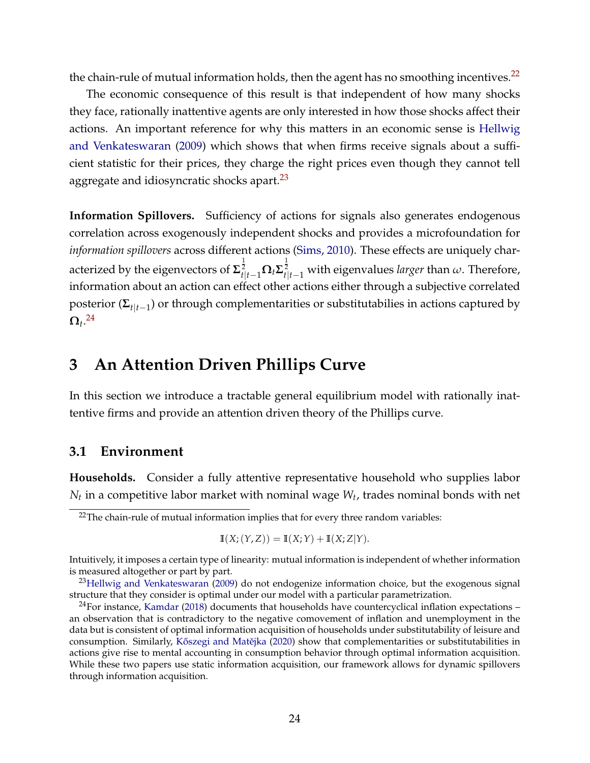the chain-rule of mutual information holds, then the agent has no smoothing incentives.[22]

The economic consequence of this result is that independent of how many shocks they face, rationally inattentive agents are only interested in how those shocks affect their actions. An important reference for why this matters in an economic sense is Hellwig and Venkateswaran (2009) which shows that when firms receive signals about a sufficient statistic for their prices, they charge the right prices even though they cannot tell aggregate and idiosyncratic shocks apart.[23]

**Information Spillovers.** Sufficiency of actions for signals also generates endogenous correlation across exogenously independent shocks and provides a microfoundation for *information spillovers* across different actions (Sims, 2010). These effects are uniquely characterized by the eigenvectors of $\mathbf{\Sigma}_{t|t-1}^{\frac{1}{2}} \mathbf{\Omega}_t \mathbf{\Sigma}_{t|t-1}^{\frac{1}{2}}$ with eigenvalues *larger* than $\omega$. Therefore, information about an action can effect other actions either through a subjective correlated posterior ($\mathbf{\Sigma}_{t|t-1}$) or through complementarities or substitutabilies in actions captured by $\mathbf{\Omega}_t$.[24]

# 3 An Attention Driven Phillips Curve

In this section we introduce a tractable general equilibrium model with rationally inattentive firms and provide an attention driven theory of the Phillips curve.

## 3.1 Environment

**Households.** Consider a fully attentive representative household who supplies labor $N_t$ in a competitive labor market with nominal wage $W_t$, trades nominal bonds with net

---

[22] The chain-rule of mutual information implies that for every three random variables:

$$\mathbb{I}(X;(Y,Z)) = \mathbb{I}(X;Y) + \mathbb{I}(X;Z|Y).$$

Intuitively, it imposes a certain type of linearity: mutual information is independent of whether information is measured altogether or part by part.

[23] Hellwig and Venkateswaran (2009) do not endogenize information choice, but the exogenous signal structure that they consider is optimal under our model with a particular parametrization.

[24] For instance, Kamdar (2018) documents that households have countercyclical inflation expectations – an observation that is contradictory to the negative comovement of inflation and unemployment in the data but is consistent of optimal information acquisition of households under substitutability of leisure and consumption. Similarly, Kőszegi and Matějka (2020) show that complementarities or substitutabilities in actions give rise to mental accounting in consumption behavior through optimal information acquisition. While these two papers use static information acquisition, our framework allows for dynamic spillovers through information acquisition.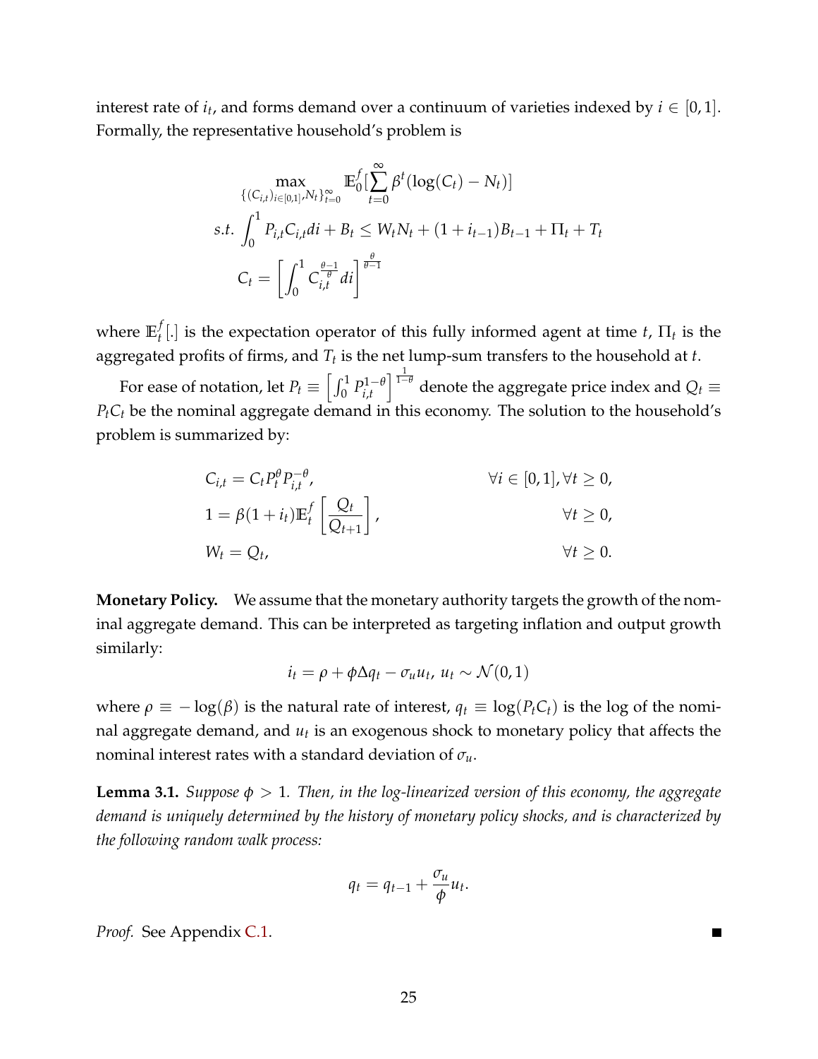interest rate of $i_t$, and forms demand over a continuum of varieties indexed by $i \in [0,1]$. Formally, the representative household's problem is

$$
\begin{aligned}
\max_{\{(C_{i,t})_{i\in[0,1]}, N_t\}_{t=0}^{\infty}} \ & \mathbb{E}_0^f\Big[\sum_{t=0}^{\infty} \beta^t (\log(C_t) - N_t)\Big] \\
s.t. \ & \int_0^1 P_{i,t} C_{i,t} di + B_t \leq W_t N_t + (1+i_{t-1})B_{t-1} + \Pi_t + T_t \\
& C_t = \left[\int_0^1 C_{i,t}^{\frac{\theta-1}{\theta}} di\right]^{\frac{\theta}{\theta-1}}
\end{aligned}
$$

where $\mathbb{E}_t^f[.]$ is the expectation operator of this fully informed agent at time $t$, $\Pi_t$ is the aggregated profits of firms, and $T_t$ is the net lump-sum transfers to the household at $t$.

For ease of notation, let $P_t \equiv \left[\int_0^1 P_{i,t}^{1-\theta}\right]^{\frac{1}{1-\theta}}$ denote the aggregate price index and $Q_t \equiv P_t C_t$ be the nominal aggregate demand in this economy. The solution to the household's problem is summarized by:

$$
\begin{aligned}
& C_{i,t} = C_t P_t^{\theta} P_{i,t}^{-\theta}, && \forall i \in [0,1], \forall t \geq 0, \\
& 1 = \beta(1+i_t)\mathbb{E}_t^f\left[\frac{Q_t}{Q_{t+1}}\right], && \forall t \geq 0, \\
& W_t = Q_t, && \forall t \geq 0.
\end{aligned}
$$

**Monetary Policy.** We assume that the monetary authority targets the growth of the nominal aggregate demand. This can be interpreted as targeting inflation and output growth similarly:

$$
i_t = \rho + \phi \Delta q_t - \sigma_u u_t, \ u_t \sim \mathcal{N}(0,1)
$$

where $\rho \equiv -\log(\beta)$ is the natural rate of interest, $q_t \equiv \log(P_t C_t)$ is the log of the nominal aggregate demand, and $u_t$ is an exogenous shock to monetary policy that affects the nominal interest rates with a standard deviation of $\sigma_u$.

**Lemma 3.1.** *Suppose $\phi > 1$. Then, in the log-linearized version of this economy, the aggregate demand is uniquely determined by the history of monetary policy shocks, and is characterized by the following random walk process:*

$$
q_t = q_{t-1} + \frac{\sigma_u}{\phi} u_t.
$$

*Proof.* See Appendix C.1. ∎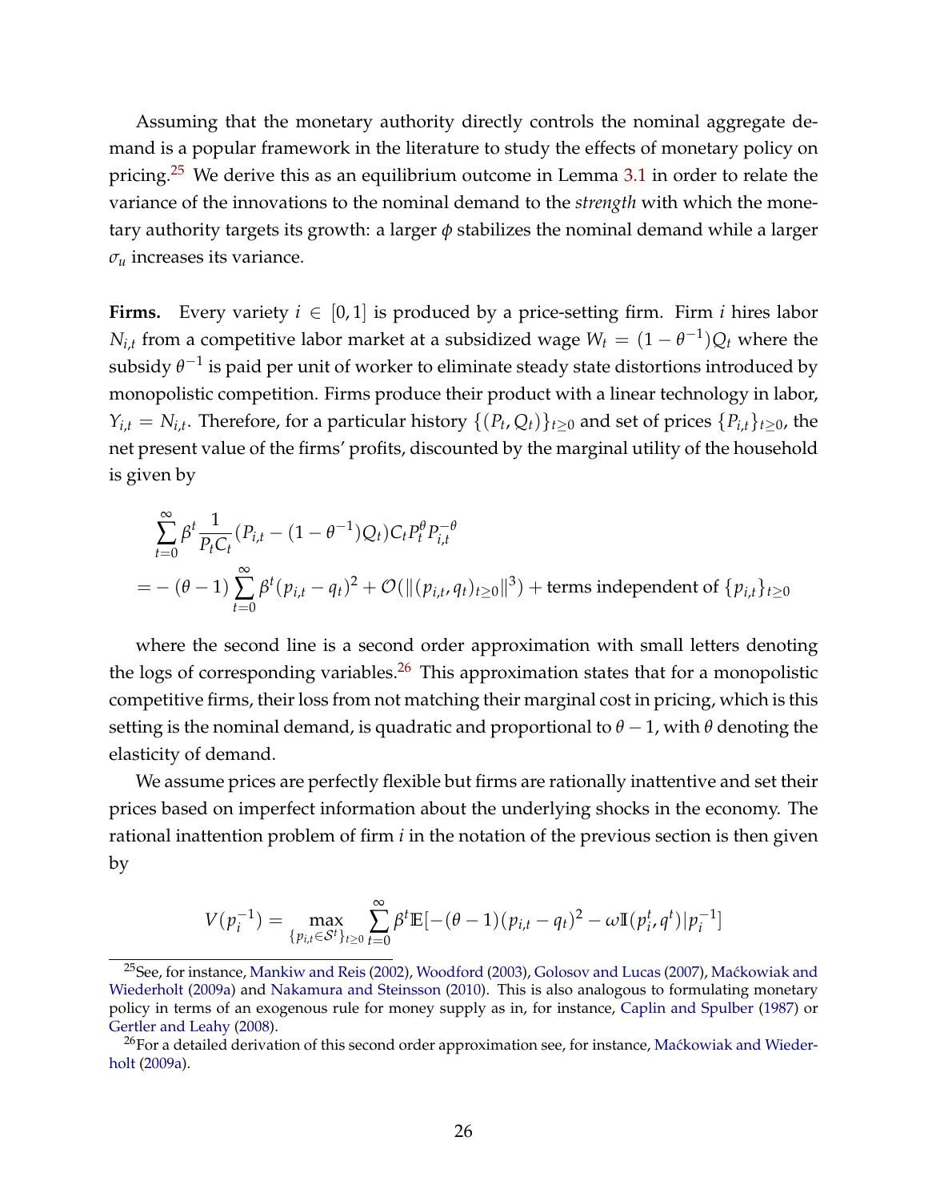Assuming that the monetary authority directly controls the nominal aggregate demand is a popular framework in the literature to study the effects of monetary policy on pricing.[25] We derive this as an equilibrium outcome in Lemma 3.1 in order to relate the variance of the innovations to the nominal demand to the *strength* with which the monetary authority targets its growth: a larger $\phi$ stabilizes the nominal demand while a larger $\sigma_u$ increases its variance.

**Firms.** Every variety $i \in [0,1]$ is produced by a price-setting firm. Firm $i$ hires labor $N_{i,t}$ from a competitive labor market at a subsidized wage $W_t = (1-\theta^{-1})Q_t$ where the subsidy $\theta^{-1}$ is paid per unit of worker to eliminate steady state distortions introduced by monopolistic competition. Firms produce their product with a linear technology in labor, $Y_{i,t} = N_{i,t}$. Therefore, for a particular history $\{(P_t, Q_t)\}_{t\geq 0}$ and set of prices $\{P_{i,t}\}_{t\geq 0}$, the net present value of the firms' profits, discounted by the marginal utility of the household is given by

$$
\begin{aligned}
&\sum_{t=0}^{\infty} \beta^t \frac{1}{P_t C_t}(P_{i,t} - (1-\theta^{-1})Q_t) C_t P_t^{\theta} P_{i,t}^{-\theta} \\
=& -(\theta - 1)\sum_{t=0}^{\infty} \beta^t (p_{i,t} - q_t)^2 + \mathcal{O}(\|(p_{i,t}, q_t)_{t\geq 0}\|^3) + \text{terms independent of } \{p_{i,t}\}_{t\geq 0}
\end{aligned}
$$

where the second line is a second order approximation with small letters denoting the logs of corresponding variables.[26] This approximation states that for a monopolistic competitive firms, their loss from not matching their marginal cost in pricing, which is this setting is the nominal demand, is quadratic and proportional to $\theta - 1$, with $\theta$ denoting the elasticity of demand.

We assume prices are perfectly flexible but firms are rationally inattentive and set their prices based on imperfect information about the underlying shocks in the economy. The rational inattention problem of firm $i$ in the notation of the previous section is then given by

$$
V(p_i^{-1}) = \max_{\{p_{i,t} \in \mathcal{S}^t\}_{t\geq 0}} \sum_{t=0}^{\infty} \beta^t \mathbb{E}[-(\theta-1)(p_{i,t} - q_t)^2 - \omega \mathbb{I}(p_i^t, q^t) | p_i^{-1}]
$$

[25] See, for instance, Mankiw and Reis (2002), Woodford (2003), Golosov and Lucas (2007), Maćkowiak and Wiederholt (2009a) and Nakamura and Steinsson (2010). This is also analogous to formulating monetary policy in terms of an exogenous rule for money supply as in, for instance, Caplin and Spulber (1987) or Gertler and Leahy (2008).

[26] For a detailed derivation of this second order approximation see, for instance, Maćkowiak and Wiederholt (2009a).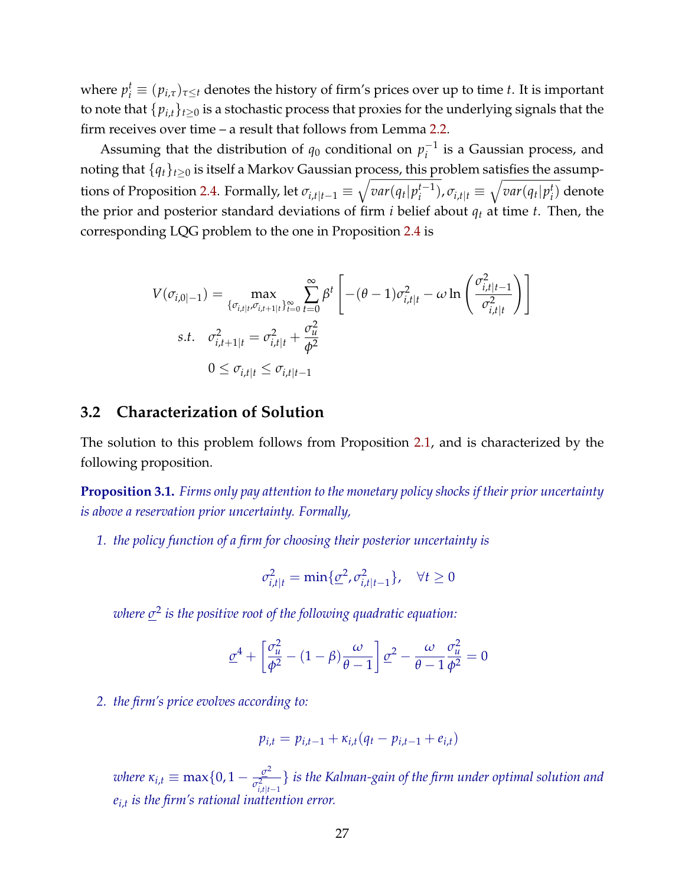where $p_i^t \equiv (p_{i,\tau})_{\tau \le t}$ denotes the history of firm's prices over up to time $t$. It is important to note that $\{p_{i,t}\}_{t\ge 0}$ is a stochastic process that proxies for the underlying signals that the firm receives over time – a result that follows from Lemma 2.2.

Assuming that the distribution of $q_0$ conditional on $p_i^{-1}$ is a Gaussian process, and noting that $\{q_t\}_{t\ge 0}$ is itself a Markov Gaussian process, this problem satisfies the assumptions of Proposition 2.4. Formally, let $\sigma_{i,t|t-1} \equiv \sqrt{var(q_t|p_i^{t-1})}$, $\sigma_{i,t|t} \equiv \sqrt{var(q_t|p_i^t)}$ denote the prior and posterior standard deviations of firm $i$ belief about $q_t$ at time $t$. Then, the corresponding LQG problem to the one in Proposition 2.4 is

$$
\begin{aligned}
V(\sigma_{i,0|-1}) = &\max_{\{\sigma_{i,t|t},\sigma_{i,t+1|t}\}_{t=0}^{\infty}} \sum_{t=0}^{\infty} \beta^t \left[ -(\theta-1)\sigma_{i,t|t}^2 - \omega \ln\left(\frac{\sigma_{i,t|t-1}^2}{\sigma_{i,t|t}^2}\right)\right] \\
s.t. \quad & \sigma_{i,t+1|t}^2 = \sigma_{i,t|t}^2 + \frac{\sigma_u^2}{\phi^2} \\
& 0 \le \sigma_{i,t|t} \le \sigma_{i,t|t-1}
\end{aligned}
$$

## 3.2 Characterization of Solution

The solution to this problem follows from Proposition 2.1, and is characterized by the following proposition.

**Proposition 3.1.** *Firms only pay attention to the monetary policy shocks if their prior uncertainty is above a reservation prior uncertainty. Formally,*

1. *the policy function of a firm for choosing their posterior uncertainty is*

$$
\sigma_{i,t|t}^2 = \min\{\underline{\sigma}^2, \sigma_{i,t|t-1}^2\}, \quad \forall t \ge 0
$$

*where $\underline{\sigma}^2$ is the positive root of the following quadratic equation:*

$$
\underline{\sigma}^4 + \left[\frac{\sigma_u^2}{\phi^2} - (1-\beta)\frac{\omega}{\theta-1}\right]\underline{\sigma}^2 - \frac{\omega}{\theta-1}\frac{\sigma_u^2}{\phi^2} = 0
$$

2. *the firm's price evolves according to:*

$$
p_{i,t} = p_{i,t-1} + \kappa_{i,t}(q_t - p_{i,t-1} + e_{i,t})
$$

*where $\kappa_{i,t} \equiv \max\{0, 1 - \frac{\underline{\sigma}^2}{\sigma_{i,t|t-1}^2}\}$ is the Kalman-gain of the firm under optimal solution and $e_{i,t}$ is the firm's rational inattention error.*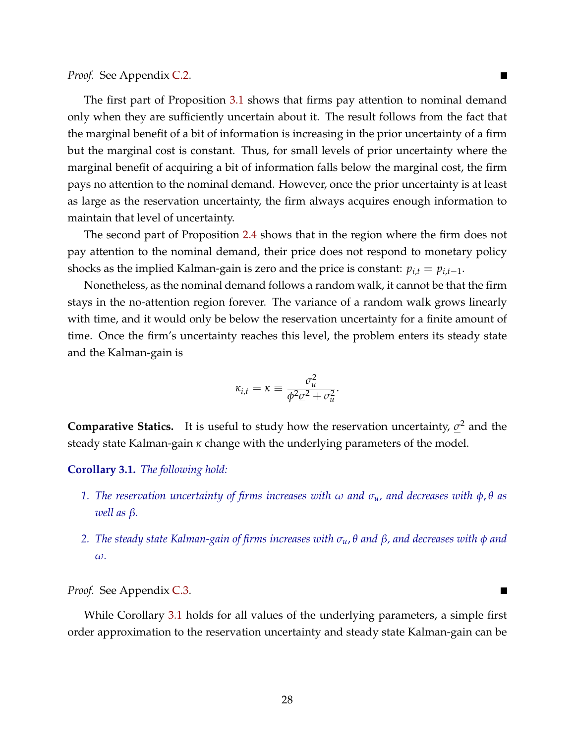*Proof.* See Appendix C.2. ■

The first part of Proposition 3.1 shows that firms pay attention to nominal demand only when they are sufficiently uncertain about it. The result follows from the fact that the marginal benefit of a bit of information is increasing in the prior uncertainty of a firm but the marginal cost is constant. Thus, for small levels of prior uncertainty where the marginal benefit of acquiring a bit of information falls below the marginal cost, the firm pays no attention to the nominal demand. However, once the prior uncertainty is at least as large as the reservation uncertainty, the firm always acquires enough information to maintain that level of uncertainty.

The second part of Proposition 2.4 shows that in the region where the firm does not pay attention to the nominal demand, their price does not respond to monetary policy shocks as the implied Kalman-gain is zero and the price is constant: $p_{i,t} = p_{i,t-1}$.

Nonetheless, as the nominal demand follows a random walk, it cannot be that the firm stays in the no-attention region forever. The variance of a random walk grows linearly with time, and it would only be below the reservation uncertainty for a finite amount of time. Once the firm's uncertainty reaches this level, the problem enters its steady state and the Kalman-gain is

$$\kappa_{i,t} = \kappa \equiv \frac{\sigma_u^2}{\phi^2 \underline{\sigma}^2 + \sigma_u^2}.$$

**Comparative Statics.** It is useful to study how the reservation uncertainty, $\underline{\sigma}^2$ and the steady state Kalman-gain $\kappa$ change with the underlying parameters of the model.

**Corollary 3.1.** *The following hold:*

1. *The reservation uncertainty of firms increases with $\omega$ and $\sigma_u$, and decreases with $\phi, \theta$ as well as $\beta$.*
2. *The steady state Kalman-gain of firms increases with $\sigma_u, \theta$ and $\beta$, and decreases with $\phi$ and $\omega$.*

*Proof.* See Appendix C.3. ■

While Corollary 3.1 holds for all values of the underlying parameters, a simple first order approximation to the reservation uncertainty and steady state Kalman-gain can be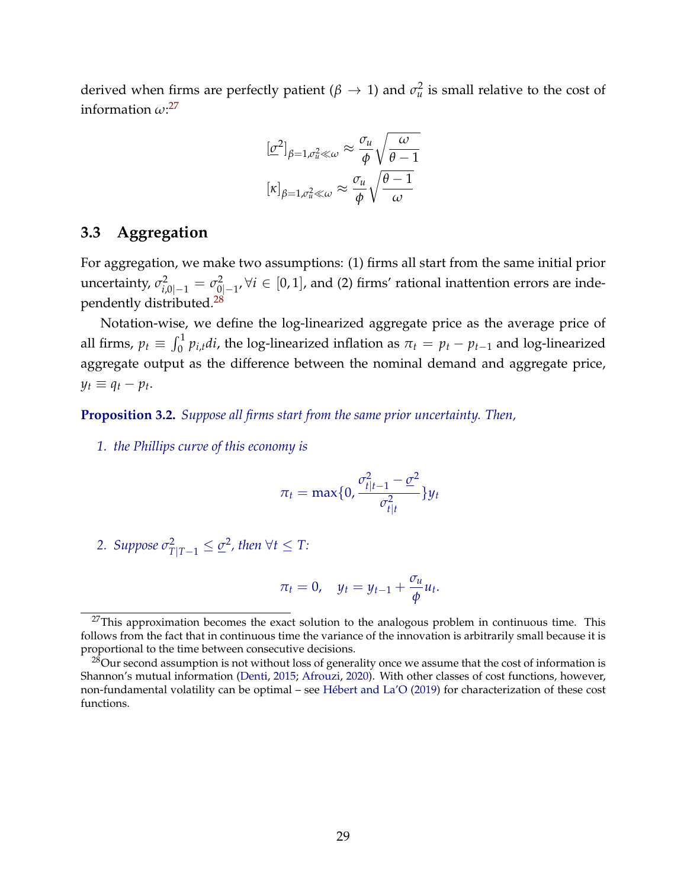derived when firms are perfectly patient ($\beta \to 1$) and $\sigma_u^2$ is small relative to the cost of information $\omega$:[27]

$$[\underline{\sigma}^2]_{\beta=1,\sigma_u^2 \ll \omega} \approx \frac{\sigma_u}{\phi}\sqrt{\frac{\omega}{\theta-1}}$$

$$[\kappa]_{\beta=1,\sigma_u^2 \ll \omega} \approx \frac{\sigma_u}{\phi}\sqrt{\frac{\theta-1}{\omega}}$$

## 3.3 Aggregation

For aggregation, we make two assumptions: (1) firms all start from the same initial prior uncertainty, $\sigma_{i,0|-1}^2 = \sigma_{0|-1}^2, \forall i \in [0,1]$, and (2) firms' rational inattention errors are independently distributed.[28]

Notation-wise, we define the log-linearized aggregate price as the average price of all firms, $p_t \equiv \int_0^1 p_{i,t} di$, the log-linearized inflation as $\pi_t = p_t - p_{t-1}$ and log-linearized aggregate output as the difference between the nominal demand and aggregate price, $y_t \equiv q_t - p_t$.

**Proposition 3.2.** *Suppose all firms start from the same prior uncertainty. Then,*

1. *the Phillips curve of this economy is*

$$\pi_t = \max\{0, \frac{\sigma_{t|t-1}^2 - \underline{\sigma}^2}{\sigma_{t|t}^2}\} y_t$$

2. *Suppose $\sigma_{T|T-1}^2 \leq \underline{\sigma}^2$, then $\forall t \leq T$:*

$$\pi_t = 0, \quad y_t = y_{t-1} + \frac{\sigma_u}{\phi} u_t.$$

---

[27] This approximation becomes the exact solution to the analogous problem in continuous time. This follows from the fact that in continuous time the variance of the innovation is arbitrarily small because it is proportional to the time between consecutive decisions.

[28] Our second assumption is not without loss of generality once we assume that the cost of information is Shannon's mutual information (Denti, 2015; Afrouzi, 2020). With other classes of cost functions, however, non-fundamental volatility can be optimal – see Hébert and La'O (2019) for characterization of these cost functions.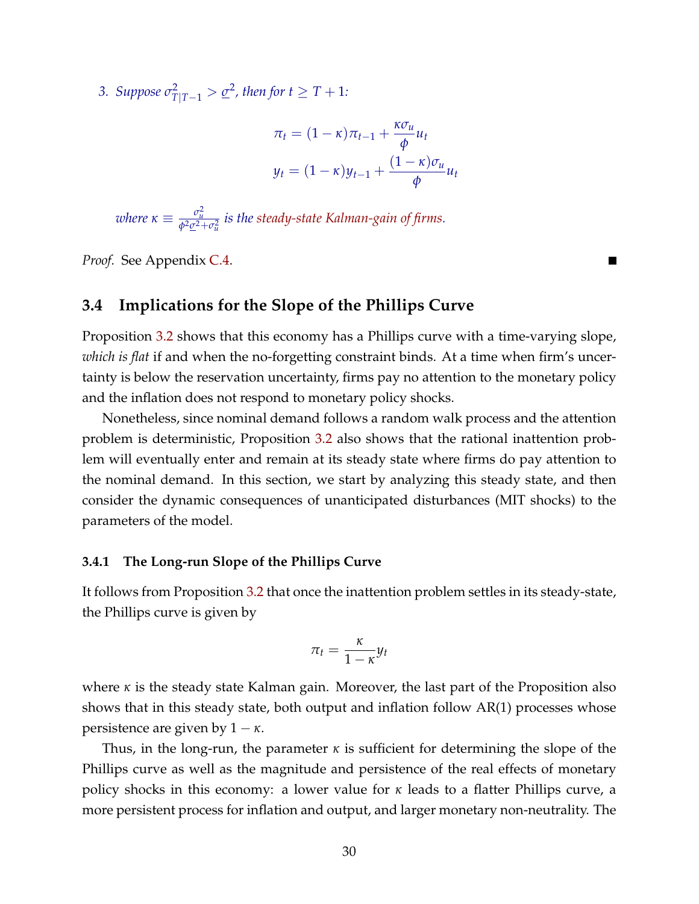3. *Suppose $\sigma^2_{T|T-1} > \underline{\sigma}^2$, then for $t \geq T+1$:*

$$\pi_t = (1-\kappa)\pi_{t-1} + \frac{\kappa \sigma_u}{\phi} u_t$$
$$y_t = (1-\kappa) y_{t-1} + \frac{(1-\kappa)\sigma_u}{\phi} u_t$$

*where $\kappa \equiv \frac{\sigma_u^2}{\phi^2 \underline{\sigma}^2 + \sigma_u^2}$ is the steady-state Kalman-gain of firms.*

*Proof.* See Appendix C.4. ∎

## 3.4 Implications for the Slope of the Phillips Curve

Proposition 3.2 shows that this economy has a Phillips curve with a time-varying slope, *which is flat* if and when the no-forgetting constraint binds. At a time when firm's uncertainty is below the reservation uncertainty, firms pay no attention to the monetary policy and the inflation does not respond to monetary policy shocks.

Nonetheless, since nominal demand follows a random walk process and the attention problem is deterministic, Proposition 3.2 also shows that the rational inattention problem will eventually enter and remain at its steady state where firms do pay attention to the nominal demand. In this section, we start by analyzing this steady state, and then consider the dynamic consequences of unanticipated disturbances (MIT shocks) to the parameters of the model.

### 3.4.1 The Long-run Slope of the Phillips Curve

It follows from Proposition 3.2 that once the inattention problem settles in its steady-state, the Phillips curve is given by

$$\pi_t = \frac{\kappa}{1-\kappa} y_t$$

where $\kappa$ is the steady state Kalman gain. Moreover, the last part of the Proposition also shows that in this steady state, both output and inflation follow AR(1) processes whose persistence are given by $1-\kappa$.

Thus, in the long-run, the parameter $\kappa$ is sufficient for determining the slope of the Phillips curve as well as the magnitude and persistence of the real effects of monetary policy shocks in this economy: a lower value for $\kappa$ leads to a flatter Phillips curve, a more persistent process for inflation and output, and larger monetary non-neutrality. The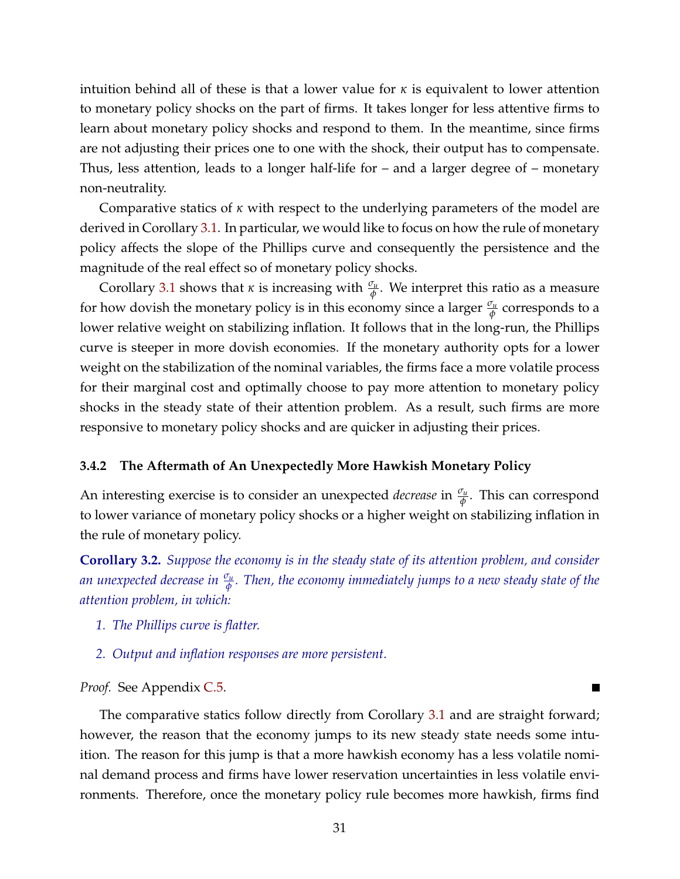intuition behind all of these is that a lower value for $\kappa$ is equivalent to lower attention to monetary policy shocks on the part of firms. It takes longer for less attentive firms to learn about monetary policy shocks and respond to them. In the meantime, since firms are not adjusting their prices one to one with the shock, their output has to compensate. Thus, less attention, leads to a longer half-life for – and a larger degree of – monetary non-neutrality.

Comparative statics of $\kappa$ with respect to the underlying parameters of the model are derived in Corollary 3.1. In particular, we would like to focus on how the rule of monetary policy affects the slope of the Phillips curve and consequently the persistence and the magnitude of the real effect so of monetary policy shocks.

Corollary 3.1 shows that $\kappa$ is increasing with $\frac{\sigma_u}{\phi}$. We interpret this ratio as a measure for how dovish the monetary policy is in this economy since a larger $\frac{\sigma_u}{\phi}$ corresponds to a lower relative weight on stabilizing inflation. It follows that in the long-run, the Phillips curve is steeper in more dovish economies. If the monetary authority opts for a lower weight on the stabilization of the nominal variables, the firms face a more volatile process for their marginal cost and optimally choose to pay more attention to monetary policy shocks in the steady state of their attention problem. As a result, such firms are more responsive to monetary policy shocks and are quicker in adjusting their prices.

### 3.4.2 The Aftermath of An Unexpectedly More Hawkish Monetary Policy

An interesting exercise is to consider an unexpected *decrease* in $\frac{\sigma_u}{\phi}$. This can correspond to lower variance of monetary policy shocks or a higher weight on stabilizing inflation in the rule of monetary policy.

**Corollary 3.2.** *Suppose the economy is in the steady state of its attention problem, and consider an unexpected decrease in $\frac{\sigma_u}{\phi}$. Then, the economy immediately jumps to a new steady state of the attention problem, in which:*

1. *The Phillips curve is flatter.*
2. *Output and inflation responses are more persistent.*

*Proof.* See Appendix C.5. ■

The comparative statics follow directly from Corollary 3.1 and are straight forward; however, the reason that the economy jumps to its new steady state needs some intuition. The reason for this jump is that a more hawkish economy has a less volatile nominal demand process and firms have lower reservation uncertainties in less volatile environments. Therefore, once the monetary policy rule becomes more hawkish, firms find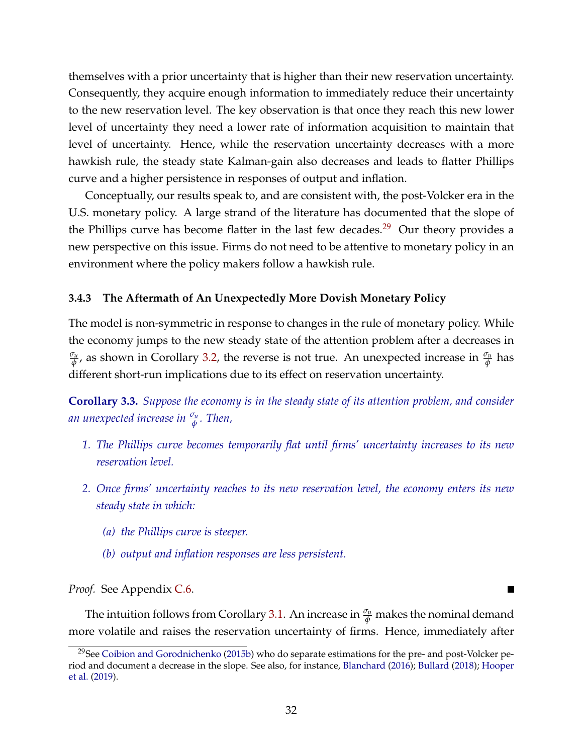themselves with a prior uncertainty that is higher than their new reservation uncertainty. Consequently, they acquire enough information to immediately reduce their uncertainty to the new reservation level. The key observation is that once they reach this new lower level of uncertainty they need a lower rate of information acquisition to maintain that level of uncertainty. Hence, while the reservation uncertainty decreases with a more hawkish rule, the steady state Kalman-gain also decreases and leads to flatter Phillips curve and a higher persistence in responses of output and inflation.

Conceptually, our results speak to, and are consistent with, the post-Volcker era in the U.S. monetary policy. A large strand of the literature has documented that the slope of the Phillips curve has become flatter in the last few decades.[29] Our theory provides a new perspective on this issue. Firms do not need to be attentive to monetary policy in an environment where the policy makers follow a hawkish rule.

### 3.4.3 The Aftermath of An Unexpectedly More Dovish Monetary Policy

The model is non-symmetric in response to changes in the rule of monetary policy. While the economy jumps to the new steady state of the attention problem after a decreases in $\frac{\sigma_u}{\phi}$, as shown in Corollary 3.2, the reverse is not true. An unexpected increase in $\frac{\sigma_u}{\phi}$ has different short-run implications due to its effect on reservation uncertainty.

**Corollary 3.3.** *Suppose the economy is in the steady state of its attention problem, and consider an unexpected increase in $\frac{\sigma_u}{\phi}$. Then,*

1. *The Phillips curve becomes temporarily flat until firms' uncertainty increases to its new reservation level.*
2. *Once firms' uncertainty reaches to its new reservation level, the economy enters its new steady state in which:*
   *(a) the Phillips curve is steeper.*
   *(b) output and inflation responses are less persistent.*

*Proof.* See Appendix C.6. ■

The intuition follows from Corollary 3.1. An increase in $\frac{\sigma_u}{\phi}$ makes the nominal demand more volatile and raises the reservation uncertainty of firms. Hence, immediately after

[29] See Coibion and Gorodnichenko (2015b) who do separate estimations for the pre- and post-Volcker period and document a decrease in the slope. See also, for instance, Blanchard (2016); Bullard (2018); Hooper et al. (2019).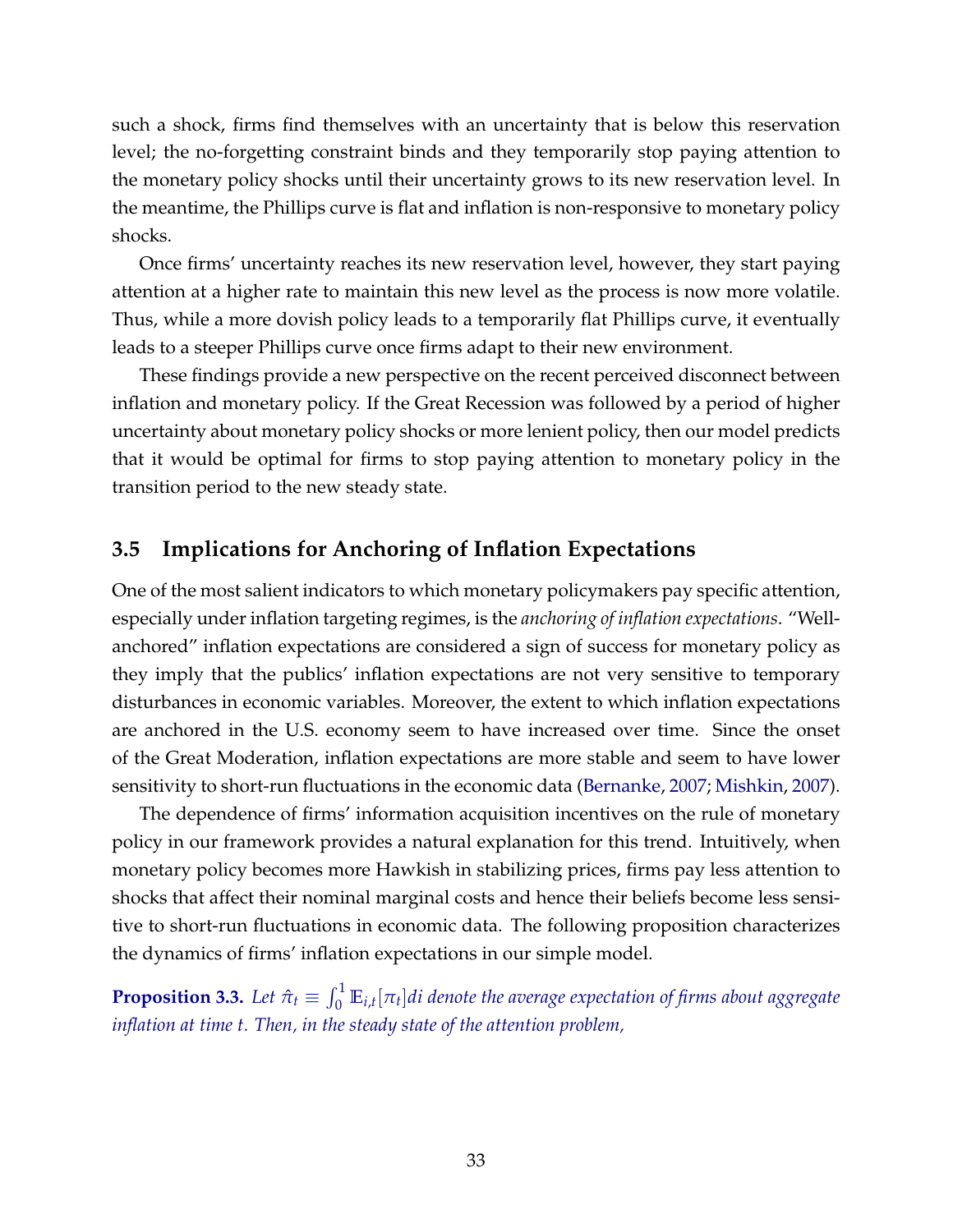such a shock, firms find themselves with an uncertainty that is below this reservation level; the no-forgetting constraint binds and they temporarily stop paying attention to the monetary policy shocks until their uncertainty grows to its new reservation level. In the meantime, the Phillips curve is flat and inflation is non-responsive to monetary policy shocks.

Once firms' uncertainty reaches its new reservation level, however, they start paying attention at a higher rate to maintain this new level as the process is now more volatile. Thus, while a more dovish policy leads to a temporarily flat Phillips curve, it eventually leads to a steeper Phillips curve once firms adapt to their new environment.

These findings provide a new perspective on the recent perceived disconnect between inflation and monetary policy. If the Great Recession was followed by a period of higher uncertainty about monetary policy shocks or more lenient policy, then our model predicts that it would be optimal for firms to stop paying attention to monetary policy in the transition period to the new steady state.

### 3.5 Implications for Anchoring of Inflation Expectations

One of the most salient indicators to which monetary policymakers pay specific attention, especially under inflation targeting regimes, is the *anchoring of inflation expectations*. "Well-anchored" inflation expectations are considered a sign of success for monetary policy as they imply that the publics' inflation expectations are not very sensitive to temporary disturbances in economic variables. Moreover, the extent to which inflation expectations are anchored in the U.S. economy seem to have increased over time. Since the onset of the Great Moderation, inflation expectations are more stable and seem to have lower sensitivity to short-run fluctuations in the economic data (Bernanke, 2007; Mishkin, 2007).

The dependence of firms' information acquisition incentives on the rule of monetary policy in our framework provides a natural explanation for this trend. Intuitively, when monetary policy becomes more Hawkish in stabilizing prices, firms pay less attention to shocks that affect their nominal marginal costs and hence their beliefs become less sensitive to short-run fluctuations in economic data. The following proposition characterizes the dynamics of firms' inflation expectations in our simple model.

**Proposition 3.3.** *Let $\hat{\pi}_t \equiv \int_0^1 \mathbb{E}_{i,t}[\pi_t]di$ denote the average expectation of firms about aggregate inflation at time $t$. Then, in the steady state of the attention problem,*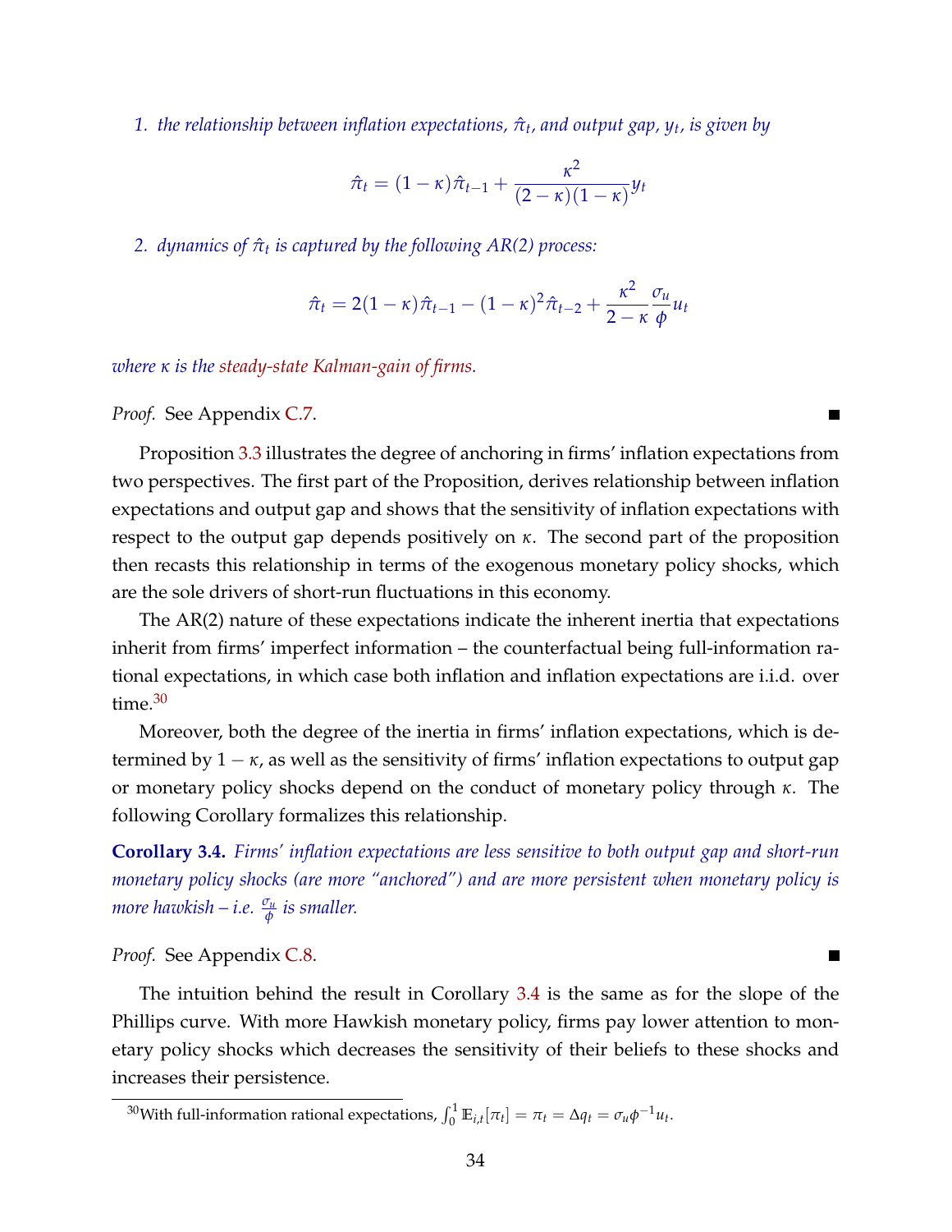1. *the relationship between inflation expectations, $\hat{\pi}_t$, and output gap, $y_t$, is given by*

$$\hat{\pi}_t = (1-\kappa)\hat{\pi}_{t-1} + \frac{\kappa^2}{(2-\kappa)(1-\kappa)} y_t$$

2. *dynamics of $\hat{\pi}_t$ is captured by the following AR(2) process:*

$$\hat{\pi}_t = 2(1-\kappa)\hat{\pi}_{t-1} - (1-\kappa)^2\hat{\pi}_{t-2} + \frac{\kappa^2}{2-\kappa}\frac{\sigma_u}{\phi}u_t$$

*where $\kappa$ is the steady-state Kalman-gain of firms.*

*Proof.* See Appendix C.7. ■

Proposition 3.3 illustrates the degree of anchoring in firms' inflation expectations from two perspectives. The first part of the Proposition, derives relationship between inflation expectations and output gap and shows that the sensitivity of inflation expectations with respect to the output gap depends positively on $\kappa$. The second part of the proposition then recasts this relationship in terms of the exogenous monetary policy shocks, which are the sole drivers of short-run fluctuations in this economy.

The AR(2) nature of these expectations indicate the inherent inertia that expectations inherit from firms' imperfect information – the counterfactual being full-information rational expectations, in which case both inflation and inflation expectations are i.i.d. over time.[30]

Moreover, both the degree of the inertia in firms' inflation expectations, which is determined by $1-\kappa$, as well as the sensitivity of firms' inflation expectations to output gap or monetary policy shocks depend on the conduct of monetary policy through $\kappa$. The following Corollary formalizes this relationship.

**Corollary 3.4.** *Firms' inflation expectations are less sensitive to both output gap and short-run monetary policy shocks (are more "anchored") and are more persistent when monetary policy is more hawkish – i.e. $\frac{\sigma_u}{\phi}$ is smaller.*

*Proof.* See Appendix C.8. ■

The intuition behind the result in Corollary 3.4 is the same as for the slope of the Phillips curve. With more Hawkish monetary policy, firms pay lower attention to monetary policy shocks which decreases the sensitivity of their beliefs to these shocks and increases their persistence.

[30] With full-information rational expectations, $\int_0^1 \mathbb{E}_{i,t}[\pi_t] = \pi_t = \Delta q_t = \sigma_u \phi^{-1} u_t$.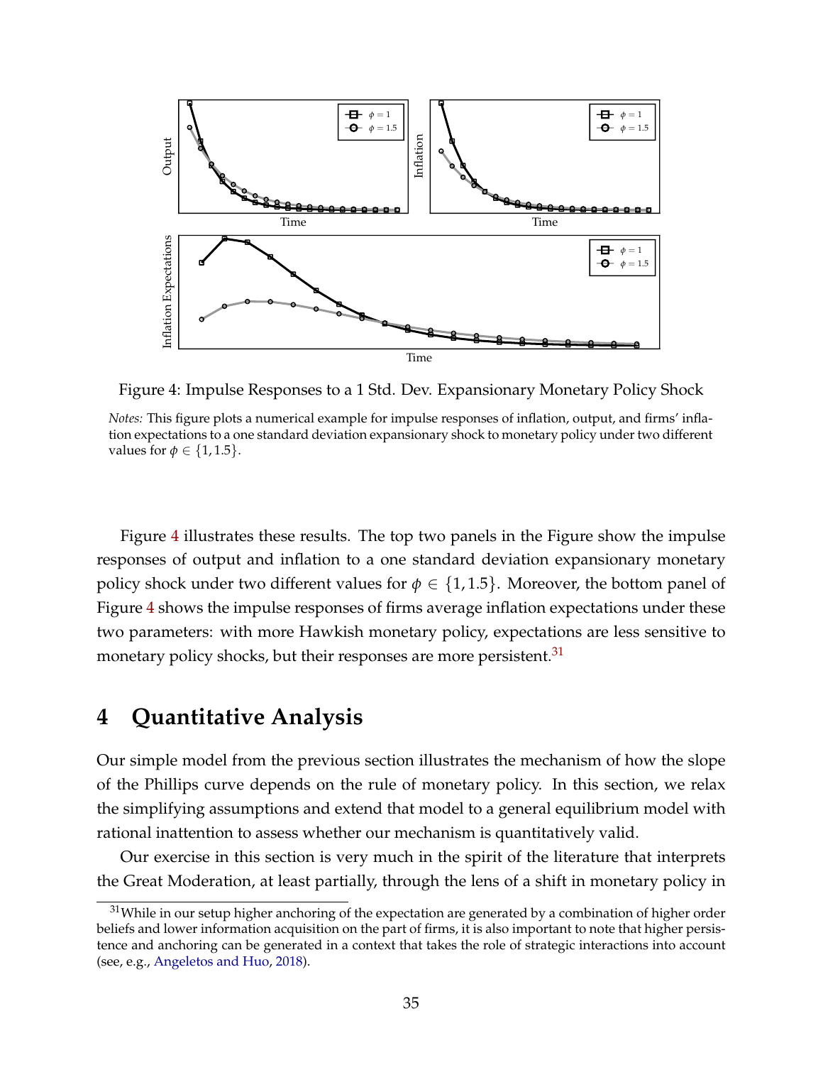Output

Inflation

Time

Time

$\phi = 1$

$\phi = 1.5$

Inflation Expectations

Time

Figure 4: Impulse Responses to a 1 Std. Dev. Expansionary Monetary Policy Shock

*Notes:* This figure plots a numerical example for impulse responses of inflation, output, and firms' inflation expectations to a one standard deviation expansionary shock to monetary policy under two different values for $\phi \in \{1, 1.5\}$.

Figure 4 illustrates these results. The top two panels in the Figure show the impulse responses of output and inflation to a one standard deviation expansionary monetary policy shock under two different values for $\phi \in \{1, 1.5\}$. Moreover, the bottom panel of Figure 4 shows the impulse responses of firms average inflation expectations under these two parameters: with more Hawkish monetary policy, expectations are less sensitive to monetary policy shocks, but their responses are more persistent.[31]

# 4 Quantitative Analysis

Our simple model from the previous section illustrates the mechanism of how the slope of the Phillips curve depends on the rule of monetary policy. In this section, we relax the simplifying assumptions and extend that model to a general equilibrium model with rational inattention to assess whether our mechanism is quantitatively valid.

Our exercise in this section is very much in the spirit of the literature that interprets the Great Moderation, at least partially, through the lens of a shift in monetary policy in

[31]While in our setup higher anchoring of the expectation are generated by a combination of higher order beliefs and lower information acquisition on the part of firms, it is also important to note that higher persistence and anchoring can be generated in a context that takes the role of strategic interactions into account (see, e.g., Angeletos and Huo, 2018).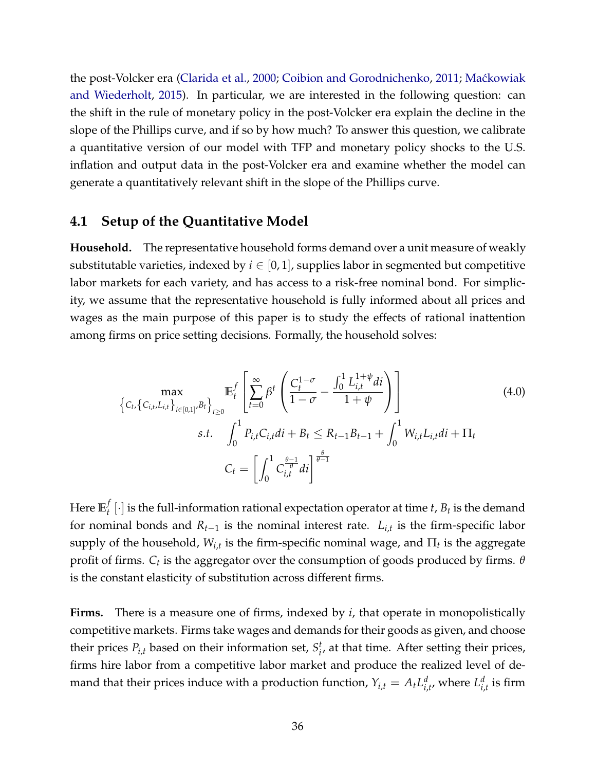the post-Volcker era (Clarida et al., 2000; Coibion and Gorodnichenko, 2011; Maćkowiak and Wiederholt, 2015). In particular, we are interested in the following question: can the shift in the rule of monetary policy in the post-Volcker era explain the decline in the slope of the Phillips curve, and if so by how much? To answer this question, we calibrate a quantitative version of our model with TFP and monetary policy shocks to the U.S. inflation and output data in the post-Volcker era and examine whether the model can generate a quantitatively relevant shift in the slope of the Phillips curve.

## 4.1 Setup of the Quantitative Model

**Household.** The representative household forms demand over a unit measure of weakly substitutable varieties, indexed by $i \in [0,1]$, supplies labor in segmented but competitive labor markets for each variety, and has access to a risk-free nominal bond. For simplicity, we assume that the representative household is fully informed about all prices and wages as the main purpose of this paper is to study the effects of rational inattention among firms on price setting decisions. Formally, the household solves:

$$
\begin{aligned}
\max_{\left\{C_t, \left\{C_{i,t}, L_{i,t}\right\}_{i\in[0,1]}, B_t\right\}_{t\geq 0}} \quad & \mathbb{E}_t^f \left[ \sum_{t=0}^{\infty} \beta^t \left( \frac{C_t^{1-\sigma}}{1-\sigma} - \frac{\int_0^1 L_{i,t}^{1+\psi} di}{1+\psi} \right) \right] \\
s.t. \quad & \int_0^1 P_{i,t} C_{i,t} di + B_t \leq R_{t-1} B_{t-1} + \int_0^1 W_{i,t} L_{i,t} di + \Pi_t \\
& C_t = \left[ \int_0^1 C_{i,t}^{\frac{\theta-1}{\theta}} di \right]^{\frac{\theta}{\theta-1}}
\end{aligned} \tag{4.0}
$$

Here $\mathbb{E}_t^f[\cdot]$ is the full-information rational expectation operator at time $t$, $B_t$ is the demand for nominal bonds and $R_{t-1}$ is the nominal interest rate. $L_{i,t}$ is the firm-specific labor supply of the household, $W_{i,t}$ is the firm-specific nominal wage, and $\Pi_t$ is the aggregate profit of firms. $C_t$ is the aggregator over the consumption of goods produced by firms. $\theta$ is the constant elasticity of substitution across different firms.

**Firms.** There is a measure one of firms, indexed by $i$, that operate in monopolistically competitive markets. Firms take wages and demands for their goods as given, and choose their prices $P_{i,t}$ based on their information set, $S_i^t$, at that time. After setting their prices, firms hire labor from a competitive labor market and produce the realized level of demand that their prices induce with a production function, $Y_{i,t} = A_t L_{i,t}^d$, where $L_{i,t}^d$ is firm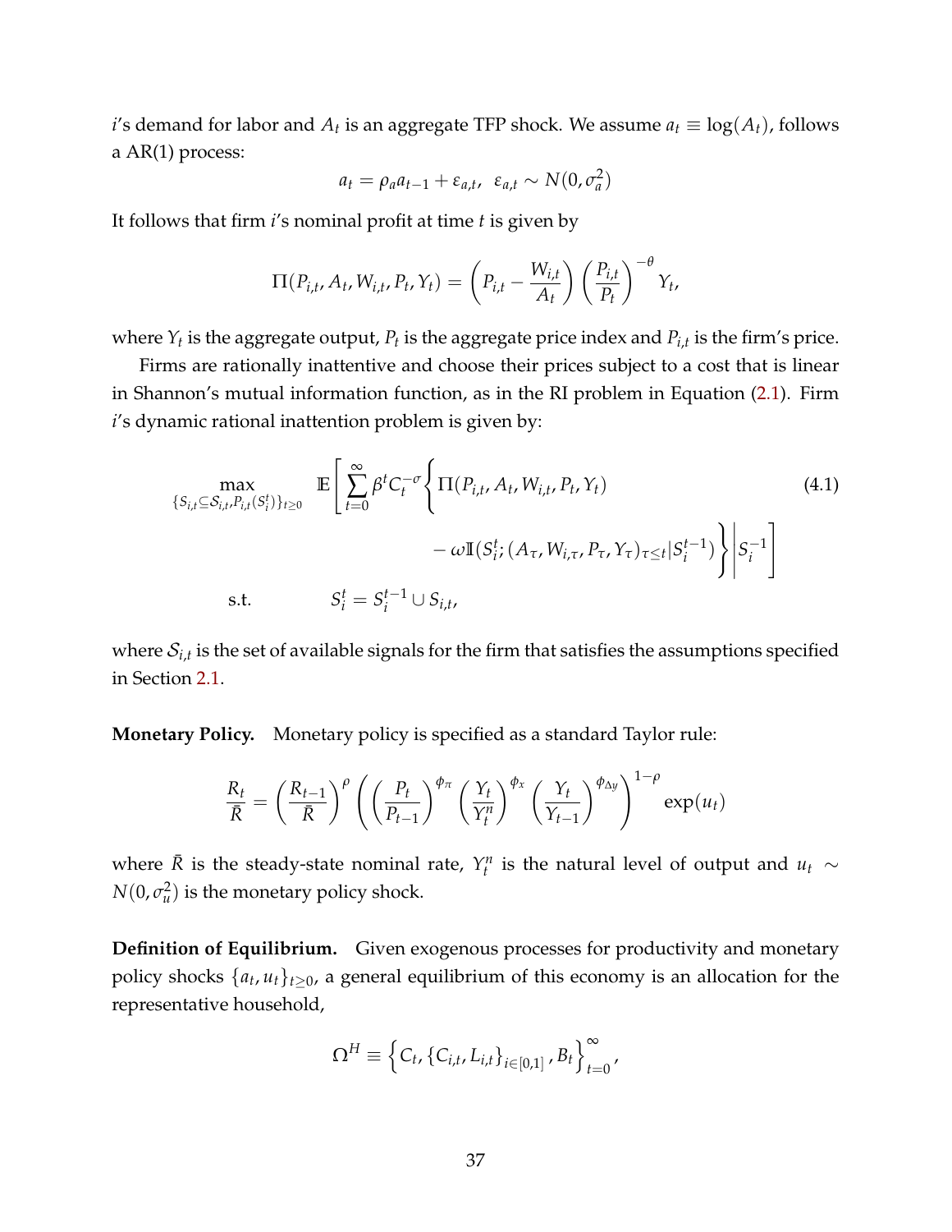$i$'s demand for labor and $A_t$ is an aggregate TFP shock. We assume $a_t \equiv \log(A_t)$, follows a AR(1) process:

$$a_t = \rho_a a_{t-1} + \varepsilon_{a,t}, \;\; \varepsilon_{a,t} \sim N(0, \sigma_a^2)$$

It follows that firm $i$'s nominal profit at time $t$ is given by

$$\Pi(P_{i,t}, A_t, W_{i,t}, P_t, Y_t) = \left(P_{i,t} - \frac{W_{i,t}}{A_t}\right)\left(\frac{P_{i,t}}{P_t}\right)^{-\theta} Y_t,$$

where $Y_t$ is the aggregate output, $P_t$ is the aggregate price index and $P_{i,t}$ is the firm's price.

Firms are rationally inattentive and choose their prices subject to a cost that is linear in Shannon's mutual information function, as in the RI problem in Equation (2.1). Firm $i$'s dynamic rational inattention problem is given by:

$$\begin{aligned}
\max_{\{S_{i,t} \subseteq \mathcal{S}_{i,t}, P_{i,t}(S_i^t)\}_{t\geq 0}} \quad & \mathbb{E}\left[\sum_{t=0}^{\infty} \beta^t C_t^{-\sigma} \left\{ \Pi(P_{i,t}, A_t, W_{i,t}, P_t, Y_t) \right.\right. \\
& \qquad\qquad \left.\left. - \omega \mathbb{I}(S_i^t; (A_\tau, W_{i,\tau}, P_\tau, Y_\tau)_{\tau \leq t} | S_i^{t-1}) \right\} \middle| S_i^{-1} \right] \\
\text{s.t.} \quad & S_i^t = S_i^{t-1} \cup S_{i,t},
\end{aligned} \tag{4.1}$$

where $\mathcal{S}_{i,t}$ is the set of available signals for the firm that satisfies the assumptions specified in Section 2.1.

**Monetary Policy.** Monetary policy is specified as a standard Taylor rule:

$$\frac{R_t}{\bar{R}} = \left(\frac{R_{t-1}}{\bar{R}}\right)^{\rho} \left( \left(\frac{P_t}{P_{t-1}}\right)^{\phi_\pi} \left(\frac{Y_t}{Y_t^n}\right)^{\phi_x} \left(\frac{Y_t}{Y_{t-1}}\right)^{\phi_{\Delta y}} \right)^{1-\rho} \exp(u_t)$$

where $\bar{R}$ is the steady-state nominal rate, $Y_t^n$ is the natural level of output and $u_t \sim N(0, \sigma_u^2)$ is the monetary policy shock.

**Definition of Equilibrium.** Given exogenous processes for productivity and monetary policy shocks $\{a_t, u_t\}_{t\geq 0}$, a general equilibrium of this economy is an allocation for the representative household,

$$\Omega^H \equiv \left\{ C_t, \{C_{i,t}, L_{i,t}\}_{i \in [0,1]}, B_t \right\}_{t=0}^{\infty},$$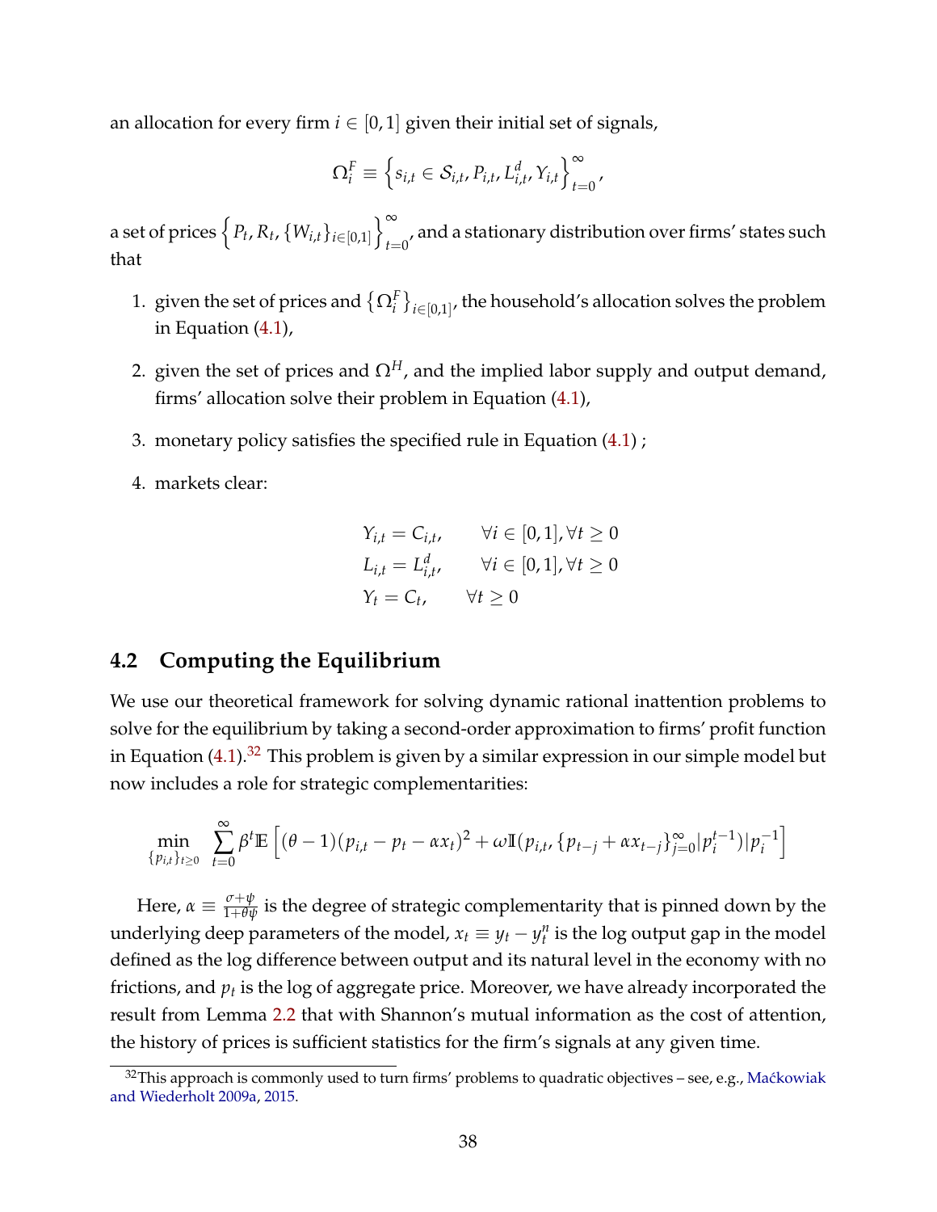an allocation for every firm $i \in [0,1]$ given their initial set of signals,

$$\Omega_i^F \equiv \left\{ s_{i,t} \in \mathcal{S}_{i,t}, P_{i,t}, L_{i,t}^d, Y_{i,t} \right\}_{t=0}^{\infty},$$

a set of prices $\left\{ P_t, R_t, \{W_{i,t}\}_{i\in[0,1]} \right\}_{t=0}^{\infty}$, and a stationary distribution over firms' states such that

1. given the set of prices and $\{\Omega_i^F\}_{i\in[0,1]}$, the household's allocation solves the problem in Equation (4.1),
2. given the set of prices and $\Omega^H$, and the implied labor supply and output demand, firms' allocation solve their problem in Equation (4.1),
3. monetary policy satisfies the specified rule in Equation (4.1) ;
4. markets clear:

$$\begin{aligned}
Y_{i,t} &= C_{i,t}, \qquad \forall i \in [0,1], \forall t \geq 0 \\
L_{i,t} &= L_{i,t}^d, \qquad \forall i \in [0,1], \forall t \geq 0 \\
Y_t &= C_t, \qquad \forall t \geq 0
\end{aligned}$$

## 4.2 Computing the Equilibrium

We use our theoretical framework for solving dynamic rational inattention problems to solve for the equilibrium by taking a second-order approximation to firms' profit function in Equation (4.1).[32] This problem is given by a similar expression in our simple model but now includes a role for strategic complementarities:

$$\min_{\{p_{i,t}\}_{t\geq 0}} \sum_{t=0}^{\infty} \beta^t \mathbb{E}\left[ (\theta-1)(p_{i,t} - p_t - \alpha x_t)^2 + \omega \mathbb{I}(p_{i,t}, \{p_{t-j} + \alpha x_{t-j}\}_{j=0}^{\infty} | p_i^{t-1}) | p_i^{-1} \right]$$

Here, $\alpha \equiv \frac{\sigma+\psi}{1+\theta\psi}$ is the degree of strategic complementarity that is pinned down by the underlying deep parameters of the model, $x_t \equiv y_t - y_t^n$ is the log output gap in the model defined as the log difference between output and its natural level in the economy with no frictions, and $p_t$ is the log of aggregate price. Moreover, we have already incorporated the result from Lemma 2.2 that with Shannon's mutual information as the cost of attention, the history of prices is sufficient statistics for the firm's signals at any given time.

[32] This approach is commonly used to turn firms' problems to quadratic objectives – see, e.g., Maćkowiak and Wiederholt 2009a, 2015.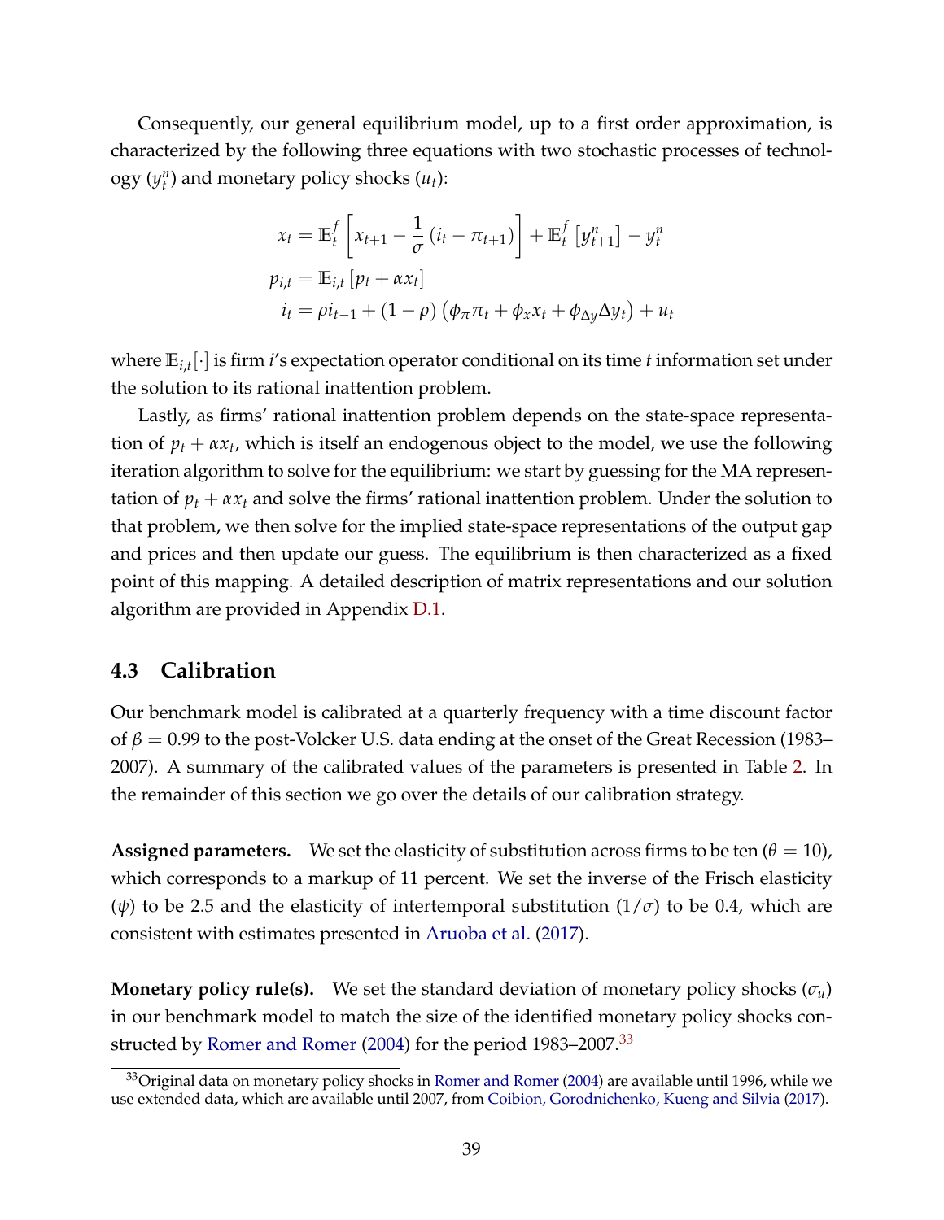Consequently, our general equilibrium model, up to a first order approximation, is characterized by the following three equations with two stochastic processes of technology ($y_t^n$) and monetary policy shocks ($u_t$):

$$
\begin{aligned}
x_t &= \mathbb{E}_t^f \left[ x_{t+1} - \frac{1}{\sigma} \left( i_t - \pi_{t+1} \right) \right] + \mathbb{E}_t^f \left[ y_{t+1}^n \right] - y_t^n \\
p_{i,t} &= \mathbb{E}_{i,t} \left[ p_t + \alpha x_t \right] \\
i_t &= \rho i_{t-1} + (1-\rho) \left( \phi_\pi \pi_t + \phi_x x_t + \phi_{\Delta y} \Delta y_t \right) + u_t
\end{aligned}
$$

where $\mathbb{E}_{i,t}[\cdot]$ is firm $i$'s expectation operator conditional on its time $t$ information set under the solution to its rational inattention problem.

Lastly, as firms' rational inattention problem depends on the state-space representation of $p_t + \alpha x_t$, which is itself an endogenous object to the model, we use the following iteration algorithm to solve for the equilibrium: we start by guessing for the MA representation of $p_t + \alpha x_t$ and solve the firms' rational inattention problem. Under the solution to that problem, we then solve for the implied state-space representations of the output gap and prices and then update our guess. The equilibrium is then characterized as a fixed point of this mapping. A detailed description of matrix representations and our solution algorithm are provided in Appendix D.1.

## 4.3 Calibration

Our benchmark model is calibrated at a quarterly frequency with a time discount factor of $\beta = 0.99$ to the post-Volcker U.S. data ending at the onset of the Great Recession (1983–2007). A summary of the calibrated values of the parameters is presented in Table 2. In the remainder of this section we go over the details of our calibration strategy.

**Assigned parameters.** We set the elasticity of substitution across firms to be ten ($\theta = 10$), which corresponds to a markup of 11 percent. We set the inverse of the Frisch elasticity ($\psi$) to be 2.5 and the elasticity of intertemporal substitution ($1/\sigma$) to be 0.4, which are consistent with estimates presented in Aruoba et al. (2017).

**Monetary policy rule(s).** We set the standard deviation of monetary policy shocks ($\sigma_u$) in our benchmark model to match the size of the identified monetary policy shocks constructed by Romer and Romer (2004) for the period 1983–2007.[33]

[33] Original data on monetary policy shocks in Romer and Romer (2004) are available until 1996, while we use extended data, which are available until 2007, from Coibion, Gorodnichenko, Kueng and Silvia (2017).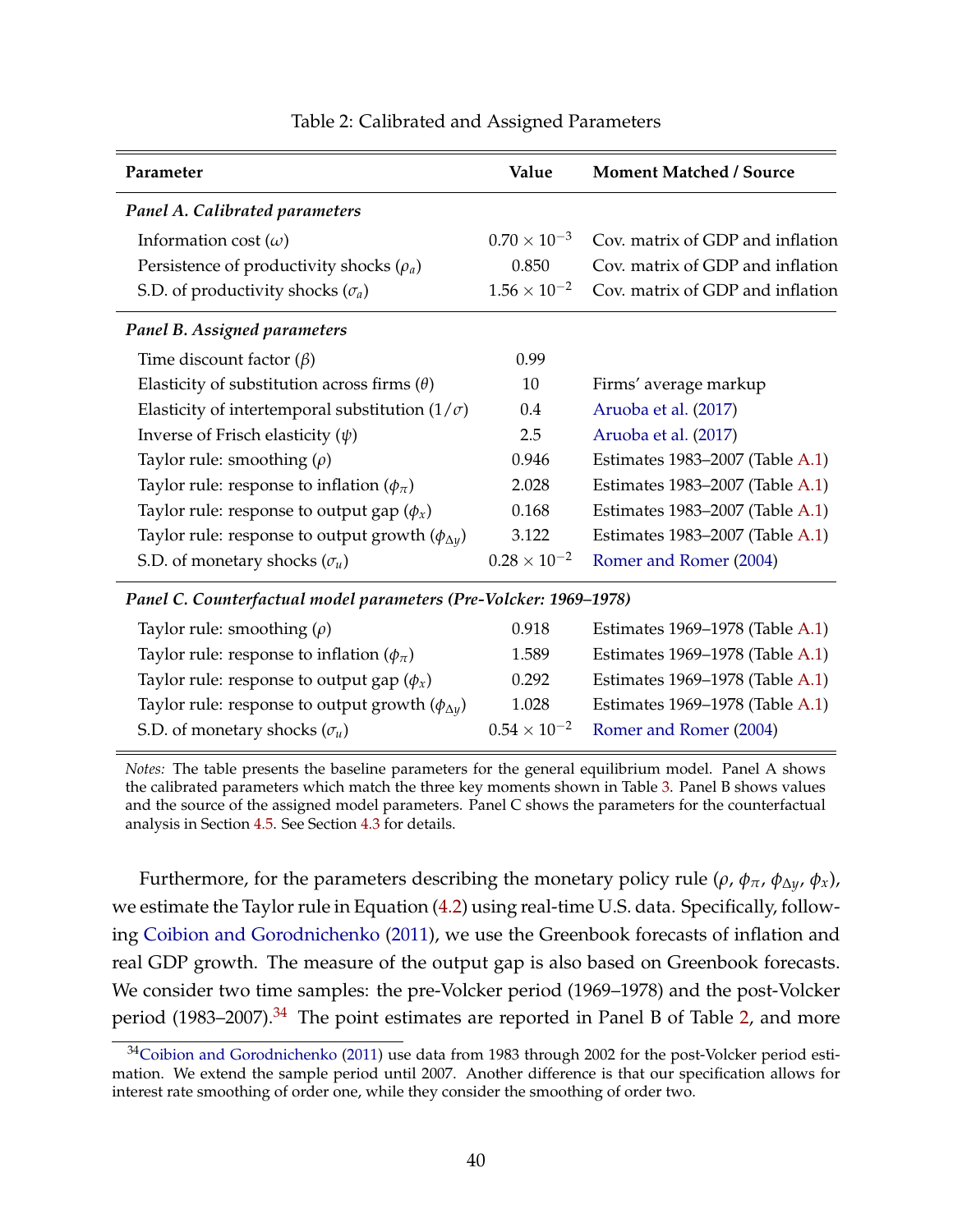Table 2: Calibrated and Assigned Parameters

| Parameter | Value | Moment Matched / Source |
|---|---|---|
| ***Panel A. Calibrated parameters*** | | |
| Information cost ($\omega$) | $0.70 \times 10^{-3}$ | Cov. matrix of GDP and inflation |
| Persistence of productivity shocks ($\rho_a$) | 0.850 | Cov. matrix of GDP and inflation |
| S.D. of productivity shocks ($\sigma_a$) | $1.56 \times 10^{-2}$ | Cov. matrix of GDP and inflation |
| ***Panel B. Assigned parameters*** | | |
| Time discount factor ($\beta$) | 0.99 | |
| Elasticity of substitution across firms ($\theta$) | 10 | Firms' average markup |
| Elasticity of intertemporal substitution ($1/\sigma$) | 0.4 | Aruoba et al. (2017) |
| Inverse of Frisch elasticity ($\psi$) | 2.5 | Aruoba et al. (2017) |
| Taylor rule: smoothing ($\rho$) | 0.946 | Estimates 1983–2007 (Table A.1) |
| Taylor rule: response to inflation ($\phi_\pi$) | 2.028 | Estimates 1983–2007 (Table A.1) |
| Taylor rule: response to output gap ($\phi_x$) | 0.168 | Estimates 1983–2007 (Table A.1) |
| Taylor rule: response to output growth ($\phi_{\Delta y}$) | 3.122 | Estimates 1983–2007 (Table A.1) |
| S.D. of monetary shocks ($\sigma_u$) | $0.28 \times 10^{-2}$ | Romer and Romer (2004) |
| ***Panel C. Counterfactual model parameters (Pre-Volcker: 1969–1978)*** | | |
| Taylor rule: smoothing ($\rho$) | 0.918 | Estimates 1969–1978 (Table A.1) |
| Taylor rule: response to inflation ($\phi_\pi$) | 1.589 | Estimates 1969–1978 (Table A.1) |
| Taylor rule: response to output gap ($\phi_x$) | 0.292 | Estimates 1969–1978 (Table A.1) |
| Taylor rule: response to output growth ($\phi_{\Delta y}$) | 1.028 | Estimates 1969–1978 (Table A.1) |
| S.D. of monetary shocks ($\sigma_u$) | $0.54 \times 10^{-2}$ | Romer and Romer (2004) |

*Notes:* The table presents the baseline parameters for the general equilibrium model. Panel A shows the calibrated parameters which match the three key moments shown in Table 3. Panel B shows values and the source of the assigned model parameters. Panel C shows the parameters for the counterfactual analysis in Section 4.5. See Section 4.3 for details.

Furthermore, for the parameters describing the monetary policy rule ($\rho$, $\phi_\pi$, $\phi_{\Delta y}$, $\phi_x$), we estimate the Taylor rule in Equation (4.2) using real-time U.S. data. Specifically, following Coibion and Gorodnichenko (2011), we use the Greenbook forecasts of inflation and real GDP growth. The measure of the output gap is also based on Greenbook forecasts. We consider two time samples: the pre-Volcker period (1969–1978) and the post-Volcker period (1983–2007).[34] The point estimates are reported in Panel B of Table 2, and more

[34] Coibion and Gorodnichenko (2011) use data from 1983 through 2002 for the post-Volcker period estimation. We extend the sample period until 2007. Another difference is that our specification allows for interest rate smoothing of order one, while they consider the smoothing of order two.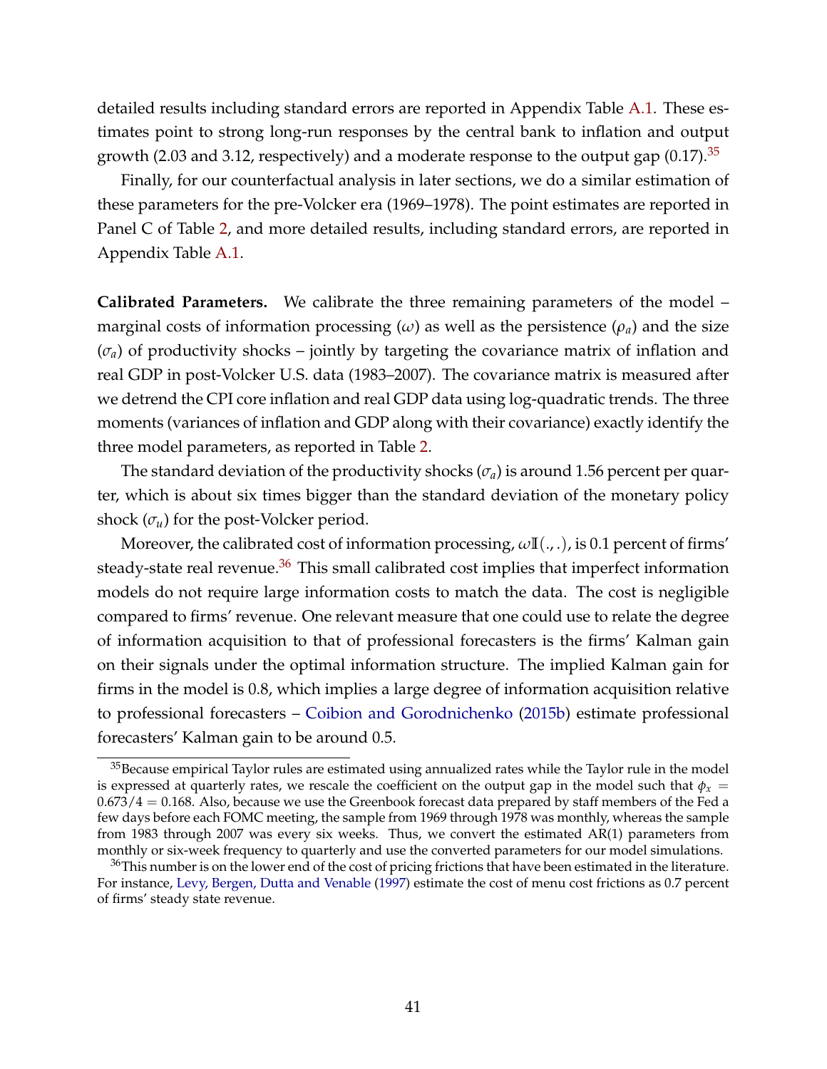detailed results including standard errors are reported in Appendix Table A.1. These estimates point to strong long-run responses by the central bank to inflation and output growth (2.03 and 3.12, respectively) and a moderate response to the output gap (0.17).[35]

Finally, for our counterfactual analysis in later sections, we do a similar estimation of these parameters for the pre-Volcker era (1969–1978). The point estimates are reported in Panel C of Table 2, and more detailed results, including standard errors, are reported in Appendix Table A.1.

**Calibrated Parameters.** We calibrate the three remaining parameters of the model – marginal costs of information processing ($\omega$) as well as the persistence ($\rho_a$) and the size ($\sigma_a$) of productivity shocks – jointly by targeting the covariance matrix of inflation and real GDP in post-Volcker U.S. data (1983–2007). The covariance matrix is measured after we detrend the CPI core inflation and real GDP data using log-quadratic trends. The three moments (variances of inflation and GDP along with their covariance) exactly identify the three model parameters, as reported in Table 2.

The standard deviation of the productivity shocks ($\sigma_a$) is around 1.56 percent per quarter, which is about six times bigger than the standard deviation of the monetary policy shock ($\sigma_u$) for the post-Volcker period.

Moreover, the calibrated cost of information processing, $\omega\mathbb{I}(.,.)$, is 0.1 percent of firms' steady-state real revenue.[36] This small calibrated cost implies that imperfect information models do not require large information costs to match the data. The cost is negligible compared to firms' revenue. One relevant measure that one could use to relate the degree of information acquisition to that of professional forecasters is the firms' Kalman gain on their signals under the optimal information structure. The implied Kalman gain for firms in the model is 0.8, which implies a large degree of information acquisition relative to professional forecasters – Coibion and Gorodnichenko (2015b) estimate professional forecasters' Kalman gain to be around 0.5.

[35] Because empirical Taylor rules are estimated using annualized rates while the Taylor rule in the model is expressed at quarterly rates, we rescale the coefficient on the output gap in the model such that $\phi_x = 0.673/4 = 0.168$. Also, because we use the Greenbook forecast data prepared by staff members of the Fed a few days before each FOMC meeting, the sample from 1969 through 1978 was monthly, whereas the sample from 1983 through 2007 was every six weeks. Thus, we convert the estimated AR(1) parameters from monthly or six-week frequency to quarterly and use the converted parameters for our model simulations.

[36] This number is on the lower end of the cost of pricing frictions that have been estimated in the literature. For instance, Levy, Bergen, Dutta and Venable (1997) estimate the cost of menu cost frictions as 0.7 percent of firms' steady state revenue.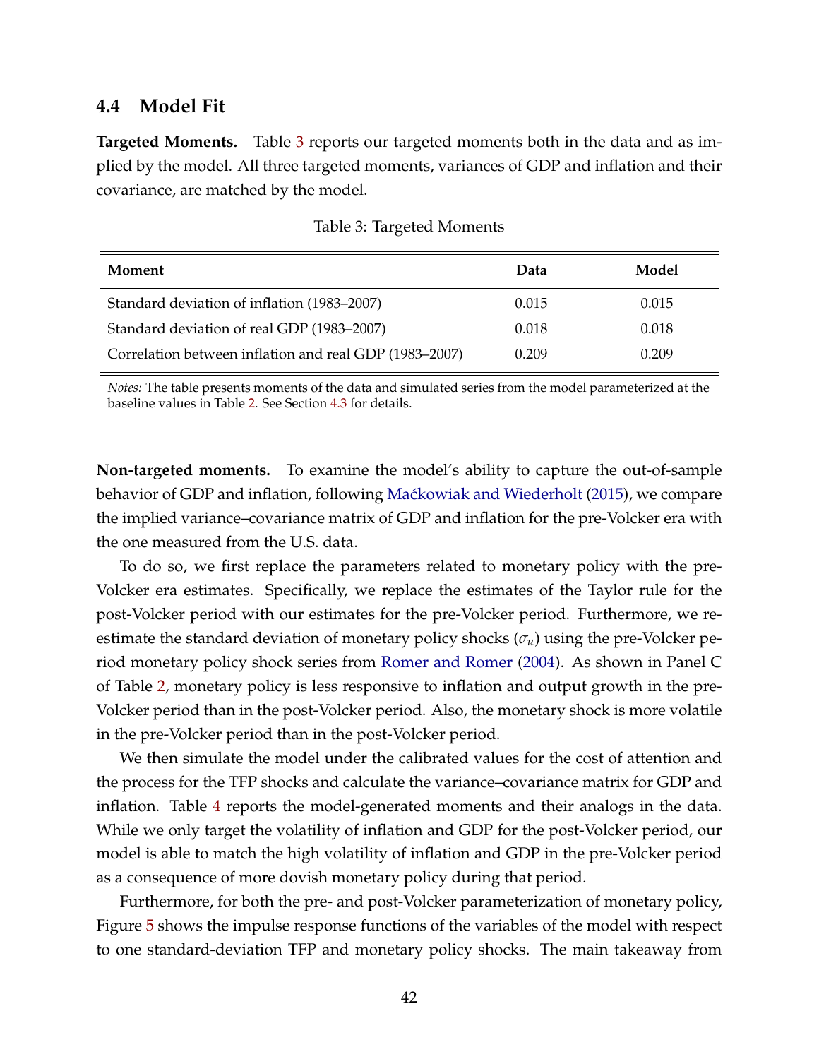### 4.4 Model Fit

**Targeted Moments.** Table 3 reports our targeted moments both in the data and as implied by the model. All three targeted moments, variances of GDP and inflation and their covariance, are matched by the model.

Table 3: Targeted Moments

| Moment | Data | Model |
|---|---|---|
| Standard deviation of inflation (1983–2007) | 0.015 | 0.015 |
| Standard deviation of real GDP (1983–2007) | 0.018 | 0.018 |
| Correlation between inflation and real GDP (1983–2007) | 0.209 | 0.209 |

*Notes:* The table presents moments of the data and simulated series from the model parameterized at the baseline values in Table 2. See Section 4.3 for details.

**Non-targeted moments.** To examine the model's ability to capture the out-of-sample behavior of GDP and inflation, following Maćkowiak and Wiederholt (2015), we compare the implied variance–covariance matrix of GDP and inflation for the pre-Volcker era with the one measured from the U.S. data.

To do so, we first replace the parameters related to monetary policy with the pre-Volcker era estimates. Specifically, we replace the estimates of the Taylor rule for the post-Volcker period with our estimates for the pre-Volcker period. Furthermore, we re-estimate the standard deviation of monetary policy shocks ($\sigma_u$) using the pre-Volcker period monetary policy shock series from Romer and Romer (2004). As shown in Panel C of Table 2, monetary policy is less responsive to inflation and output growth in the pre-Volcker period than in the post-Volcker period. Also, the monetary shock is more volatile in the pre-Volcker period than in the post-Volcker period.

We then simulate the model under the calibrated values for the cost of attention and the process for the TFP shocks and calculate the variance–covariance matrix for GDP and inflation. Table 4 reports the model-generated moments and their analogs in the data. While we only target the volatility of inflation and GDP for the post-Volcker period, our model is able to match the high volatility of inflation and GDP in the pre-Volcker period as a consequence of more dovish monetary policy during that period.

Furthermore, for both the pre- and post-Volcker parameterization of monetary policy, Figure 5 shows the impulse response functions of the variables of the model with respect to one standard-deviation TFP and monetary policy shocks. The main takeaway from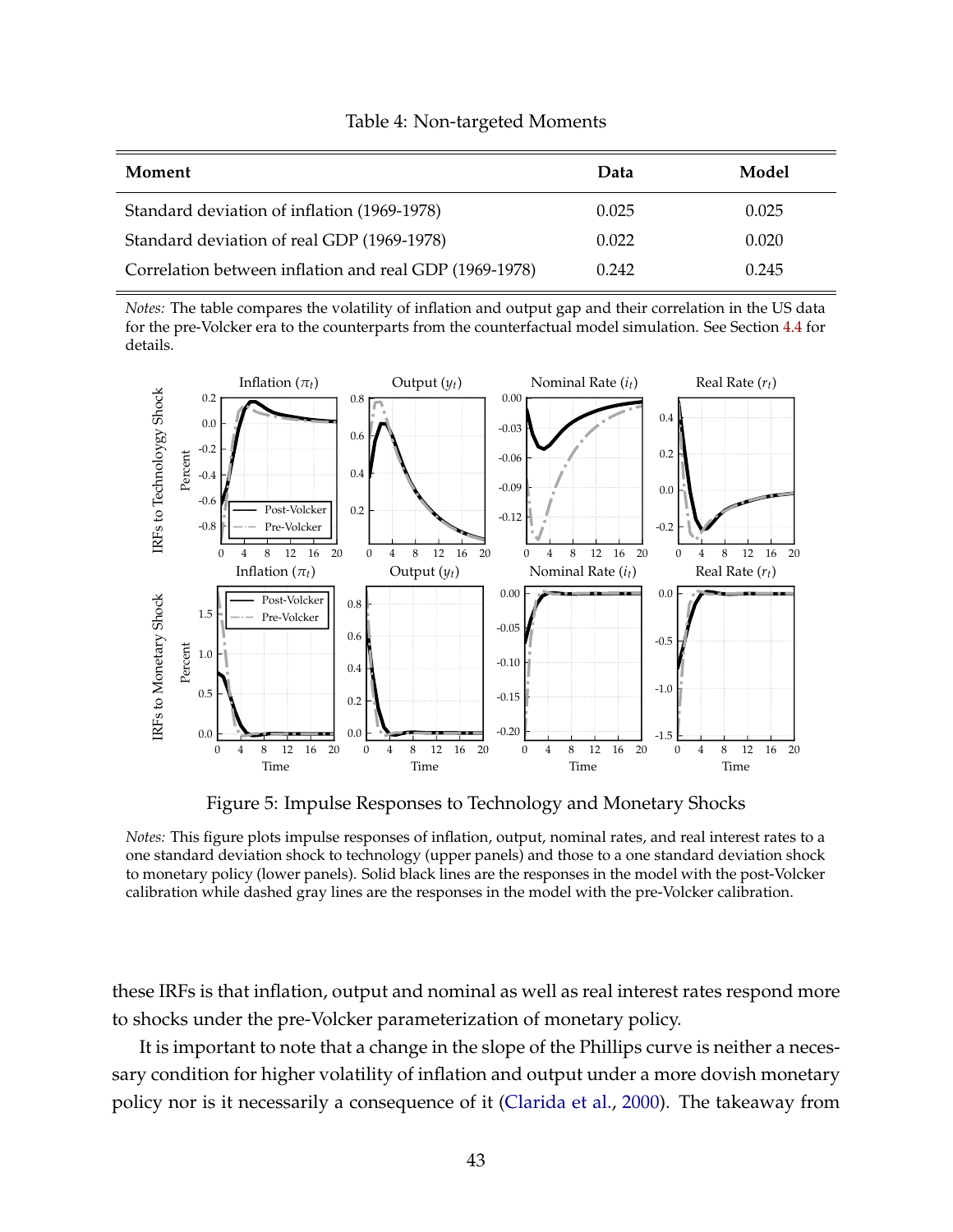Table 4: Non-targeted Moments

| Moment | Data | Model |
|---|---|---|
| Standard deviation of inflation (1969-1978) | 0.025 | 0.025 |
| Standard deviation of real GDP (1969-1978) | 0.022 | 0.020 |
| Correlation between inflation and real GDP (1969-1978) | 0.242 | 0.245 |

*Notes:* The table compares the volatility of inflation and output gap and their correlation in the US data for the pre-Volcker era to the counterparts from the counterfactual model simulation. See Section 4.4 for details.

IRFs to Technology Shock

Inflation ($\pi_t$)

Output ($y_t$)

Nominal Rate ($i_t$)

Real Rate ($r_t$)

Percent

Post-Volcker

Pre-Volcker

IRFs to Monetary Shock

Inflation ($\pi_t$)

Output ($y_t$)

Nominal Rate ($i_t$)

Real Rate ($r_t$)

Percent

Post-Volcker

Pre-Volcker

Time

Figure 5: Impulse Responses to Technology and Monetary Shocks

*Notes:* This figure plots impulse responses of inflation, output, nominal rates, and real interest rates to a one standard deviation shock to technology (upper panels) and those to a one standard deviation shock to monetary policy (lower panels). Solid black lines are the responses in the model with the post-Volcker calibration while dashed gray lines are the responses in the model with the pre-Volcker calibration.

these IRFs is that inflation, output and nominal as well as real interest rates respond more to shocks under the pre-Volcker parameterization of monetary policy.

It is important to note that a change in the slope of the Phillips curve is neither a necessary condition for higher volatility of inflation and output under a more dovish monetary policy nor is it necessarily a consequence of it (Clarida et al., 2000). The takeaway from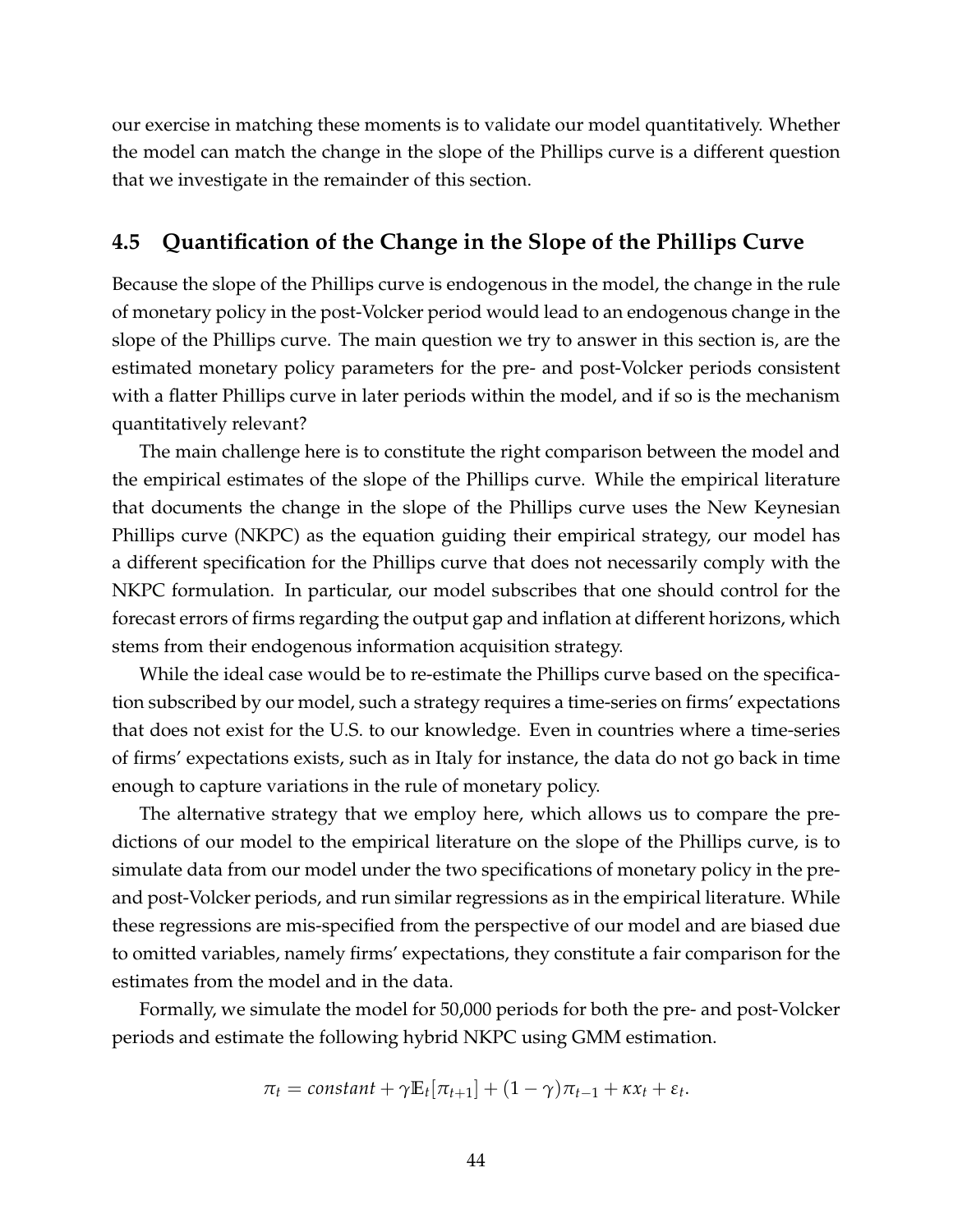our exercise in matching these moments is to validate our model quantitatively. Whether the model can match the change in the slope of the Phillips curve is a different question that we investigate in the remainder of this section.

## 4.5 Quantification of the Change in the Slope of the Phillips Curve

Because the slope of the Phillips curve is endogenous in the model, the change in the rule of monetary policy in the post-Volcker period would lead to an endogenous change in the slope of the Phillips curve. The main question we try to answer in this section is, are the estimated monetary policy parameters for the pre- and post-Volcker periods consistent with a flatter Phillips curve in later periods within the model, and if so is the mechanism quantitatively relevant?

The main challenge here is to constitute the right comparison between the model and the empirical estimates of the slope of the Phillips curve. While the empirical literature that documents the change in the slope of the Phillips curve uses the New Keynesian Phillips curve (NKPC) as the equation guiding their empirical strategy, our model has a different specification for the Phillips curve that does not necessarily comply with the NKPC formulation. In particular, our model subscribes that one should control for the forecast errors of firms regarding the output gap and inflation at different horizons, which stems from their endogenous information acquisition strategy.

While the ideal case would be to re-estimate the Phillips curve based on the specification subscribed by our model, such a strategy requires a time-series on firms' expectations that does not exist for the U.S. to our knowledge. Even in countries where a time-series of firms' expectations exists, such as in Italy for instance, the data do not go back in time enough to capture variations in the rule of monetary policy.

The alternative strategy that we employ here, which allows us to compare the predictions of our model to the empirical literature on the slope of the Phillips curve, is to simulate data from our model under the two specifications of monetary policy in the pre- and post-Volcker periods, and run similar regressions as in the empirical literature. While these regressions are mis-specified from the perspective of our model and are biased due to omitted variables, namely firms' expectations, they constitute a fair comparison for the estimates from the model and in the data.

Formally, we simulate the model for 50,000 periods for both the pre- and post-Volcker periods and estimate the following hybrid NKPC using GMM estimation.

$$\pi_t = constant + \gamma \mathbb{E}_t[\pi_{t+1}] + (1 - \gamma)\pi_{t-1} + \kappa x_t + \varepsilon_t.$$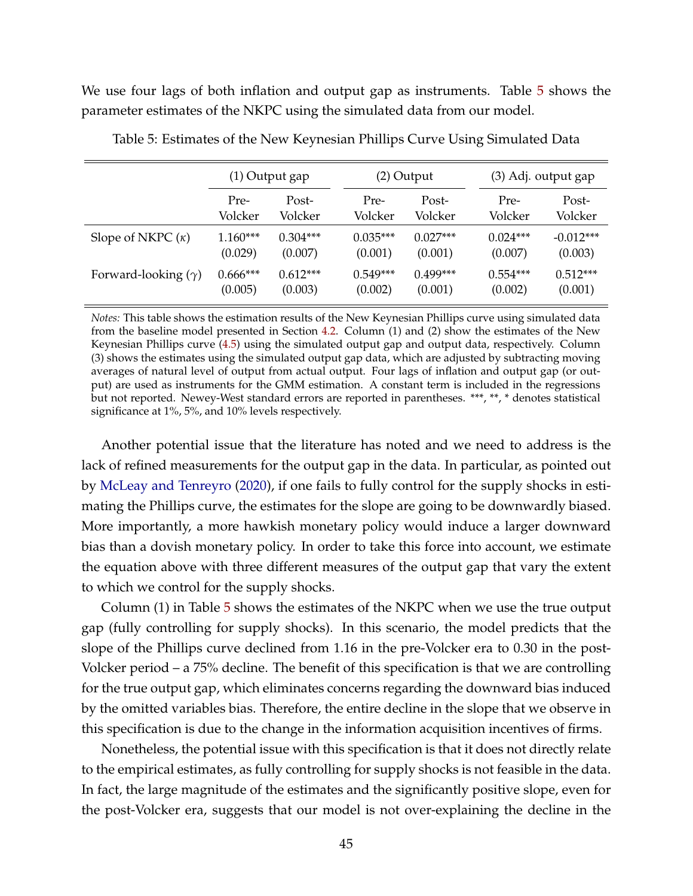We use four lags of both inflation and output gap as instruments. Table 5 shows the parameter estimates of the NKPC using the simulated data from our model.

Table 5: Estimates of the New Keynesian Phillips Curve Using Simulated Data

| | (1) Output gap | | (2) Output | | (3) Adj. output gap | |
|---|---|---|---|---|---|---|
| | Pre-Volcker | Post-Volcker | Pre-Volcker | Post-Volcker | Pre-Volcker | Post-Volcker |
| Slope of NKPC ($\kappa$) | 1.160*** | 0.304*** | 0.035*** | 0.027*** | 0.024*** | -0.012*** |
| | (0.029) | (0.007) | (0.001) | (0.001) | (0.007) | (0.003) |
| Forward-looking ($\gamma$) | 0.666*** | 0.612*** | 0.549*** | 0.499*** | 0.554*** | 0.512*** |
| | (0.005) | (0.003) | (0.002) | (0.001) | (0.002) | (0.001) |

*Notes:* This table shows the estimation results of the New Keynesian Phillips curve using simulated data from the baseline model presented in Section 4.2. Column (1) and (2) show the estimates of the New Keynesian Phillips curve (4.5) using the simulated output gap and output data, respectively. Column (3) shows the estimates using the simulated output gap data, which are adjusted by subtracting moving averages of natural level of output from actual output. Four lags of inflation and output gap (or output) are used as instruments for the GMM estimation. A constant term is included in the regressions but not reported. Newey-West standard errors are reported in parentheses. ***, **, * denotes statistical significance at 1%, 5%, and 10% levels respectively.

Another potential issue that the literature has noted and we need to address is the lack of refined measurements for the output gap in the data. In particular, as pointed out by McLeay and Tenreyro (2020), if one fails to fully control for the supply shocks in estimating the Phillips curve, the estimates for the slope are going to be downwardly biased. More importantly, a more hawkish monetary policy would induce a larger downward bias than a dovish monetary policy. In order to take this force into account, we estimate the equation above with three different measures of the output gap that vary the extent to which we control for the supply shocks.

Column (1) in Table 5 shows the estimates of the NKPC when we use the true output gap (fully controlling for supply shocks). In this scenario, the model predicts that the slope of the Phillips curve declined from 1.16 in the pre-Volcker era to 0.30 in the post-Volcker period – a 75% decline. The benefit of this specification is that we are controlling for the true output gap, which eliminates concerns regarding the downward bias induced by the omitted variables bias. Therefore, the entire decline in the slope that we observe in this specification is due to the change in the information acquisition incentives of firms.

Nonetheless, the potential issue with this specification is that it does not directly relate to the empirical estimates, as fully controlling for supply shocks is not feasible in the data. In fact, the large magnitude of the estimates and the significantly positive slope, even for the post-Volcker era, suggests that our model is not over-explaining the decline in the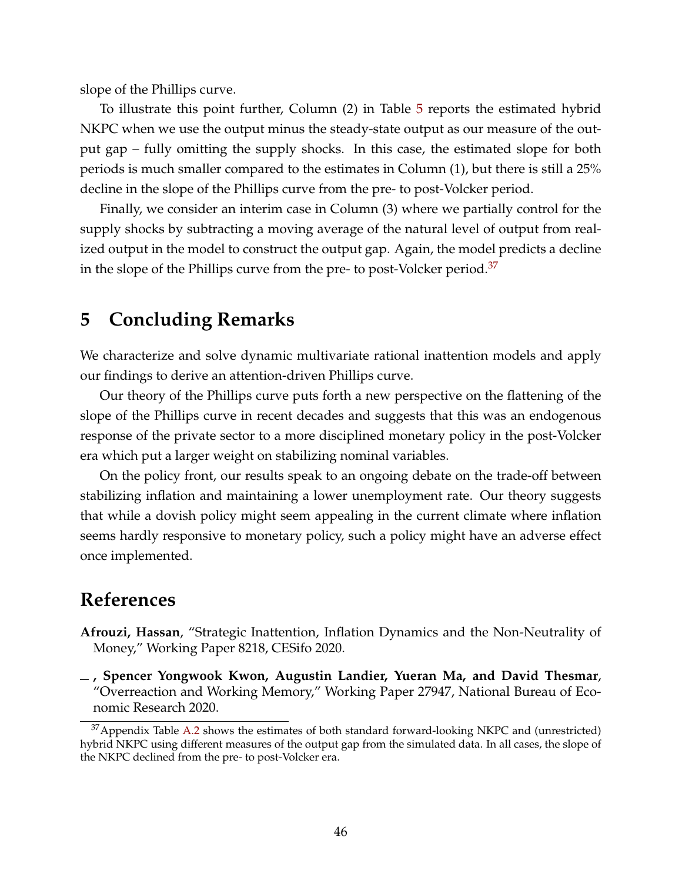slope of the Phillips curve.

To illustrate this point further, Column (2) in Table 5 reports the estimated hybrid NKPC when we use the output minus the steady-state output as our measure of the output gap – fully omitting the supply shocks. In this case, the estimated slope for both periods is much smaller compared to the estimates in Column (1), but there is still a 25% decline in the slope of the Phillips curve from the pre- to post-Volcker period.

Finally, we consider an interim case in Column (3) where we partially control for the supply shocks by subtracting a moving average of the natural level of output from realized output in the model to construct the output gap. Again, the model predicts a decline in the slope of the Phillips curve from the pre- to post-Volcker period.[37]

# 5 Concluding Remarks

We characterize and solve dynamic multivariate rational inattention models and apply our findings to derive an attention-driven Phillips curve.

Our theory of the Phillips curve puts forth a new perspective on the flattening of the slope of the Phillips curve in recent decades and suggests that this was an endogenous response of the private sector to a more disciplined monetary policy in the post-Volcker era which put a larger weight on stabilizing nominal variables.

On the policy front, our results speak to an ongoing debate on the trade-off between stabilizing inflation and maintaining a lower unemployment rate. Our theory suggests that while a dovish policy might seem appealing in the current climate where inflation seems hardly responsive to monetary policy, such a policy might have an adverse effect once implemented.

# References

**Afrouzi, Hassan**, "Strategic Inattention, Inflation Dynamics and the Non-Neutrality of Money," Working Paper 8218, CESifo 2020.

**\_, Spencer Yongwook Kwon, Augustin Landier, Yueran Ma, and David Thesmar**, "Overreaction and Working Memory," Working Paper 27947, National Bureau of Economic Research 2020.

[37] Appendix Table A.2 shows the estimates of both standard forward-looking NKPC and (unrestricted) hybrid NKPC using different measures of the output gap from the simulated data. In all cases, the slope of the NKPC declined from the pre- to post-Volcker era.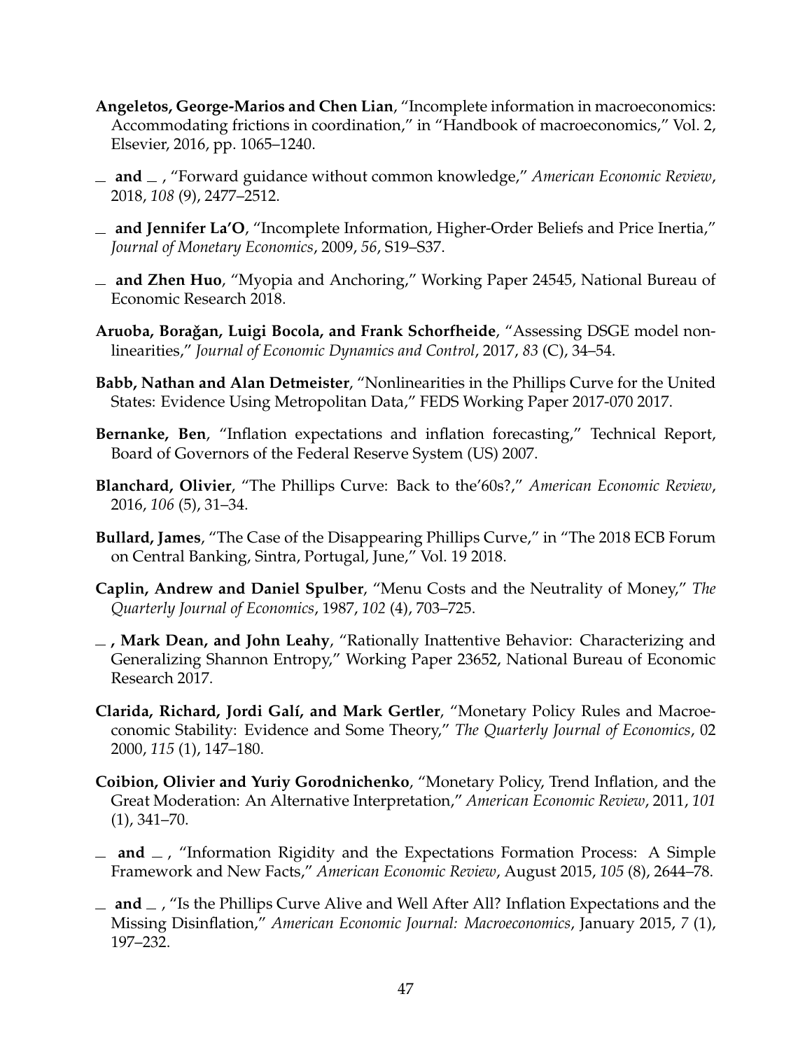**Angeletos, George-Marios and Chen Lian**, "Incomplete information in macroeconomics: Accommodating frictions in coordination," in "Handbook of macroeconomics," Vol. 2, Elsevier, 2016, pp. 1065–1240.

_ **and** _ , "Forward guidance without common knowledge," *American Economic Review*, 2018, *108* (9), 2477–2512.

_ **and Jennifer La'O**, "Incomplete Information, Higher-Order Beliefs and Price Inertia," *Journal of Monetary Economics*, 2009, *56*, S19–S37.

_ **and Zhen Huo**, "Myopia and Anchoring," Working Paper 24545, National Bureau of Economic Research 2018.

**Aruoba, Borağan, Luigi Bocola, and Frank Schorfheide**, "Assessing DSGE model nonlinearities," *Journal of Economic Dynamics and Control*, 2017, *83* (C), 34–54.

**Babb, Nathan and Alan Detmeister**, "Nonlinearities in the Phillips Curve for the United States: Evidence Using Metropolitan Data," FEDS Working Paper 2017-070 2017.

**Bernanke, Ben**, "Inflation expectations and inflation forecasting," Technical Report, Board of Governors of the Federal Reserve System (US) 2007.

**Blanchard, Olivier**, "The Phillips Curve: Back to the'60s?," *American Economic Review*, 2016, *106* (5), 31–34.

**Bullard, James**, "The Case of the Disappearing Phillips Curve," in "The 2018 ECB Forum on Central Banking, Sintra, Portugal, June," Vol. 19 2018.

**Caplin, Andrew and Daniel Spulber**, "Menu Costs and the Neutrality of Money," *The Quarterly Journal of Economics*, 1987, *102* (4), 703–725.

_ **, Mark Dean, and John Leahy**, "Rationally Inattentive Behavior: Characterizing and Generalizing Shannon Entropy," Working Paper 23652, National Bureau of Economic Research 2017.

**Clarida, Richard, Jordi Galí, and Mark Gertler**, "Monetary Policy Rules and Macroeconomic Stability: Evidence and Some Theory," *The Quarterly Journal of Economics*, 02 2000, *115* (1), 147–180.

**Coibion, Olivier and Yuriy Gorodnichenko**, "Monetary Policy, Trend Inflation, and the Great Moderation: An Alternative Interpretation," *American Economic Review*, 2011, *101* (1), 341–70.

_ **and** _ , "Information Rigidity and the Expectations Formation Process: A Simple Framework and New Facts," *American Economic Review*, August 2015, *105* (8), 2644–78.

_ **and** _ , "Is the Phillips Curve Alive and Well After All? Inflation Expectations and the Missing Disinflation," *American Economic Journal: Macroeconomics*, January 2015, *7* (1), 197–232.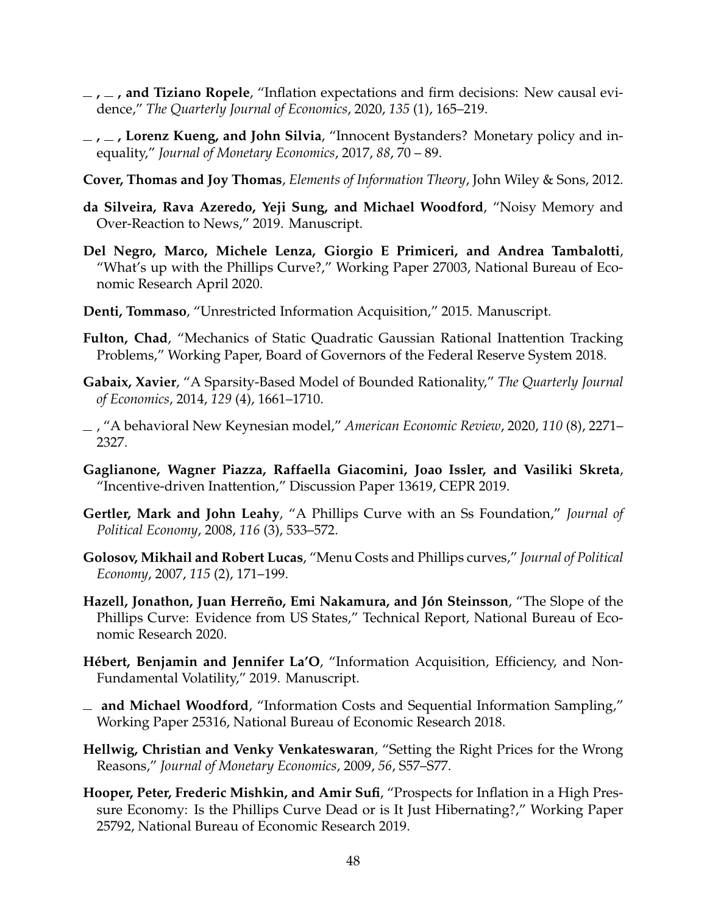— , — , **and Tiziano Ropele**, "Inflation expectations and firm decisions: New causal evidence," *The Quarterly Journal of Economics*, 2020, *135* (1), 165–219.

— , — , **Lorenz Kueng, and John Silvia**, "Innocent Bystanders? Monetary policy and inequality," *Journal of Monetary Economics*, 2017, *88*, 70 – 89.

**Cover, Thomas and Joy Thomas**, *Elements of Information Theory*, John Wiley & Sons, 2012.

**da Silveira, Rava Azeredo, Yeji Sung, and Michael Woodford**, "Noisy Memory and Over-Reaction to News," 2019. Manuscript.

**Del Negro, Marco, Michele Lenza, Giorgio E Primiceri, and Andrea Tambalotti**, "What's up with the Phillips Curve?," Working Paper 27003, National Bureau of Economic Research April 2020.

**Denti, Tommaso**, "Unrestricted Information Acquisition," 2015. Manuscript.

**Fulton, Chad**, "Mechanics of Static Quadratic Gaussian Rational Inattention Tracking Problems," Working Paper, Board of Governors of the Federal Reserve System 2018.

**Gabaix, Xavier**, "A Sparsity-Based Model of Bounded Rationality," *The Quarterly Journal of Economics*, 2014, *129* (4), 1661–1710.

— , "A behavioral New Keynesian model," *American Economic Review*, 2020, *110* (8), 2271–2327.

**Gaglianone, Wagner Piazza, Raffaella Giacomini, Joao Issler, and Vasiliki Skreta**, "Incentive-driven Inattention," Discussion Paper 13619, CEPR 2019.

**Gertler, Mark and John Leahy**, "A Phillips Curve with an Ss Foundation," *Journal of Political Economy*, 2008, *116* (3), 533–572.

**Golosov, Mikhail and Robert Lucas**, "Menu Costs and Phillips curves," *Journal of Political Economy*, 2007, *115* (2), 171–199.

**Hazell, Jonathon, Juan Herreño, Emi Nakamura, and Jón Steinsson**, "The Slope of the Phillips Curve: Evidence from US States," Technical Report, National Bureau of Economic Research 2020.

**Hébert, Benjamin and Jennifer La'O**, "Information Acquisition, Efficiency, and Non-Fundamental Volatility," 2019. Manuscript.

— **and Michael Woodford**, "Information Costs and Sequential Information Sampling," Working Paper 25316, National Bureau of Economic Research 2018.

**Hellwig, Christian and Venky Venkateswaran**, "Setting the Right Prices for the Wrong Reasons," *Journal of Monetary Economics*, 2009, *56*, S57–S77.

**Hooper, Peter, Frederic Mishkin, and Amir Sufi**, "Prospects for Inflation in a High Pressure Economy: Is the Phillips Curve Dead or is It Just Hibernating?," Working Paper 25792, National Bureau of Economic Research 2019.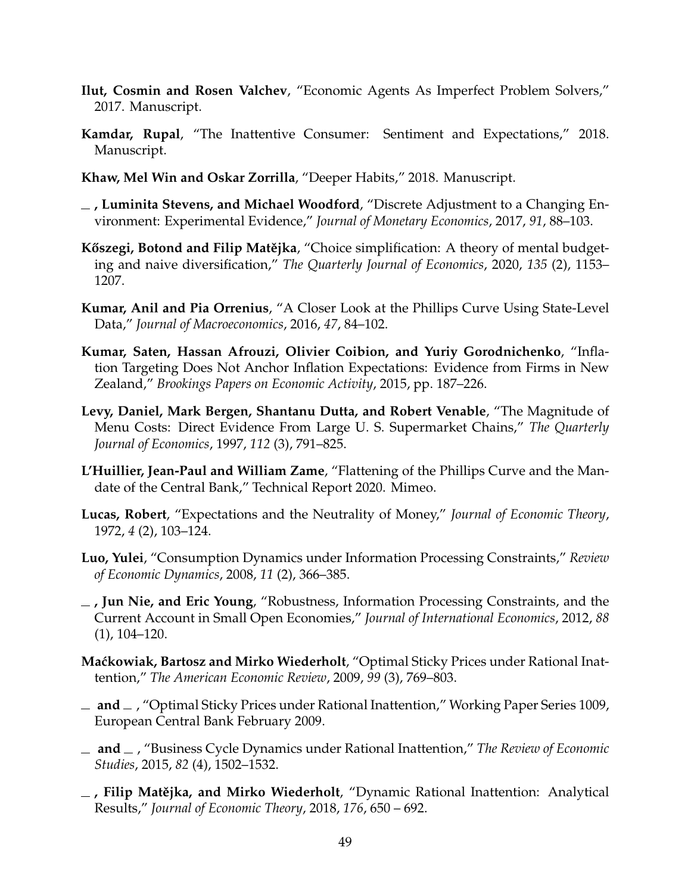**Ilut, Cosmin and Rosen Valchev**, "Economic Agents As Imperfect Problem Solvers," 2017. Manuscript.

**Kamdar, Rupal**, "The Inattentive Consumer: Sentiment and Expectations," 2018. Manuscript.

**Khaw, Mel Win and Oskar Zorrilla**, "Deeper Habits," 2018. Manuscript.

**_ , Luminita Stevens, and Michael Woodford**, "Discrete Adjustment to a Changing Environment: Experimental Evidence," *Journal of Monetary Economics*, 2017, *91*, 88–103.

**Kőszegi, Botond and Filip Matějka**, "Choice simplification: A theory of mental budgeting and naive diversification," *The Quarterly Journal of Economics*, 2020, *135* (2), 1153–1207.

**Kumar, Anil and Pia Orrenius**, "A Closer Look at the Phillips Curve Using State-Level Data," *Journal of Macroeconomics*, 2016, *47*, 84–102.

**Kumar, Saten, Hassan Afrouzi, Olivier Coibion, and Yuriy Gorodnichenko**, "Inflation Targeting Does Not Anchor Inflation Expectations: Evidence from Firms in New Zealand," *Brookings Papers on Economic Activity*, 2015, pp. 187–226.

**Levy, Daniel, Mark Bergen, Shantanu Dutta, and Robert Venable**, "The Magnitude of Menu Costs: Direct Evidence From Large U. S. Supermarket Chains," *The Quarterly Journal of Economics*, 1997, *112* (3), 791–825.

**L'Huillier, Jean-Paul and William Zame**, "Flattening of the Phillips Curve and the Mandate of the Central Bank," Technical Report 2020. Mimeo.

**Lucas, Robert**, "Expectations and the Neutrality of Money," *Journal of Economic Theory*, 1972, *4* (2), 103–124.

**Luo, Yulei**, "Consumption Dynamics under Information Processing Constraints," *Review of Economic Dynamics*, 2008, *11* (2), 366–385.

**_ , Jun Nie, and Eric Young**, "Robustness, Information Processing Constraints, and the Current Account in Small Open Economies," *Journal of International Economics*, 2012, *88* (1), 104–120.

**Maćkowiak, Bartosz and Mirko Wiederholt**, "Optimal Sticky Prices under Rational Inattention," *The American Economic Review*, 2009, *99* (3), 769–803.

**_ and _** , "Optimal Sticky Prices under Rational Inattention," Working Paper Series 1009, European Central Bank February 2009.

**_ and _** , "Business Cycle Dynamics under Rational Inattention," *The Review of Economic Studies*, 2015, *82* (4), 1502–1532.

**_ , Filip Matějka, and Mirko Wiederholt**, "Dynamic Rational Inattention: Analytical Results," *Journal of Economic Theory*, 2018, *176*, 650 – 692.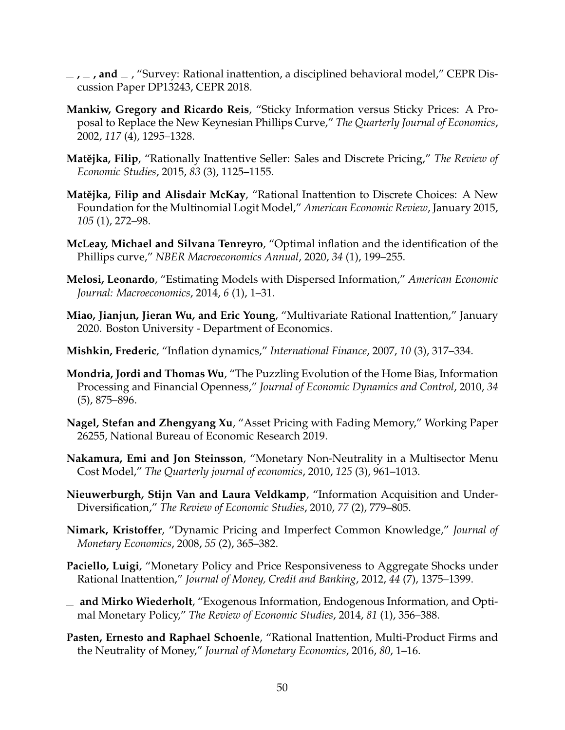_ , _ , **and** _ , "Survey: Rational inattention, a disciplined behavioral model," CEPR Discussion Paper DP13243, CEPR 2018.

**Mankiw, Gregory and Ricardo Reis**, "Sticky Information versus Sticky Prices: A Proposal to Replace the New Keynesian Phillips Curve," *The Quarterly Journal of Economics*, 2002, *117* (4), 1295–1328.

**Matějka, Filip**, "Rationally Inattentive Seller: Sales and Discrete Pricing," *The Review of Economic Studies*, 2015, *83* (3), 1125–1155.

**Matějka, Filip and Alisdair McKay**, "Rational Inattention to Discrete Choices: A New Foundation for the Multinomial Logit Model," *American Economic Review*, January 2015, *105* (1), 272–98.

**McLeay, Michael and Silvana Tenreyro**, "Optimal inflation and the identification of the Phillips curve," *NBER Macroeconomics Annual*, 2020, *34* (1), 199–255.

**Melosi, Leonardo**, "Estimating Models with Dispersed Information," *American Economic Journal: Macroeconomics*, 2014, *6* (1), 1–31.

**Miao, Jianjun, Jieran Wu, and Eric Young**, "Multivariate Rational Inattention," January 2020. Boston University - Department of Economics.

**Mishkin, Frederic**, "Inflation dynamics," *International Finance*, 2007, *10* (3), 317–334.

**Mondria, Jordi and Thomas Wu**, "The Puzzling Evolution of the Home Bias, Information Processing and Financial Openness," *Journal of Economic Dynamics and Control*, 2010, *34* (5), 875–896.

**Nagel, Stefan and Zhengyang Xu**, "Asset Pricing with Fading Memory," Working Paper 26255, National Bureau of Economic Research 2019.

**Nakamura, Emi and Jon Steinsson**, "Monetary Non-Neutrality in a Multisector Menu Cost Model," *The Quarterly journal of economics*, 2010, *125* (3), 961–1013.

**Nieuwerburgh, Stijn Van and Laura Veldkamp**, "Information Acquisition and Under-Diversification," *The Review of Economic Studies*, 2010, *77* (2), 779–805.

**Nimark, Kristoffer**, "Dynamic Pricing and Imperfect Common Knowledge," *Journal of Monetary Economics*, 2008, *55* (2), 365–382.

**Paciello, Luigi**, "Monetary Policy and Price Responsiveness to Aggregate Shocks under Rational Inattention," *Journal of Money, Credit and Banking*, 2012, *44* (7), 1375–1399.

_ **and Mirko Wiederholt**, "Exogenous Information, Endogenous Information, and Optimal Monetary Policy," *The Review of Economic Studies*, 2014, *81* (1), 356–388.

**Pasten, Ernesto and Raphael Schoenle**, "Rational Inattention, Multi-Product Firms and the Neutrality of Money," *Journal of Monetary Economics*, 2016, *80*, 1–16.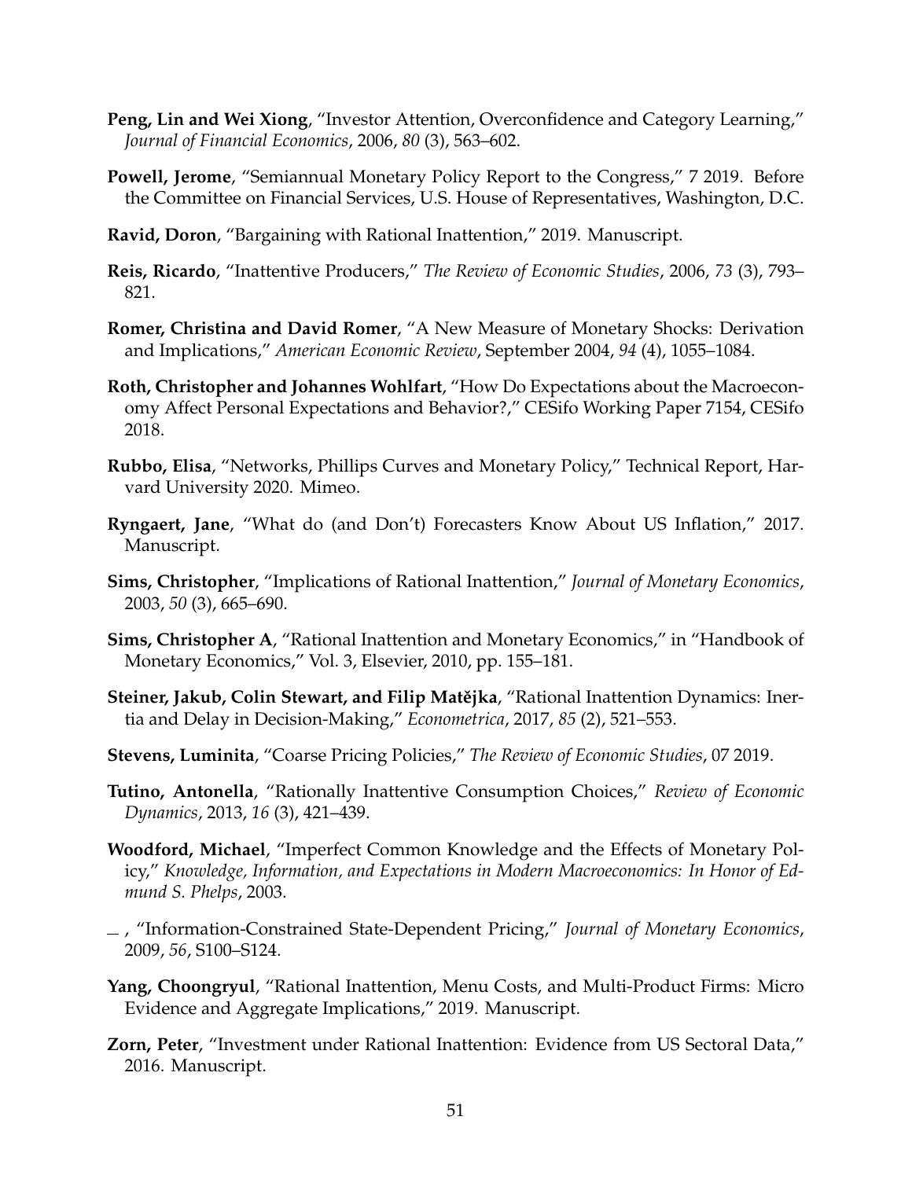**Peng, Lin and Wei Xiong**, "Investor Attention, Overconfidence and Category Learning," *Journal of Financial Economics*, 2006, *80* (3), 563–602.

**Powell, Jerome**, "Semiannual Monetary Policy Report to the Congress," 7 2019. Before the Committee on Financial Services, U.S. House of Representatives, Washington, D.C.

**Ravid, Doron**, "Bargaining with Rational Inattention," 2019. Manuscript.

**Reis, Ricardo**, "Inattentive Producers," *The Review of Economic Studies*, 2006, *73* (3), 793–821.

**Romer, Christina and David Romer**, "A New Measure of Monetary Shocks: Derivation and Implications," *American Economic Review*, September 2004, *94* (4), 1055–1084.

**Roth, Christopher and Johannes Wohlfart**, "How Do Expectations about the Macroeconomy Affect Personal Expectations and Behavior?," CESifo Working Paper 7154, CESifo 2018.

**Rubbo, Elisa**, "Networks, Phillips Curves and Monetary Policy," Technical Report, Harvard University 2020. Mimeo.

**Ryngaert, Jane**, "What do (and Don't) Forecasters Know About US Inflation," 2017. Manuscript.

**Sims, Christopher**, "Implications of Rational Inattention," *Journal of Monetary Economics*, 2003, *50* (3), 665–690.

**Sims, Christopher A**, "Rational Inattention and Monetary Economics," in "Handbook of Monetary Economics," Vol. 3, Elsevier, 2010, pp. 155–181.

**Steiner, Jakub, Colin Stewart, and Filip Matějka**, "Rational Inattention Dynamics: Inertia and Delay in Decision-Making," *Econometrica*, 2017, *85* (2), 521–553.

**Stevens, Luminita**, "Coarse Pricing Policies," *The Review of Economic Studies*, 07 2019.

**Tutino, Antonella**, "Rationally Inattentive Consumption Choices," *Review of Economic Dynamics*, 2013, *16* (3), 421–439.

**Woodford, Michael**, "Imperfect Common Knowledge and the Effects of Monetary Policy," *Knowledge, Information, and Expectations in Modern Macroeconomics: In Honor of Edmund S. Phelps*, 2003.

— , "Information-Constrained State-Dependent Pricing," *Journal of Monetary Economics*, 2009, *56*, S100–S124.

**Yang, Choongryul**, "Rational Inattention, Menu Costs, and Multi-Product Firms: Micro Evidence and Aggregate Implications," 2019. Manuscript.

**Zorn, Peter**, "Investment under Rational Inattention: Evidence from US Sectoral Data," 2016. Manuscript.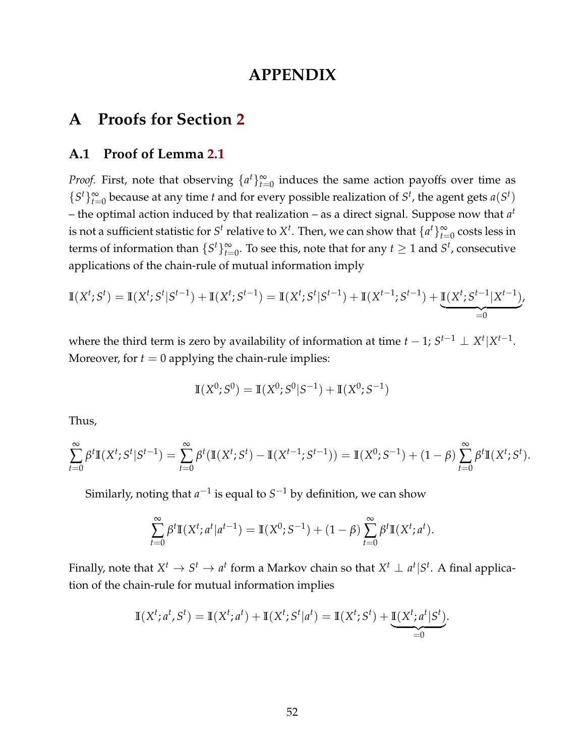# APPENDIX

# A Proofs for Section 2

## A.1 Proof of Lemma 2.1

*Proof.* First, note that observing $\{a^t\}_{t=0}^{\infty}$ induces the same action payoffs over time as $\{S^t\}_{t=0}^{\infty}$ because at any time $t$ and for every possible realization of $S^t$, the agent gets $a(S^t)$ – the optimal action induced by that realization – as a direct signal. Suppose now that $a^t$ is not a sufficient statistic for $S^t$ relative to $X^t$. Then, we can show that $\{a^t\}_{t=0}^{\infty}$ costs less in terms of information than $\{S^t\}_{t=0}^{\infty}$. To see this, note that for any $t \geq 1$ and $S^t$, consecutive applications of the chain-rule of mutual information imply

$$\mathbb{I}(X^t; S^t) = \mathbb{I}(X^t; S^t | S^{t-1}) + \mathbb{I}(X^t; S^{t-1}) = \mathbb{I}(X^t; S^t | S^{t-1}) + \mathbb{I}(X^{t-1}; S^{t-1}) + \underbrace{\mathbb{I}(X^t; S^{t-1} | X^{t-1})}_{=0},$$

where the third term is zero by availability of information at time $t-1$; $S^{t-1} \perp X^t | X^{t-1}$. Moreover, for $t = 0$ applying the chain-rule implies:

$$\mathbb{I}(X^0; S^0) = \mathbb{I}(X^0; S^0 | S^{-1}) + \mathbb{I}(X^0; S^{-1})$$

Thus,

$$\sum_{t=0}^{\infty} \beta^t \mathbb{I}(X^t; S^t | S^{t-1}) = \sum_{t=0}^{\infty} \beta^t (\mathbb{I}(X^t; S^t) - \mathbb{I}(X^{t-1}; S^{t-1})) = \mathbb{I}(X^0; S^{-1}) + (1-\beta) \sum_{t=0}^{\infty} \beta^t \mathbb{I}(X^t; S^t).$$

Similarly, noting that $a^{-1}$ is equal to $S^{-1}$ by definition, we can show

$$\sum_{t=0}^{\infty} \beta^t \mathbb{I}(X^t; a^t | a^{t-1}) = \mathbb{I}(X^0; S^{-1}) + (1-\beta) \sum_{t=0}^{\infty} \beta^t \mathbb{I}(X^t; a^t).$$

Finally, note that $X^t \to S^t \to a^t$ form a Markov chain so that $X^t \perp a^t | S^t$. A final application of the chain-rule for mutual information implies

$$\mathbb{I}(X^t; a^t, S^t) = \mathbb{I}(X^t; a^t) + \mathbb{I}(X^t; S^t | a^t) = \mathbb{I}(X^t; S^t) + \underbrace{\mathbb{I}(X^t; a^t | S^t)}_{=0}.$$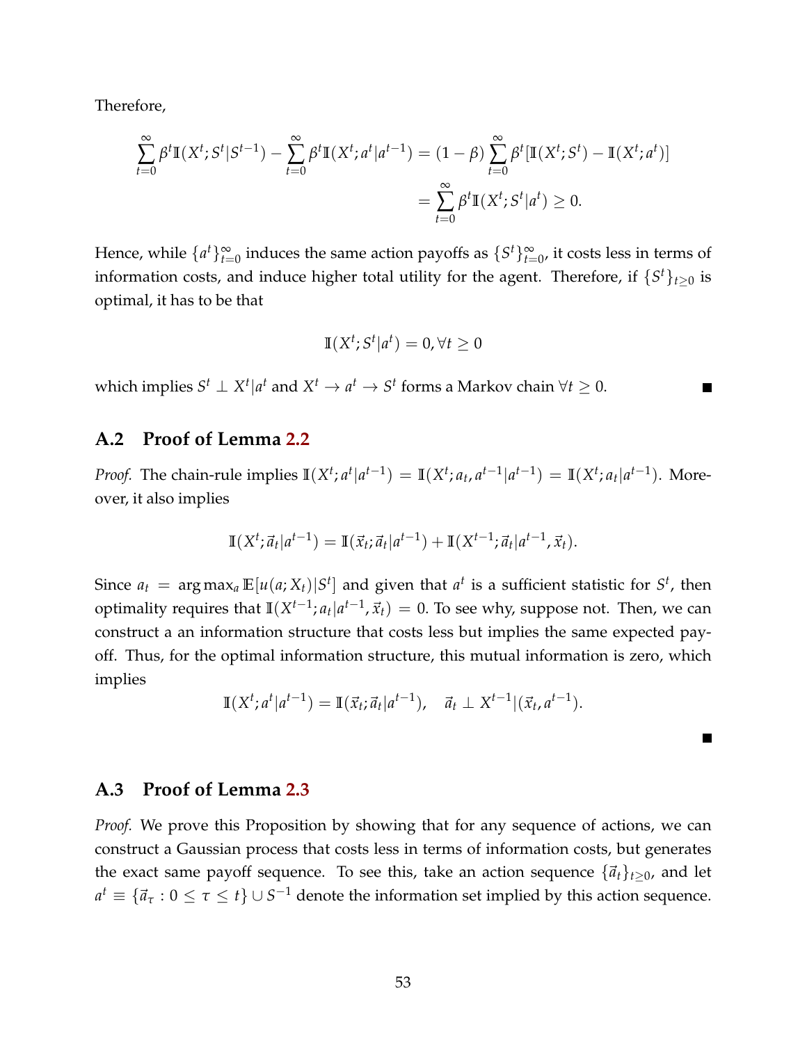Therefore,

$$
\begin{aligned}
\sum_{t=0}^{\infty} \beta^t \mathbb{I}(X^t; S^t | S^{t-1}) - \sum_{t=0}^{\infty} \beta^t \mathbb{I}(X^t; a^t | a^{t-1}) &= (1-\beta) \sum_{t=0}^{\infty} \beta^t [\mathbb{I}(X^t; S^t) - \mathbb{I}(X^t; a^t)] \\
&= \sum_{t=0}^{\infty} \beta^t \mathbb{I}(X^t; S^t | a^t) \geq 0.
\end{aligned}
$$

Hence, while $\{a^t\}_{t=0}^{\infty}$ induces the same action payoffs as $\{S^t\}_{t=0}^{\infty}$, it costs less in terms of information costs, and induce higher total utility for the agent. Therefore, if $\{S^t\}_{t\geq 0}$ is optimal, it has to be that

$$
\mathbb{I}(X^t; S^t | a^t) = 0, \forall t \geq 0
$$

which implies $S^t \perp X^t | a^t$ and $X^t \to a^t \to S^t$ forms a Markov chain $\forall t \geq 0$. ∎

## A.2 Proof of Lemma 2.2

*Proof.* The chain-rule implies $\mathbb{I}(X^t; a^t | a^{t-1}) = \mathbb{I}(X^t; a_t, a^{t-1} | a^{t-1}) = \mathbb{I}(X^t; a_t | a^{t-1})$. Moreover, it also implies

$$
\mathbb{I}(X^t; \vec{a}_t | a^{t-1}) = \mathbb{I}(\vec{x}_t; \vec{a}_t | a^{t-1}) + \mathbb{I}(X^{t-1}; \vec{a}_t | a^{t-1}, \vec{x}_t).
$$

Since $a_t = \arg\max_a \mathbb{E}[u(a; X_t) | S^t]$ and given that $a^t$ is a sufficient statistic for $S^t$, then optimality requires that $\mathbb{I}(X^{t-1}; a_t | a^{t-1}, \vec{x}_t) = 0$. To see why, suppose not. Then, we can construct a an information structure that costs less but implies the same expected payoff. Thus, for the optimal information structure, this mutual information is zero, which implies

$$
\mathbb{I}(X^t; a^t | a^{t-1}) = \mathbb{I}(\vec{x}_t; \vec{a}_t | a^{t-1}), \quad \vec{a}_t \perp X^{t-1} | (\vec{x}_t, a^{t-1}).
$$

∎

## A.3 Proof of Lemma 2.3

*Proof.* We prove this Proposition by showing that for any sequence of actions, we can construct a Gaussian process that costs less in terms of information costs, but generates the exact same payoff sequence. To see this, take an action sequence $\{\vec{a}_t\}_{t\geq 0}$, and let $a^t \equiv \{\vec{a}_\tau : 0 \leq \tau \leq t\} \cup S^{-1}$ denote the information set implied by this action sequence.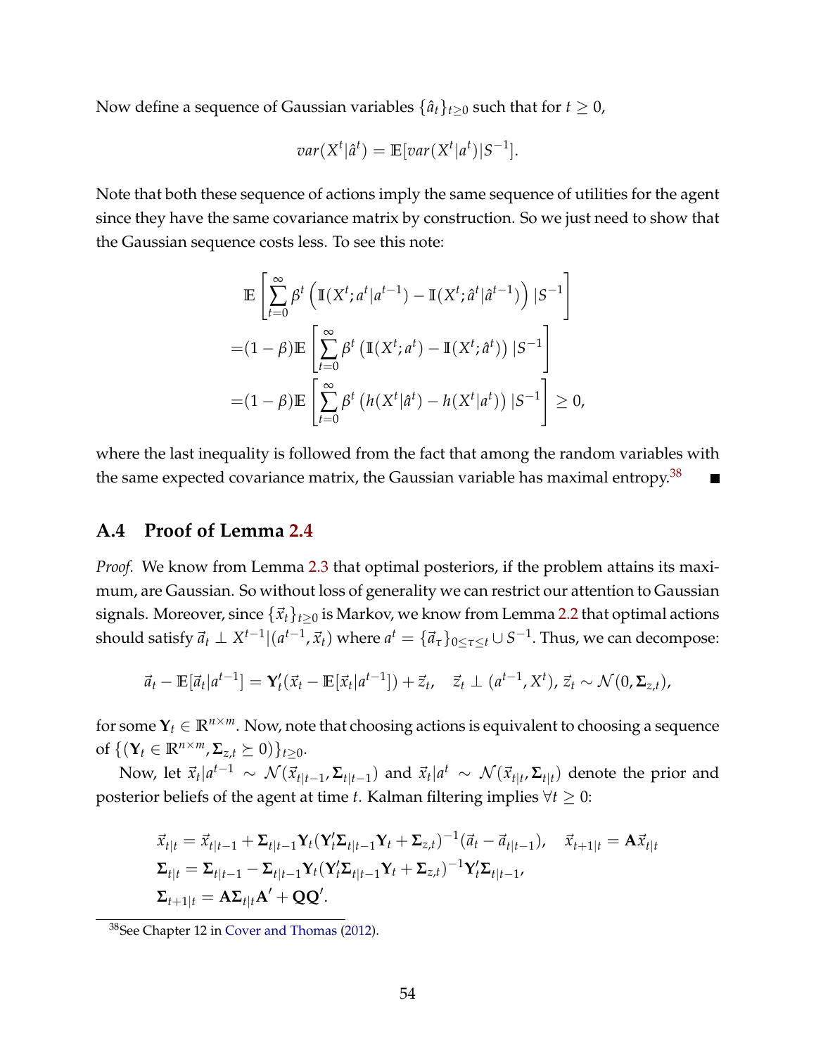Now define a sequence of Gaussian variables $\{\hat{a}_t\}_{t\geq 0}$ such that for $t \geq 0$,

$$var(X^t|\hat{a}^t) = \mathbb{E}[var(X^t|a^t)|S^{-1}].$$

Note that both these sequence of actions imply the same sequence of utilities for the agent since they have the same covariance matrix by construction. So we just need to show that the Gaussian sequence costs less. To see this note:

$$\begin{aligned}
&\mathbb{E}\left[\sum_{t=0}^{\infty} \beta^t \left(\mathbb{I}(X^t; a^t|a^{t-1}) - \mathbb{I}(X^t; \hat{a}^t|\hat{a}^{t-1})\right)|S^{-1}\right] \\
=&(1-\beta)\mathbb{E}\left[\sum_{t=0}^{\infty} \beta^t \left(\mathbb{I}(X^t; a^t) - \mathbb{I}(X^t; \hat{a}^t)\right)|S^{-1}\right] \\
=&(1-\beta)\mathbb{E}\left[\sum_{t=0}^{\infty} \beta^t \left(h(X^t|\hat{a}^t) - h(X^t|a^t)\right)|S^{-1}\right] \geq 0,
\end{aligned}$$

where the last inequality is followed from the fact that among the random variables with the same expected covariance matrix, the Gaussian variable has maximal entropy.[38] ■

## A.4 Proof of Lemma 2.4

*Proof.* We know from Lemma 2.3 that optimal posteriors, if the problem attains its maximum, are Gaussian. So without loss of generality we can restrict our attention to Gaussian signals. Moreover, since $\{\vec{x}_t\}_{t\geq 0}$ is Markov, we know from Lemma 2.2 that optimal actions should satisfy $\vec{a}_t \perp X^{t-1}|(a^{t-1}, \vec{x}_t)$ where $a^t = \{\vec{a}_\tau\}_{0\leq\tau\leq t} \cup S^{-1}$. Thus, we can decompose:

$$\vec{a}_t - \mathbb{E}[\vec{a}_t|a^{t-1}] = \mathbf{Y}_t'(\vec{x}_t - \mathbb{E}[\vec{x}_t|a^{t-1}]) + \vec{z}_t, \quad \vec{z}_t \perp (a^{t-1}, X^t), \, \vec{z}_t \sim \mathcal{N}(0, \mathbf{\Sigma}_{z,t}),$$

for some $\mathbf{Y}_t \in \mathbb{R}^{n\times m}$. Now, note that choosing actions is equivalent to choosing a sequence of $\{(\mathbf{Y}_t \in \mathbb{R}^{n\times m}, \mathbf{\Sigma}_{z,t} \succeq 0)\}_{t\geq 0}$.

Now, let $\vec{x}_t|a^{t-1} \sim \mathcal{N}(\vec{x}_{t|t-1}, \mathbf{\Sigma}_{t|t-1})$ and $\vec{x}_t|a^t \sim \mathcal{N}(\vec{x}_{t|t}, \mathbf{\Sigma}_{t|t})$ denote the prior and posterior beliefs of the agent at time $t$. Kalman filtering implies $\forall t \geq 0$:

$$\begin{aligned}
&\vec{x}_{t|t} = \vec{x}_{t|t-1} + \mathbf{\Sigma}_{t|t-1}\mathbf{Y}_t(\mathbf{Y}_t'\mathbf{\Sigma}_{t|t-1}\mathbf{Y}_t + \mathbf{\Sigma}_{z,t})^{-1}(\vec{a}_t - \vec{a}_{t|t-1}), \quad \vec{x}_{t+1|t} = \mathbf{A}\vec{x}_{t|t} \\
&\mathbf{\Sigma}_{t|t} = \mathbf{\Sigma}_{t|t-1} - \mathbf{\Sigma}_{t|t-1}\mathbf{Y}_t(\mathbf{Y}_t'\mathbf{\Sigma}_{t|t-1}\mathbf{Y}_t + \mathbf{\Sigma}_{z,t})^{-1}\mathbf{Y}_t'\mathbf{\Sigma}_{t|t-1}, \\
&\mathbf{\Sigma}_{t+1|t} = \mathbf{A}\mathbf{\Sigma}_{t|t}\mathbf{A}' + \mathbf{Q}\mathbf{Q}'.
\end{aligned}$$

[38] See Chapter 12 in Cover and Thomas (2012).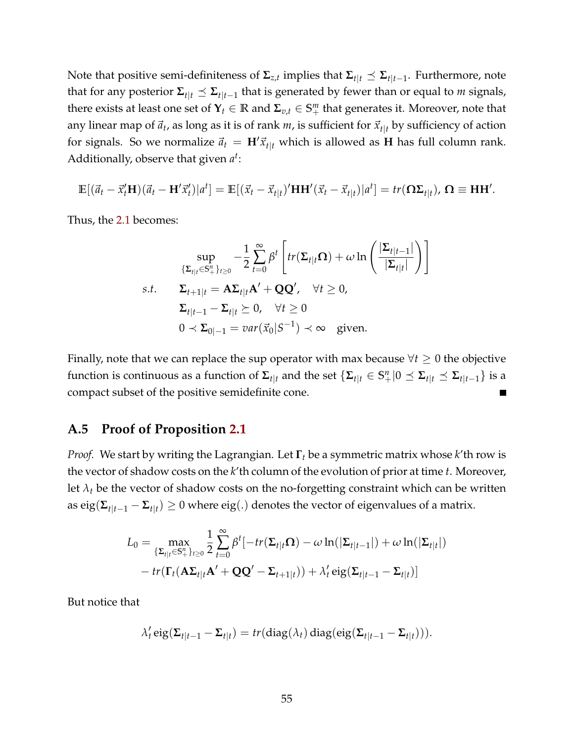Note that positive semi-definiteness of $\mathbf{\Sigma}_{z,t}$ implies that $\mathbf{\Sigma}_{t|t} \preceq \mathbf{\Sigma}_{t|t-1}$. Furthermore, note that for any posterior $\mathbf{\Sigma}_{t|t} \preceq \mathbf{\Sigma}_{t|t-1}$ that is generated by fewer than or equal to $m$ signals, there exists at least one set of $\mathbf{Y}_t \in \mathbb{R}$ and $\mathbf{\Sigma}_{v,t} \in \mathbb{S}_+^m$ that generates it. Moreover, note that any linear map of $\vec{a}_t$, as long as it is of rank $m$, is sufficient for $\vec{x}_{t|t}$ by sufficiency of action for signals. So we normalize $\vec{a}_t = \mathbf{H}'\vec{x}_{t|t}$ which is allowed as $\mathbf{H}$ has full column rank. Additionally, observe that given $a^t$:

$$\mathbb{E}[(\vec{a}_t - \vec{x}_t'\mathbf{H})(\vec{a}_t - \mathbf{H}'\vec{x}_t')|a^t] = \mathbb{E}[(\vec{x}_t - \vec{x}_{t|t})'\mathbf{H}\mathbf{H}'(\vec{x}_t - \vec{x}_{t|t})|a^t] = tr(\mathbf{\Omega}\mathbf{\Sigma}_{t|t}),\ \mathbf{\Omega} \equiv \mathbf{H}\mathbf{H}'.$$

Thus, the 2.1 becomes:

$$\begin{aligned}
&\sup_{\{\mathbf{\Sigma}_{t|t} \in \mathbb{S}_+^n\}_{t\geq 0}} -\frac{1}{2}\sum_{t=0}^{\infty}\beta^t\left[tr(\mathbf{\Sigma}_{t|t}\mathbf{\Omega}) + \omega \ln\left(\frac{|\mathbf{\Sigma}_{t|t-1}|}{|\mathbf{\Sigma}_{t|t}|}\right)\right] \\
s.t. \quad & \mathbf{\Sigma}_{t+1|t} = \mathbf{A}\mathbf{\Sigma}_{t|t}\mathbf{A}' + \mathbf{Q}\mathbf{Q}', \quad \forall t \geq 0, \\
& \mathbf{\Sigma}_{t|t-1} - \mathbf{\Sigma}_{t|t} \succeq 0, \quad \forall t \geq 0 \\
& 0 \prec \mathbf{\Sigma}_{0|-1} = var(\vec{x}_0|S^{-1}) \prec \infty \quad \text{given.}
\end{aligned}$$

Finally, note that we can replace the sup operator with max because $\forall t \geq 0$ the objective function is continuous as a function of $\mathbf{\Sigma}_{t|t}$ and the set $\{\mathbf{\Sigma}_{t|t} \in \mathbb{S}_+^n | 0 \preceq \mathbf{\Sigma}_{t|t} \preceq \mathbf{\Sigma}_{t|t-1}\}$ is a compact subset of the positive semidefinite cone. ∎

## A.5 Proof of Proposition 2.1

*Proof.* We start by writing the Lagrangian. Let $\mathbf{\Gamma}_t$ be a symmetric matrix whose $k$'th row is the vector of shadow costs on the $k$'th column of the evolution of prior at time $t$. Moreover, let $\lambda_t$ be the vector of shadow costs on the no-forgetting constraint which can be written as $\text{eig}(\mathbf{\Sigma}_{t|t-1} - \mathbf{\Sigma}_{t|t}) \geq 0$ where eig(.) denotes the vector of eigenvalues of a matrix.

$$\begin{aligned}
L_0 = \max_{\{\mathbf{\Sigma}_{t|t} \in \mathbb{S}_+^n\}_{t\geq 0}} \frac{1}{2}\sum_{t=0}^{\infty}\beta^t[&-tr(\mathbf{\Sigma}_{t|t}\mathbf{\Omega}) - \omega\ln(|\mathbf{\Sigma}_{t|t-1}|) + \omega\ln(|\mathbf{\Sigma}_{t|t}|) \\
&- tr(\mathbf{\Gamma}_t(\mathbf{A}\mathbf{\Sigma}_{t|t}\mathbf{A}' + \mathbf{Q}\mathbf{Q}' - \mathbf{\Sigma}_{t+1|t})) + \lambda_t'\,\text{eig}(\mathbf{\Sigma}_{t|t-1} - \mathbf{\Sigma}_{t|t})]
\end{aligned}$$

But notice that

$$\lambda_t'\,\text{eig}(\mathbf{\Sigma}_{t|t-1} - \mathbf{\Sigma}_{t|t}) = tr(\text{diag}(\lambda_t)\,\text{diag}(\text{eig}(\mathbf{\Sigma}_{t|t-1} - \mathbf{\Sigma}_{t|t}))).$$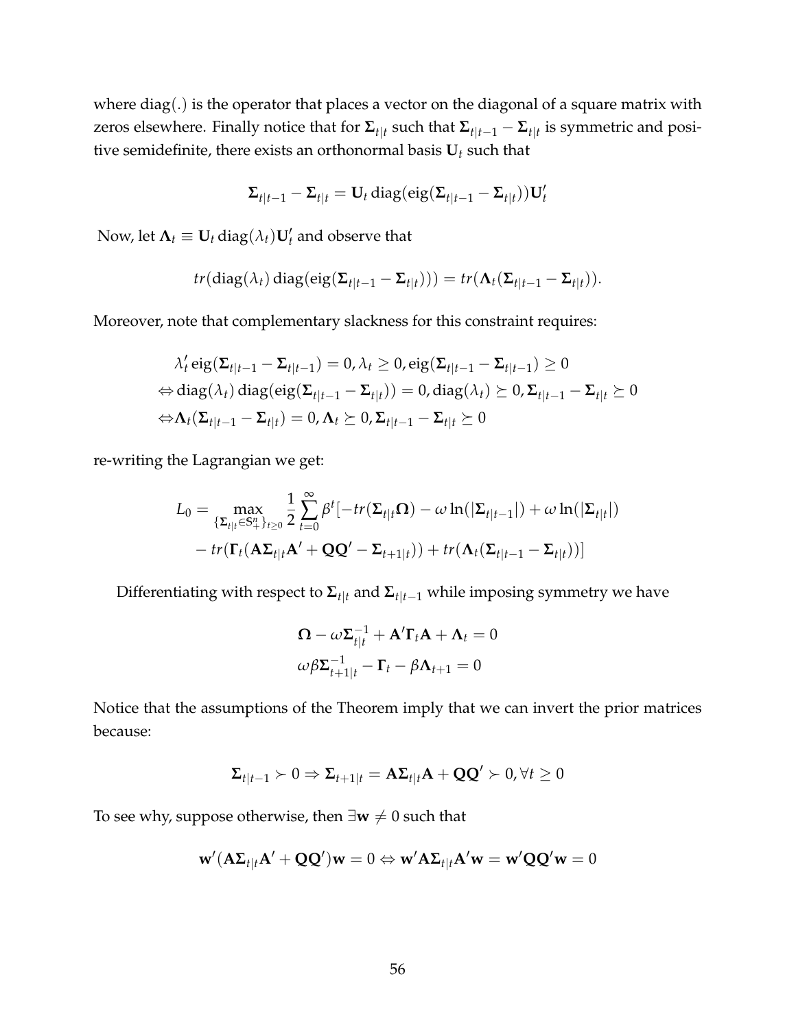where diag(.) is the operator that places a vector on the diagonal of a square matrix with zeros elsewhere. Finally notice that for $\mathbf{\Sigma}_{t|t}$ such that $\mathbf{\Sigma}_{t|t-1} - \mathbf{\Sigma}_{t|t}$ is symmetric and positive semidefinite, there exists an orthonormal basis $\mathbf{U}_t$ such that

$$\mathbf{\Sigma}_{t|t-1} - \mathbf{\Sigma}_{t|t} = \mathbf{U}_t \operatorname{diag}(\operatorname{eig}(\mathbf{\Sigma}_{t|t-1} - \mathbf{\Sigma}_{t|t}))\mathbf{U}_t'$$

Now, let $\mathbf{\Lambda}_t \equiv \mathbf{U}_t \operatorname{diag}(\lambda_t)\mathbf{U}_t'$ and observe that

$$tr(\operatorname{diag}(\lambda_t) \operatorname{diag}(\operatorname{eig}(\mathbf{\Sigma}_{t|t-1} - \mathbf{\Sigma}_{t|t}))) = tr(\mathbf{\Lambda}_t(\mathbf{\Sigma}_{t|t-1} - \mathbf{\Sigma}_{t|t})).$$

Moreover, note that complementary slackness for this constraint requires:

$$\begin{aligned}
&\lambda_t' \operatorname{eig}(\mathbf{\Sigma}_{t|t-1} - \mathbf{\Sigma}_{t|t-1}) = 0, \lambda_t \geq 0, \operatorname{eig}(\mathbf{\Sigma}_{t|t-1} - \mathbf{\Sigma}_{t|t-1}) \geq 0 \\
\Leftrightarrow &\operatorname{diag}(\lambda_t) \operatorname{diag}(\operatorname{eig}(\mathbf{\Sigma}_{t|t-1} - \mathbf{\Sigma}_{t|t})) = 0, \operatorname{diag}(\lambda_t) \succeq 0, \mathbf{\Sigma}_{t|t-1} - \mathbf{\Sigma}_{t|t} \succeq 0 \\
\Leftrightarrow &\mathbf{\Lambda}_t(\mathbf{\Sigma}_{t|t-1} - \mathbf{\Sigma}_{t|t}) = 0, \mathbf{\Lambda}_t \succeq 0, \mathbf{\Sigma}_{t|t-1} - \mathbf{\Sigma}_{t|t} \succeq 0
\end{aligned}$$

re-writing the Lagrangian we get:

$$\begin{aligned}
L_0 = \max_{\{\mathbf{\Sigma}_{t|t} \in \mathbb{S}_+^n\}_{t \geq 0}} \frac{1}{2} \sum_{t=0}^{\infty} \beta^t [&-tr(\mathbf{\Sigma}_{t|t}\mathbf{\Omega}) - \omega \ln(|\mathbf{\Sigma}_{t|t-1}|) + \omega \ln(|\mathbf{\Sigma}_{t|t}|) \\
&- tr(\mathbf{\Gamma}_t(\mathbf{A}\mathbf{\Sigma}_{t|t}\mathbf{A}' + \mathbf{Q}\mathbf{Q}' - \mathbf{\Sigma}_{t+1|t})) + tr(\mathbf{\Lambda}_t(\mathbf{\Sigma}_{t|t-1} - \mathbf{\Sigma}_{t|t}))]
\end{aligned}$$

Differentiating with respect to $\mathbf{\Sigma}_{t|t}$ and $\mathbf{\Sigma}_{t|t-1}$ while imposing symmetry we have

$$\begin{aligned}
\mathbf{\Omega} - \omega \mathbf{\Sigma}_{t|t}^{-1} + \mathbf{A}'\mathbf{\Gamma}_t\mathbf{A} + \mathbf{\Lambda}_t = 0 \\
\omega\beta\mathbf{\Sigma}_{t+1|t}^{-1} - \mathbf{\Gamma}_t - \beta\mathbf{\Lambda}_{t+1} = 0
\end{aligned}$$

Notice that the assumptions of the Theorem imply that we can invert the prior matrices because:

$$\mathbf{\Sigma}_{t|t-1} \succ 0 \Rightarrow \mathbf{\Sigma}_{t+1|t} = \mathbf{A}\mathbf{\Sigma}_{t|t}\mathbf{A} + \mathbf{Q}\mathbf{Q}' \succ 0, \forall t \geq 0$$

To see why, suppose otherwise, then $\exists \mathbf{w} \neq 0$ such that

$$\mathbf{w}'(\mathbf{A}\mathbf{\Sigma}_{t|t}\mathbf{A}' + \mathbf{Q}\mathbf{Q}')\mathbf{w} = 0 \Leftrightarrow \mathbf{w}'\mathbf{A}\mathbf{\Sigma}_{t|t}\mathbf{A}'\mathbf{w} = \mathbf{w}'\mathbf{Q}\mathbf{Q}'\mathbf{w} = 0$$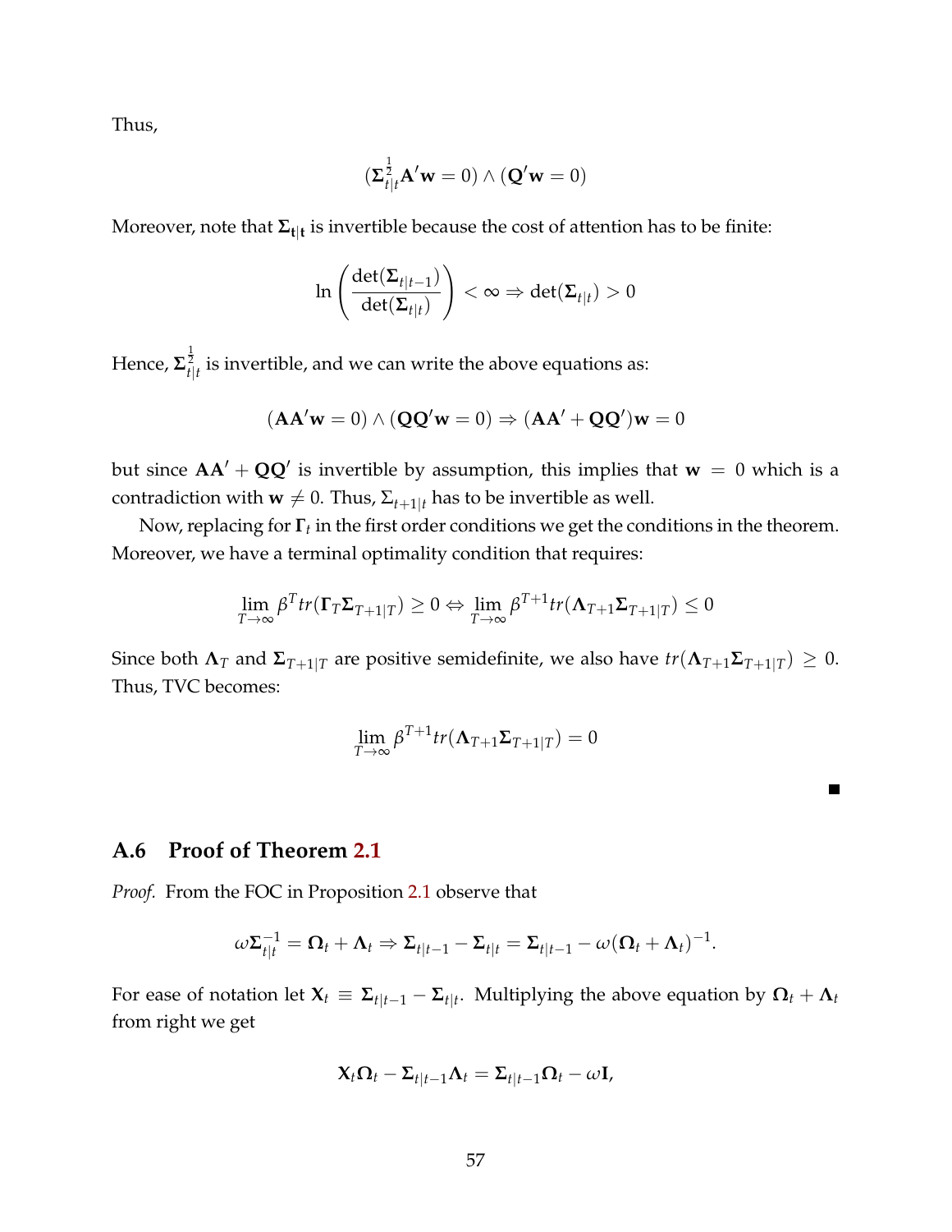Thus,

$$(\mathbf{\Sigma}_{t|t}^{\frac{1}{2}}\mathbf{A}'\mathbf{w} = 0) \wedge (\mathbf{Q}'\mathbf{w} = 0)$$

Moreover, note that $\mathbf{\Sigma_{t|t}}$ is invertible because the cost of attention has to be finite:

$$\ln\left(\frac{\det(\mathbf{\Sigma}_{t|t-1})}{\det(\mathbf{\Sigma}_{t|t})}\right) < \infty \Rightarrow \det(\mathbf{\Sigma}_{t|t}) > 0$$

Hence, $\mathbf{\Sigma}_{t|t}^{\frac{1}{2}}$ is invertible, and we can write the above equations as:

$$(\mathbf{A}\mathbf{A}'\mathbf{w} = 0) \wedge (\mathbf{Q}\mathbf{Q}'\mathbf{w} = 0) \Rightarrow (\mathbf{A}\mathbf{A}' + \mathbf{Q}\mathbf{Q}')\mathbf{w} = 0$$

but since $\mathbf{A}\mathbf{A}' + \mathbf{Q}\mathbf{Q}'$ is invertible by assumption, this implies that $\mathbf{w} = 0$ which is a contradiction with $\mathbf{w} \neq 0$. Thus, $\Sigma_{t+1|t}$ has to be invertible as well.

Now, replacing for $\mathbf{\Gamma}_t$ in the first order conditions we get the conditions in the theorem. Moreover, we have a terminal optimality condition that requires:

$$\lim_{T\to\infty} \beta^T tr(\mathbf{\Gamma}_T \mathbf{\Sigma}_{T+1|T}) \geq 0 \Leftrightarrow \lim_{T\to\infty} \beta^{T+1} tr(\mathbf{\Lambda}_{T+1}\mathbf{\Sigma}_{T+1|T}) \leq 0$$

Since both $\mathbf{\Lambda}_T$ and $\mathbf{\Sigma}_{T+1|T}$ are positive semidefinite, we also have $tr(\mathbf{\Lambda}_{T+1}\mathbf{\Sigma}_{T+1|T}) \geq 0$. Thus, TVC becomes:

$$\lim_{T\to\infty} \beta^{T+1} tr(\mathbf{\Lambda}_{T+1}\mathbf{\Sigma}_{T+1|T}) = 0$$

■

## A.6 Proof of Theorem 2.1

*Proof.* From the FOC in Proposition 2.1 observe that

$$\omega\mathbf{\Sigma}_{t|t}^{-1} = \mathbf{\Omega}_t + \mathbf{\Lambda}_t \Rightarrow \mathbf{\Sigma}_{t|t-1} - \mathbf{\Sigma}_{t|t} = \mathbf{\Sigma}_{t|t-1} - \omega(\mathbf{\Omega}_t + \mathbf{\Lambda}_t)^{-1}.$$

For ease of notation let $\mathbf{X}_t \equiv \mathbf{\Sigma}_{t|t-1} - \mathbf{\Sigma}_{t|t}$. Multiplying the above equation by $\mathbf{\Omega}_t + \mathbf{\Lambda}_t$ from right we get

$$\mathbf{X}_t\mathbf{\Omega}_t - \mathbf{\Sigma}_{t|t-1}\mathbf{\Lambda}_t = \mathbf{\Sigma}_{t|t-1}\mathbf{\Omega}_t - \omega\mathbf{I},$$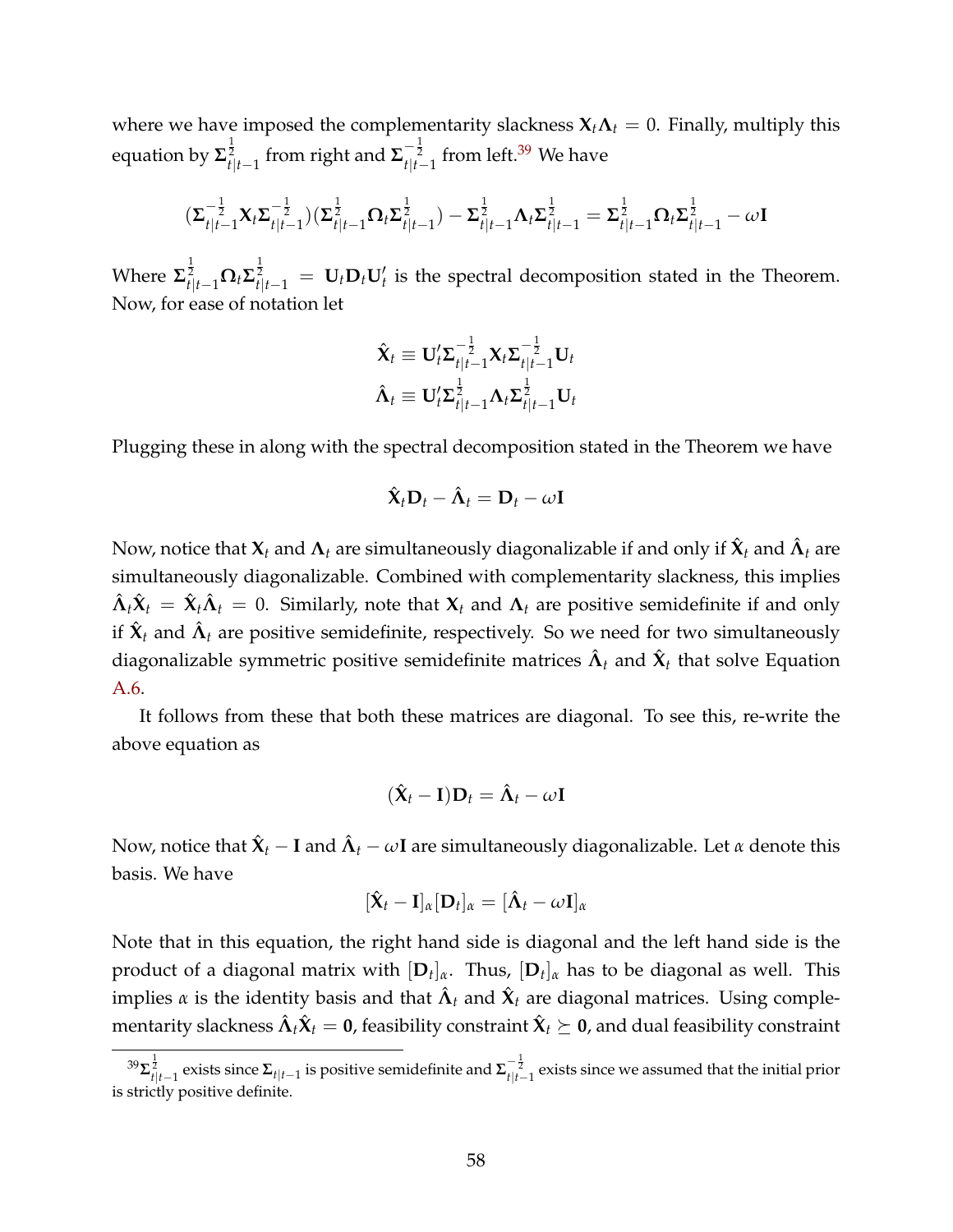where we have imposed the complementarity slackness $\mathbf{X}_t \mathbf{\Lambda}_t = 0$. Finally, multiply this equation by $\mathbf{\Sigma}_{t|t-1}^{\frac{1}{2}}$ from right and $\mathbf{\Sigma}_{t|t-1}^{-\frac{1}{2}}$ from left.[39] We have

$$(\mathbf{\Sigma}_{t|t-1}^{-\frac{1}{2}} \mathbf{X}_t \mathbf{\Sigma}_{t|t-1}^{-\frac{1}{2}})(\mathbf{\Sigma}_{t|t-1}^{\frac{1}{2}} \mathbf{\Omega}_t \mathbf{\Sigma}_{t|t-1}^{\frac{1}{2}}) - \mathbf{\Sigma}_{t|t-1}^{\frac{1}{2}} \mathbf{\Lambda}_t \mathbf{\Sigma}_{t|t-1}^{\frac{1}{2}} = \mathbf{\Sigma}_{t|t-1}^{\frac{1}{2}} \mathbf{\Omega}_t \mathbf{\Sigma}_{t|t-1}^{\frac{1}{2}} - \omega \mathbf{I}$$

Where $\mathbf{\Sigma}_{t|t-1}^{\frac{1}{2}} \mathbf{\Omega}_t \mathbf{\Sigma}_{t|t-1}^{\frac{1}{2}} = \mathbf{U}_t \mathbf{D}_t \mathbf{U}_t'$ is the spectral decomposition stated in the Theorem. Now, for ease of notation let

$$\hat{\mathbf{X}}_t \equiv \mathbf{U}_t' \mathbf{\Sigma}_{t|t-1}^{-\frac{1}{2}} \mathbf{X}_t \mathbf{\Sigma}_{t|t-1}^{-\frac{1}{2}} \mathbf{U}_t$$
$$\hat{\mathbf{\Lambda}}_t \equiv \mathbf{U}_t' \mathbf{\Sigma}_{t|t-1}^{\frac{1}{2}} \mathbf{\Lambda}_t \mathbf{\Sigma}_{t|t-1}^{\frac{1}{2}} \mathbf{U}_t$$

Plugging these in along with the spectral decomposition stated in the Theorem we have

$$\hat{\mathbf{X}}_t \mathbf{D}_t - \hat{\mathbf{\Lambda}}_t = \mathbf{D}_t - \omega \mathbf{I}$$

Now, notice that $\mathbf{X}_t$ and $\mathbf{\Lambda}_t$ are simultaneously diagonalizable if and only if $\hat{\mathbf{X}}_t$ and $\hat{\mathbf{\Lambda}}_t$ are simultaneously diagonalizable. Combined with complementarity slackness, this implies $\hat{\mathbf{\Lambda}}_t \hat{\mathbf{X}}_t = \hat{\mathbf{X}}_t \hat{\mathbf{\Lambda}}_t = 0$. Similarly, note that $\mathbf{X}_t$ and $\mathbf{\Lambda}_t$ are positive semidefinite if and only if $\hat{\mathbf{X}}_t$ and $\hat{\mathbf{\Lambda}}_t$ are positive semidefinite, respectively. So we need for two simultaneously diagonalizable symmetric positive semidefinite matrices $\hat{\mathbf{\Lambda}}_t$ and $\hat{\mathbf{X}}_t$ that solve Equation A.6.

It follows from these that both these matrices are diagonal. To see this, re-write the above equation as

$$(\hat{\mathbf{X}}_t - \mathbf{I}) \mathbf{D}_t = \hat{\mathbf{\Lambda}}_t - \omega \mathbf{I}$$

Now, notice that $\hat{\mathbf{X}}_t - \mathbf{I}$ and $\hat{\mathbf{\Lambda}}_t - \omega \mathbf{I}$ are simultaneously diagonalizable. Let $\alpha$ denote this basis. We have

$$[\hat{\mathbf{X}}_t - \mathbf{I}]_\alpha [\mathbf{D}_t]_\alpha = [\hat{\mathbf{\Lambda}}_t - \omega \mathbf{I}]_\alpha$$

Note that in this equation, the right hand side is diagonal and the left hand side is the product of a diagonal matrix with $[\mathbf{D}_t]_\alpha$. Thus, $[\mathbf{D}_t]_\alpha$ has to be diagonal as well. This implies $\alpha$ is the identity basis and that $\hat{\mathbf{\Lambda}}_t$ and $\hat{\mathbf{X}}_t$ are diagonal matrices. Using complementarity slackness $\hat{\mathbf{\Lambda}}_t \hat{\mathbf{X}}_t = \mathbf{0}$, feasibility constraint $\hat{\mathbf{X}}_t \succeq \mathbf{0}$, and dual feasibility constraint

[39] $\mathbf{\Sigma}_{t|t-1}^{\frac{1}{2}}$ exists since $\mathbf{\Sigma}_{t|t-1}$ is positive semidefinite and $\mathbf{\Sigma}_{t|t-1}^{-\frac{1}{2}}$ exists since we assumed that the initial prior is strictly positive definite.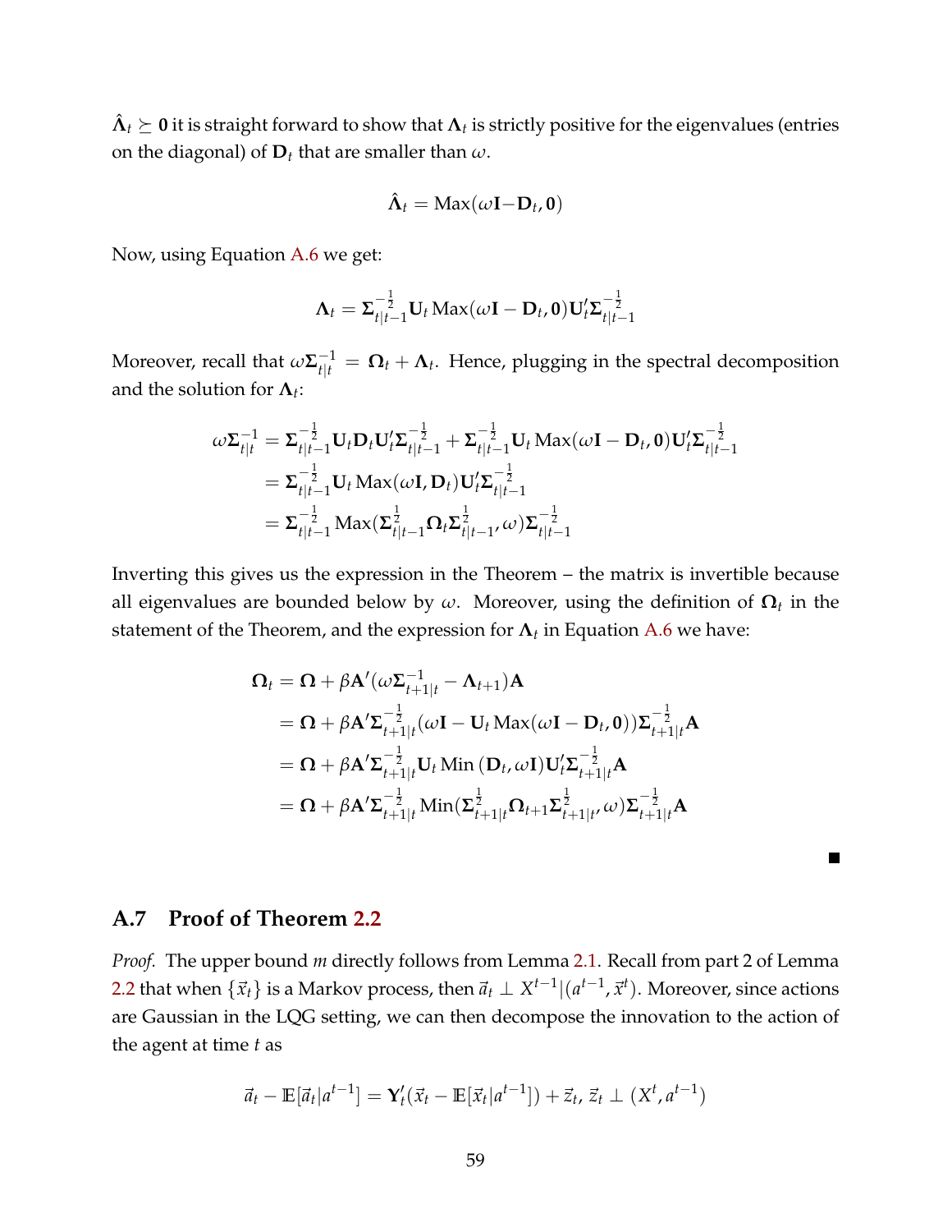$\hat{\mathbf{\Lambda}}_t \succeq \mathbf{0}$ it is straight forward to show that $\mathbf{\Lambda}_t$ is strictly positive for the eigenvalues (entries on the diagonal) of $\mathbf{D}_t$ that are smaller than $\omega$.

$$\hat{\mathbf{\Lambda}}_t = \text{Max}(\omega\mathbf{I} - \mathbf{D}_t, \mathbf{0})$$

Now, using Equation A.6 we get:

$$\mathbf{\Lambda}_t = \mathbf{\Sigma}_{t|t-1}^{-\frac{1}{2}} \mathbf{U}_t \,\text{Max}(\omega\mathbf{I} - \mathbf{D}_t, \mathbf{0}) \mathbf{U}_t' \mathbf{\Sigma}_{t|t-1}^{-\frac{1}{2}}$$

Moreover, recall that $\omega\mathbf{\Sigma}_{t|t}^{-1} = \mathbf{\Omega}_t + \mathbf{\Lambda}_t$. Hence, plugging in the spectral decomposition and the solution for $\mathbf{\Lambda}_t$:

$$\begin{aligned}
\omega\mathbf{\Sigma}_{t|t}^{-1} &= \mathbf{\Sigma}_{t|t-1}^{-\frac{1}{2}} \mathbf{U}_t \mathbf{D}_t \mathbf{U}_t' \mathbf{\Sigma}_{t|t-1}^{-\frac{1}{2}} + \mathbf{\Sigma}_{t|t-1}^{-\frac{1}{2}} \mathbf{U}_t \,\text{Max}(\omega\mathbf{I} - \mathbf{D}_t, \mathbf{0}) \mathbf{U}_t' \mathbf{\Sigma}_{t|t-1}^{-\frac{1}{2}} \\
&= \mathbf{\Sigma}_{t|t-1}^{-\frac{1}{2}} \mathbf{U}_t \,\text{Max}(\omega\mathbf{I}, \mathbf{D}_t) \mathbf{U}_t' \mathbf{\Sigma}_{t|t-1}^{-\frac{1}{2}} \\
&= \mathbf{\Sigma}_{t|t-1}^{-\frac{1}{2}} \,\text{Max}(\mathbf{\Sigma}_{t|t-1}^{\frac{1}{2}} \mathbf{\Omega}_t \mathbf{\Sigma}_{t|t-1}^{\frac{1}{2}}, \omega) \mathbf{\Sigma}_{t|t-1}^{-\frac{1}{2}}
\end{aligned}$$

Inverting this gives us the expression in the Theorem – the matrix is invertible because all eigenvalues are bounded below by $\omega$. Moreover, using the definition of $\mathbf{\Omega}_t$ in the statement of the Theorem, and the expression for $\mathbf{\Lambda}_t$ in Equation A.6 we have:

$$\begin{aligned}
\mathbf{\Omega}_t &= \mathbf{\Omega} + \beta \mathbf{A}'(\omega\mathbf{\Sigma}_{t+1|t}^{-1} - \mathbf{\Lambda}_{t+1})\mathbf{A} \\
&= \mathbf{\Omega} + \beta \mathbf{A}' \mathbf{\Sigma}_{t+1|t}^{-\frac{1}{2}} (\omega\mathbf{I} - \mathbf{U}_t \,\text{Max}(\omega\mathbf{I} - \mathbf{D}_t, \mathbf{0})) \mathbf{\Sigma}_{t+1|t}^{-\frac{1}{2}} \mathbf{A} \\
&= \mathbf{\Omega} + \beta \mathbf{A}' \mathbf{\Sigma}_{t+1|t}^{-\frac{1}{2}} \mathbf{U}_t \,\text{Min}\,(\mathbf{D}_t, \omega\mathbf{I}) \mathbf{U}_t' \mathbf{\Sigma}_{t+1|t}^{-\frac{1}{2}} \mathbf{A} \\
&= \mathbf{\Omega} + \beta \mathbf{A}' \mathbf{\Sigma}_{t+1|t}^{-\frac{1}{2}} \,\text{Min}(\mathbf{\Sigma}_{t+1|t}^{\frac{1}{2}} \mathbf{\Omega}_{t+1} \mathbf{\Sigma}_{t+1|t}^{\frac{1}{2}}, \omega) \mathbf{\Sigma}_{t+1|t}^{-\frac{1}{2}} \mathbf{A}
\end{aligned}$$

■

## A.7 Proof of Theorem 2.2

*Proof.* The upper bound $m$ directly follows from Lemma 2.1. Recall from part 2 of Lemma 2.2 that when $\{\vec{x}_t\}$ is a Markov process, then $\vec{a}_t \perp X^{t-1} | (a^{t-1}, \vec{x}^t)$. Moreover, since actions are Gaussian in the LQG setting, we can then decompose the innovation to the action of the agent at time $t$ as

$$\vec{a}_t - \mathbb{E}[\vec{a}_t | a^{t-1}] = \mathbf{Y}_t'(\vec{x}_t - \mathbb{E}[\vec{x}_t | a^{t-1}]) + \vec{z}_t, \; \vec{z}_t \perp (X^t, a^{t-1})$$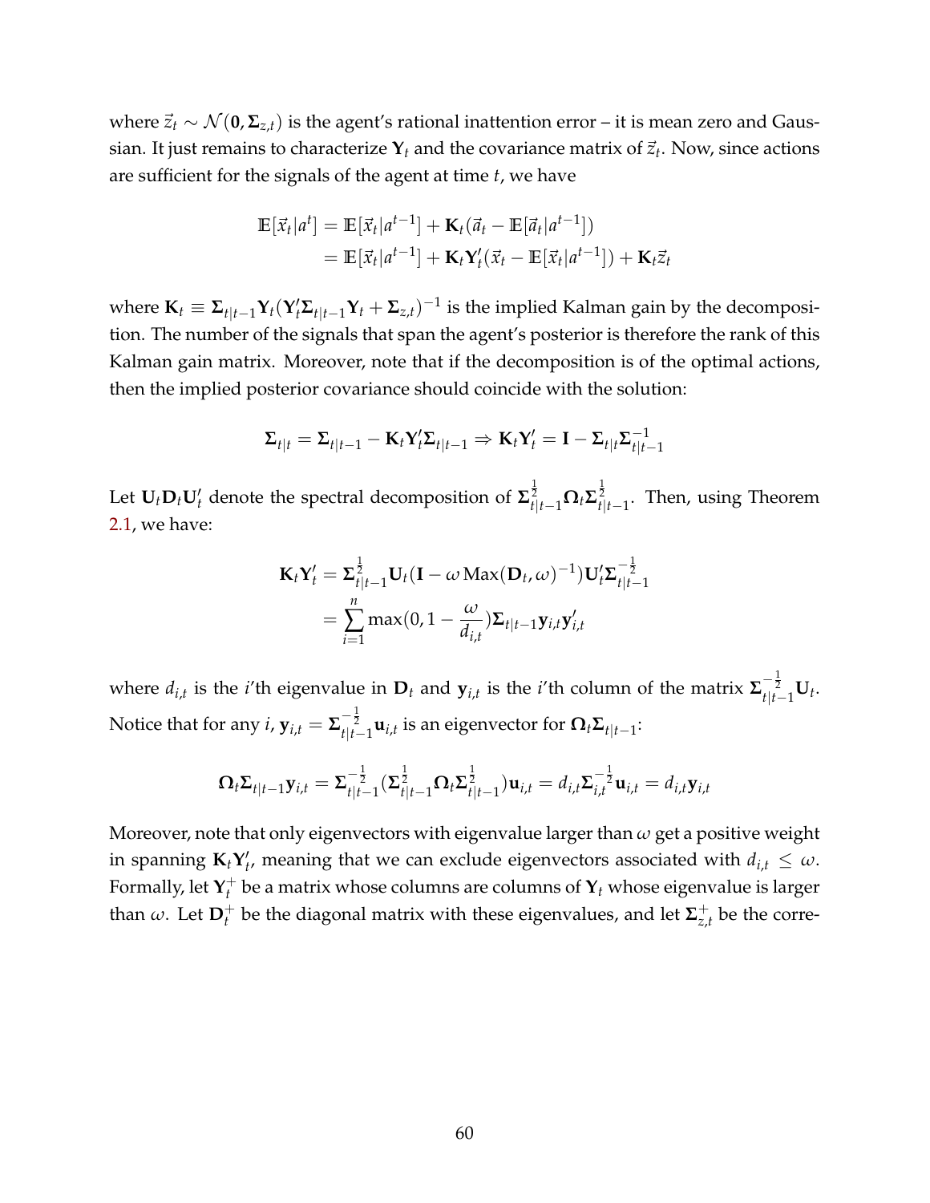where $\vec{z}_t \sim \mathcal{N}(\mathbf{0}, \mathbf{\Sigma}_{z,t})$ is the agent's rational inattention error – it is mean zero and Gaussian. It just remains to characterize $\mathbf{Y}_t$ and the covariance matrix of $\vec{z}_t$. Now, since actions are sufficient for the signals of the agent at time $t$, we have

$$
\begin{aligned}
\mathbb{E}[\vec{x}_t | a^t] &= \mathbb{E}[\vec{x}_t | a^{t-1}] + \mathbf{K}_t(\vec{a}_t - \mathbb{E}[\vec{a}_t | a^{t-1}]) \\
&= \mathbb{E}[\vec{x}_t | a^{t-1}] + \mathbf{K}_t \mathbf{Y}_t' (\vec{x}_t - \mathbb{E}[\vec{x}_t | a^{t-1}]) + \mathbf{K}_t \vec{z}_t
\end{aligned}
$$

where $\mathbf{K}_t \equiv \mathbf{\Sigma}_{t|t-1} \mathbf{Y}_t (\mathbf{Y}_t' \mathbf{\Sigma}_{t|t-1} \mathbf{Y}_t + \mathbf{\Sigma}_{z,t})^{-1}$ is the implied Kalman gain by the decomposition. The number of the signals that span the agent's posterior is therefore the rank of this Kalman gain matrix. Moreover, note that if the decomposition is of the optimal actions, then the implied posterior covariance should coincide with the solution:

$$
\mathbf{\Sigma}_{t|t} = \mathbf{\Sigma}_{t|t-1} - \mathbf{K}_t \mathbf{Y}_t' \mathbf{\Sigma}_{t|t-1} \Rightarrow \mathbf{K}_t \mathbf{Y}_t' = \mathbf{I} - \mathbf{\Sigma}_{t|t} \mathbf{\Sigma}_{t|t-1}^{-1}
$$

Let $\mathbf{U}_t \mathbf{D}_t \mathbf{U}_t'$ denote the spectral decomposition of $\mathbf{\Sigma}_{t|t-1}^{\frac{1}{2}} \mathbf{\Omega}_t \mathbf{\Sigma}_{t|t-1}^{\frac{1}{2}}$. Then, using Theorem 2.1, we have:

$$
\begin{aligned}
\mathbf{K}_t \mathbf{Y}_t' &= \mathbf{\Sigma}_{t|t-1}^{\frac{1}{2}} \mathbf{U}_t (\mathbf{I} - \omega \operatorname{Max}(\mathbf{D}_t, \omega)^{-1}) \mathbf{U}_t' \mathbf{\Sigma}_{t|t-1}^{-\frac{1}{2}} \\
&= \sum_{i=1}^{n} \max(0, 1 - \frac{\omega}{d_{i,t}}) \mathbf{\Sigma}_{t|t-1} \mathbf{y}_{i,t} \mathbf{y}_{i,t}'
\end{aligned}
$$

where $d_{i,t}$ is the $i$'th eigenvalue in $\mathbf{D}_t$ and $\mathbf{y}_{i,t}$ is the $i$'th column of the matrix $\mathbf{\Sigma}_{t|t-1}^{-\frac{1}{2}} \mathbf{U}_t$. Notice that for any $i$, $\mathbf{y}_{i,t} = \mathbf{\Sigma}_{t|t-1}^{-\frac{1}{2}} \mathbf{u}_{i,t}$ is an eigenvector for $\mathbf{\Omega}_t \mathbf{\Sigma}_{t|t-1}$:

$$
\mathbf{\Omega}_t \mathbf{\Sigma}_{t|t-1} \mathbf{y}_{i,t} = \mathbf{\Sigma}_{t|t-1}^{-\frac{1}{2}} (\mathbf{\Sigma}_{t|t-1}^{\frac{1}{2}} \mathbf{\Omega}_t \mathbf{\Sigma}_{t|t-1}^{\frac{1}{2}}) \mathbf{u}_{i,t} = d_{i,t} \mathbf{\Sigma}_{i,t}^{-\frac{1}{2}} \mathbf{u}_{i,t} = d_{i,t} \mathbf{y}_{i,t}
$$

Moreover, note that only eigenvectors with eigenvalue larger than $\omega$ get a positive weight in spanning $\mathbf{K}_t \mathbf{Y}_t'$, meaning that we can exclude eigenvectors associated with $d_{i,t} \leq \omega$. Formally, let $\mathbf{Y}_t^+$ be a matrix whose columns are columns of $\mathbf{Y}_t$ whose eigenvalue is larger than $\omega$. Let $\mathbf{D}_t^+$ be the diagonal matrix with these eigenvalues, and let $\mathbf{\Sigma}_{z,t}^+$ be the corre-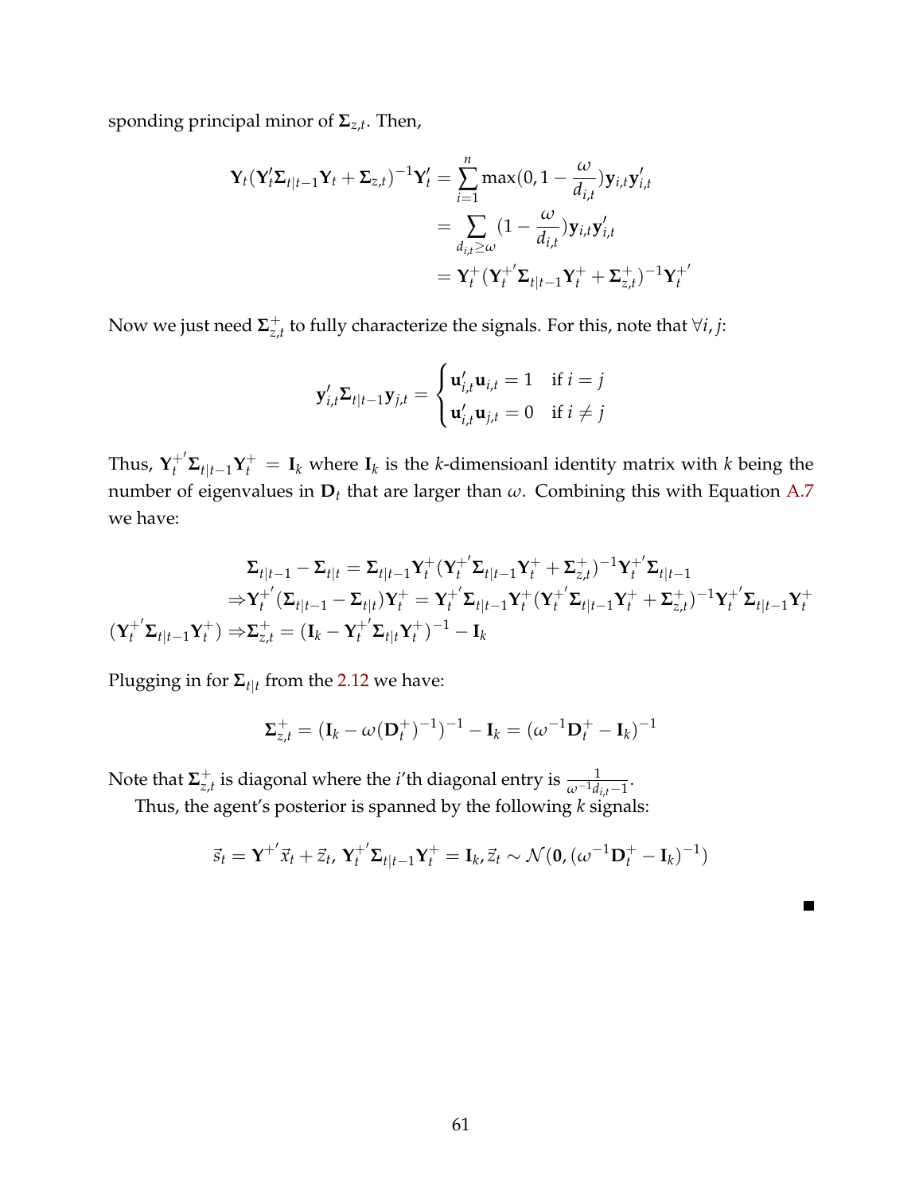sponding principal minor of $\mathbf{\Sigma}_{z,t}$. Then,

$$
\begin{aligned}
\mathbf{Y}_t(\mathbf{Y}_t'\mathbf{\Sigma}_{t|t-1}\mathbf{Y}_t + \mathbf{\Sigma}_{z,t})^{-1}\mathbf{Y}_t' &= \sum_{i=1}^{n} \max(0, 1 - \frac{\omega}{d_{i,t}})\mathbf{y}_{i,t}\mathbf{y}_{i,t}' \\
&= \sum_{d_{i,t} \geq \omega} (1 - \frac{\omega}{d_{i,t}})\mathbf{y}_{i,t}\mathbf{y}_{i,t}' \\
&= \mathbf{Y}_t^+(\mathbf{Y}_t^{+'}\mathbf{\Sigma}_{t|t-1}\mathbf{Y}_t^+ + \mathbf{\Sigma}_{z,t}^+)^{-1}\mathbf{Y}_t^{+'}
\end{aligned}
$$

Now we just need $\mathbf{\Sigma}_{z,t}^+$ to fully characterize the signals. For this, note that $\forall i, j$:

$$
\mathbf{y}_{i,t}'\mathbf{\Sigma}_{t|t-1}\mathbf{y}_{j,t} = \begin{cases} \mathbf{u}_{i,t}'\mathbf{u}_{i,t} = 1 & \text{if } i = j \\ \mathbf{u}_{i,t}'\mathbf{u}_{j,t} = 0 & \text{if } i \neq j \end{cases}
$$

Thus, $\mathbf{Y}_t^{+'}\mathbf{\Sigma}_{t|t-1}\mathbf{Y}_t^+ = \mathbf{I}_k$ where $\mathbf{I}_k$ is the $k$-dimensioanl identity matrix with $k$ being the number of eigenvalues in $\mathbf{D}_t$ that are larger than $\omega$. Combining this with Equation A.7 we have:

$$
\begin{aligned}
\mathbf{\Sigma}_{t|t-1} - \mathbf{\Sigma}_{t|t} &= \mathbf{\Sigma}_{t|t-1}\mathbf{Y}_t^+(\mathbf{Y}_t^{+'}\mathbf{\Sigma}_{t|t-1}\mathbf{Y}_t^+ + \mathbf{\Sigma}_{z,t}^+)^{-1}\mathbf{Y}_t^{+'}\mathbf{\Sigma}_{t|t-1} \\
\Rightarrow \mathbf{Y}_t^{+'}(\mathbf{\Sigma}_{t|t-1} - \mathbf{\Sigma}_{t|t})\mathbf{Y}_t^+ &= \mathbf{Y}_t^{+'}\mathbf{\Sigma}_{t|t-1}\mathbf{Y}_t^+(\mathbf{Y}_t^{+'}\mathbf{\Sigma}_{t|t-1}\mathbf{Y}_t^+ + \mathbf{\Sigma}_{z,t}^+)^{-1}\mathbf{Y}_t^{+'}\mathbf{\Sigma}_{t|t-1}\mathbf{Y}_t^+ \\
(\mathbf{Y}_t^{+'}\mathbf{\Sigma}_{t|t-1}\mathbf{Y}_t^+) \Rightarrow \mathbf{\Sigma}_{z,t}^+ &= (\mathbf{I}_k - \mathbf{Y}_t^{+'}\mathbf{\Sigma}_{t|t}\mathbf{Y}_t^+)^{-1} - \mathbf{I}_k
\end{aligned}
$$

Plugging in for $\mathbf{\Sigma}_{t|t}$ from the 2.12 we have:

$$
\mathbf{\Sigma}_{z,t}^+ = (\mathbf{I}_k - \omega(\mathbf{D}_t^+)^{-1})^{-1} - \mathbf{I}_k = (\omega^{-1}\mathbf{D}_t^+ - \mathbf{I}_k)^{-1}
$$

Note that $\mathbf{\Sigma}_{z,t}^+$ is diagonal where the $i$'th diagonal entry is $\frac{1}{\omega^{-1}d_{i,t} - 1}$.

Thus, the agent's posterior is spanned by the following $k$ signals:

$$
\vec{s}_t = \mathbf{Y}^{+'}\vec{x}_t + \vec{z}_t,\ \mathbf{Y}_t^{+'}\mathbf{\Sigma}_{t|t-1}\mathbf{Y}_t^+ = \mathbf{I}_k, \vec{z}_t \sim \mathcal{N}(\mathbf{0}, (\omega^{-1}\mathbf{D}_t^+ - \mathbf{I}_k)^{-1})
$$

■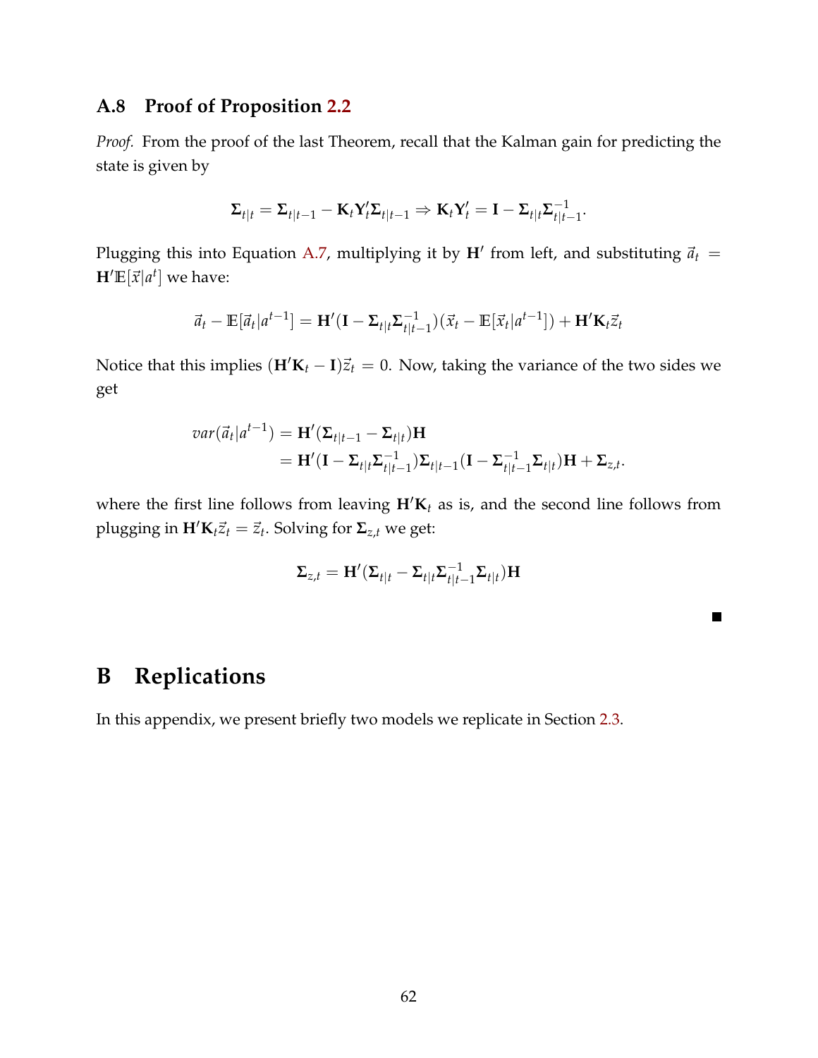## A.8 Proof of Proposition 2.2

*Proof.* From the proof of the last Theorem, recall that the Kalman gain for predicting the state is given by

$$\mathbf{\Sigma}_{t|t} = \mathbf{\Sigma}_{t|t-1} - \mathbf{K}_t \mathbf{Y}_t' \mathbf{\Sigma}_{t|t-1} \Rightarrow \mathbf{K}_t \mathbf{Y}_t' = \mathbf{I} - \mathbf{\Sigma}_{t|t} \mathbf{\Sigma}_{t|t-1}^{-1}.$$

Plugging this into Equation A.7, multiplying it by $\mathbf{H}'$ from left, and substituting $\vec{a}_t = \mathbf{H}'\mathbb{E}[\vec{x}|a^t]$ we have:

$$\vec{a}_t - \mathbb{E}[\vec{a}_t|a^{t-1}] = \mathbf{H}'(\mathbf{I} - \mathbf{\Sigma}_{t|t}\mathbf{\Sigma}_{t|t-1}^{-1})(\vec{x}_t - \mathbb{E}[\vec{x}_t|a^{t-1}]) + \mathbf{H}'\mathbf{K}_t\vec{z}_t$$

Notice that this implies $(\mathbf{H}'\mathbf{K}_t - \mathbf{I})\vec{z}_t = 0$. Now, taking the variance of the two sides we get

$$\begin{aligned}
var(\vec{a}_t|a^{t-1}) &= \mathbf{H}'(\mathbf{\Sigma}_{t|t-1} - \mathbf{\Sigma}_{t|t})\mathbf{H} \\
&= \mathbf{H}'(\mathbf{I} - \mathbf{\Sigma}_{t|t}\mathbf{\Sigma}_{t|t-1}^{-1})\mathbf{\Sigma}_{t|t-1}(\mathbf{I} - \mathbf{\Sigma}_{t|t-1}^{-1}\mathbf{\Sigma}_{t|t})\mathbf{H} + \mathbf{\Sigma}_{z,t}.
\end{aligned}$$

where the first line follows from leaving $\mathbf{H}'\mathbf{K}_t$ as is, and the second line follows from plugging in $\mathbf{H}'\mathbf{K}_t\vec{z}_t = \vec{z}_t$. Solving for $\mathbf{\Sigma}_{z,t}$ we get:

$$\mathbf{\Sigma}_{z,t} = \mathbf{H}'(\mathbf{\Sigma}_{t|t} - \mathbf{\Sigma}_{t|t}\mathbf{\Sigma}_{t|t-1}^{-1}\mathbf{\Sigma}_{t|t})\mathbf{H}$$

■

# B Replications

In this appendix, we present briefly two models we replicate in Section 2.3.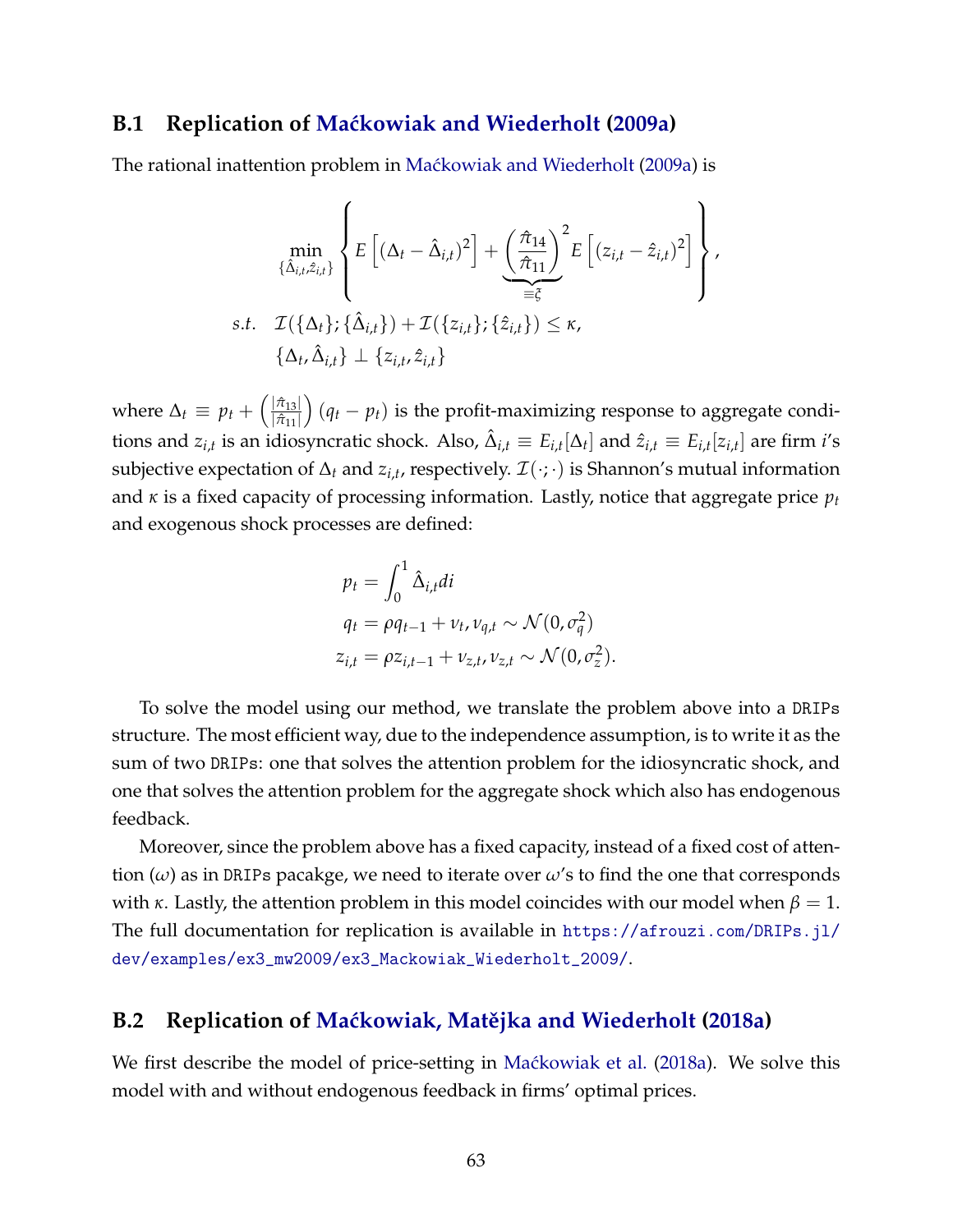## B.1 Replication of Maćkowiak and Wiederholt (2009a)

The rational inattention problem in Maćkowiak and Wiederholt (2009a) is

$$
\begin{aligned}
\min_{\{\hat{\Delta}_{i,t}, \hat{z}_{i,t}\}} & \left\{ E\left[(\Delta_t - \hat{\Delta}_{i,t})^2\right] + \underbrace{\left(\frac{\hat{\pi}_{14}}{\hat{\pi}_{11}}\right)^2}_{\equiv \xi} E\left[(z_{i,t} - \hat{z}_{i,t})^2\right] \right\}, \\
s.t. \quad & \mathcal{I}(\{\Delta_t\}; \{\hat{\Delta}_{i,t}\}) + \mathcal{I}(\{z_{i,t}\}; \{\hat{z}_{i,t}\}) \leq \kappa, \\
& \{\Delta_t, \hat{\Delta}_{i,t}\} \perp \{z_{i,t}, \hat{z}_{i,t}\}
\end{aligned}
$$

where $\Delta_t \equiv p_t + \left(\frac{|\hat{\pi}_{13}|}{|\hat{\pi}_{11}|}\right)(q_t - p_t)$ is the profit-maximizing response to aggregate conditions and $z_{i,t}$ is an idiosyncratic shock. Also, $\hat{\Delta}_{i,t} \equiv E_{i,t}[\Delta_t]$ and $\hat{z}_{i,t} \equiv E_{i,t}[z_{i,t}]$ are firm $i$'s subjective expectation of $\Delta_t$ and $z_{i,t}$, respectively. $\mathcal{I}(\cdot;\cdot)$ is Shannon's mutual information and $\kappa$ is a fixed capacity of processing information. Lastly, notice that aggregate price $p_t$ and exogenous shock processes are defined:

$$
\begin{aligned}
p_t &= \int_0^1 \hat{\Delta}_{i,t} di \\
q_t &= \rho q_{t-1} + \nu_t, \nu_{q,t} \sim \mathcal{N}(0, \sigma_q^2) \\
z_{i,t} &= \rho z_{i,t-1} + \nu_{z,t}, \nu_{z,t} \sim \mathcal{N}(0, \sigma_z^2).
\end{aligned}
$$

To solve the model using our method, we translate the problem above into a DRIPs structure. The most efficient way, due to the independence assumption, is to write it as the sum of two DRIPs: one that solves the attention problem for the idiosyncratic shock, and one that solves the attention problem for the aggregate shock which also has endogenous feedback.

Moreover, since the problem above has a fixed capacity, instead of a fixed cost of attention ($\omega$) as in DRIPs pacakge, we need to iterate over $\omega$'s to find the one that corresponds with $\kappa$. Lastly, the attention problem in this model coincides with our model when $\beta = 1$. The full documentation for replication is available in https://afrouzi.com/DRIPs.jl/dev/examples/ex3_mw2009/ex3_Mackowiak_Wiederholt_2009/.

## B.2 Replication of Maćkowiak, Matějka and Wiederholt (2018a)

We first describe the model of price-setting in Maćkowiak et al. (2018a). We solve this model with and without endogenous feedback in firms' optimal prices.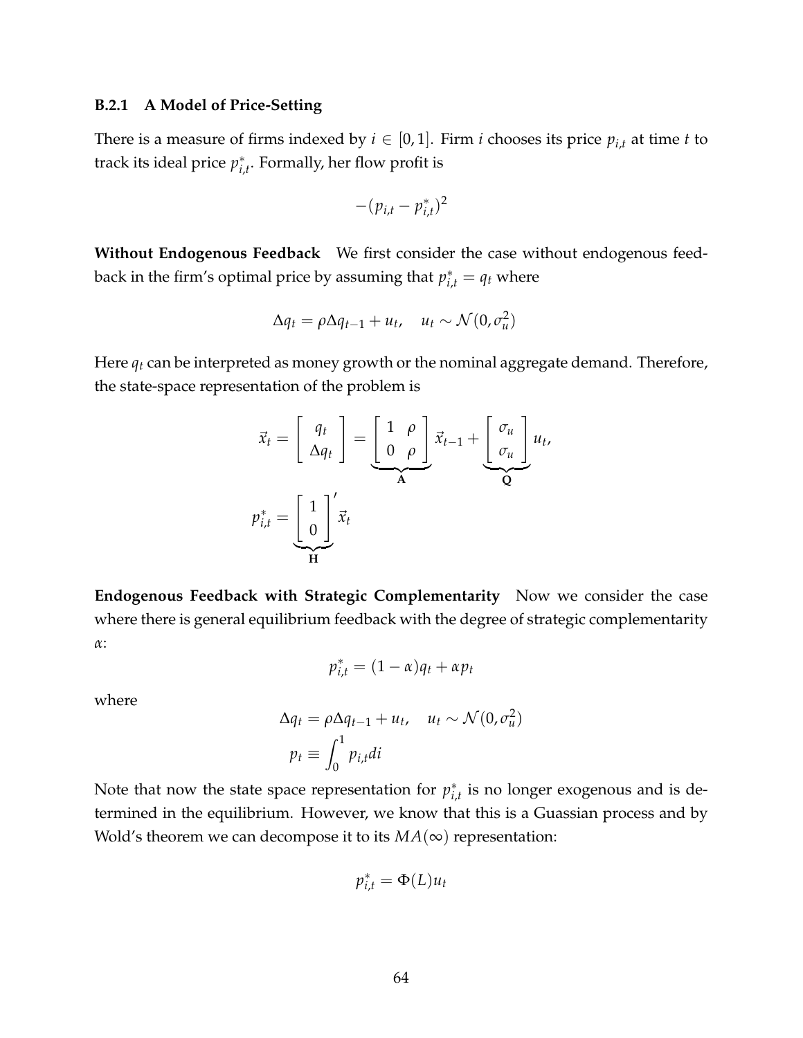### B.2.1 A Model of Price-Setting

There is a measure of firms indexed by $i \in [0, 1]$. Firm $i$ chooses its price $p_{i,t}$ at time $t$ to track its ideal price $p^*_{i,t}$. Formally, her flow profit is

$$-(p_{i,t} - p^*_{i,t})^2$$

**Without Endogenous Feedback** We first consider the case without endogenous feedback in the firm's optimal price by assuming that $p^*_{i,t} = q_t$ where

$$\Delta q_t = \rho \Delta q_{t-1} + u_t, \quad u_t \sim \mathcal{N}(0, \sigma_u^2)$$

Here $q_t$ can be interpreted as money growth or the nominal aggregate demand. Therefore, the state-space representation of the problem is

$$\vec{x}_t = \begin{bmatrix} q_t \\ \Delta q_t \end{bmatrix} = \underbrace{\begin{bmatrix} 1 & \rho \\ 0 & \rho \end{bmatrix}}_{\mathbf{A}} \vec{x}_{t-1} + \underbrace{\begin{bmatrix} \sigma_u \\ \sigma_u \end{bmatrix}}_{\mathbf{Q}} u_t,$$

$$p^*_{i,t} = \underbrace{\begin{bmatrix} 1 \\ 0 \end{bmatrix}'}_{\mathbf{H}} \vec{x}_t$$

**Endogenous Feedback with Strategic Complementarity** Now we consider the case where there is general equilibrium feedback with the degree of strategic complementarity $\alpha$:

$$p^*_{i,t} = (1 - \alpha) q_t + \alpha p_t$$

where

$$\Delta q_t = \rho \Delta q_{t-1} + u_t, \quad u_t \sim \mathcal{N}(0, \sigma_u^2)$$

$$p_t \equiv \int_0^1 p_{i,t} di$$

Note that now the state space representation for $p^*_{i,t}$ is no longer exogenous and is determined in the equilibrium. However, we know that this is a Guassian process and by Wold's theorem we can decompose it to its $MA(\infty)$ representation:

$$p^*_{i,t} = \Phi(L) u_t$$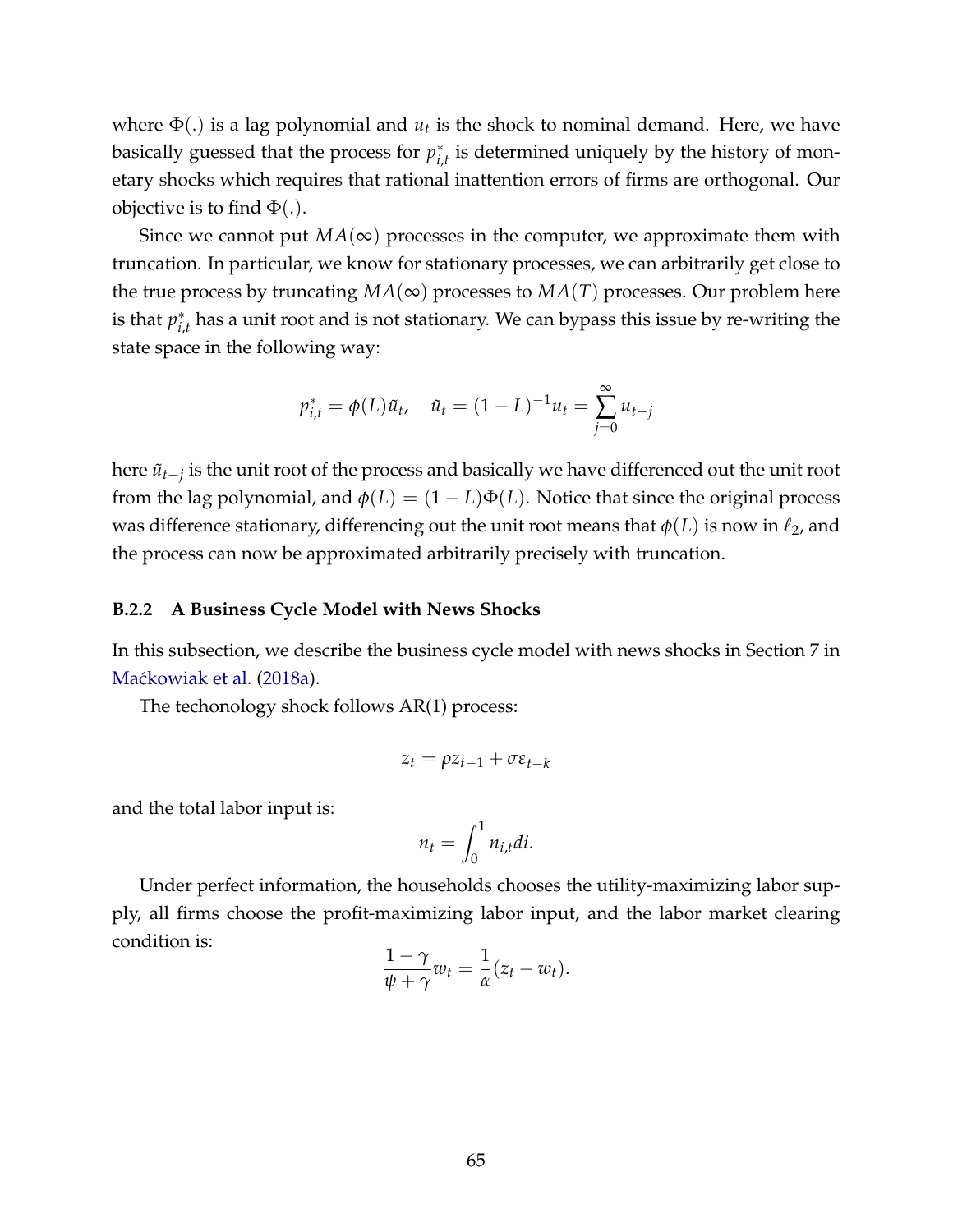where $\Phi(.)$ is a lag polynomial and $u_t$ is the shock to nominal demand. Here, we have basically guessed that the process for $p^*_{i,t}$ is determined uniquely by the history of monetary shocks which requires that rational inattention errors of firms are orthogonal. Our objective is to find $\Phi(.)$.

Since we cannot put $MA(\infty)$ processes in the computer, we approximate them with truncation. In particular, we know for stationary processes, we can arbitrarily get close to the true process by truncating $MA(\infty)$ processes to $MA(T)$ processes. Our problem here is that $p^*_{i,t}$ has a unit root and is not stationary. We can bypass this issue by re-writing the state space in the following way:

$$p^*_{i,t} = \phi(L)\tilde{u}_t, \quad \tilde{u}_t = (1-L)^{-1}u_t = \sum_{j=0}^{\infty} u_{t-j}$$

here $\tilde{u}_{t-j}$ is the unit root of the process and basically we have differenced out the unit root from the lag polynomial, and $\phi(L) = (1-L)\Phi(L)$. Notice that since the original process was difference stationary, differencing out the unit root means that $\phi(L)$ is now in $\ell_2$, and the process can now be approximated arbitrarily precisely with truncation.

### B.2.2 A Business Cycle Model with News Shocks

In this subsection, we describe the business cycle model with news shocks in Section 7 in Maćkowiak et al. (2018a).

The techonology shock follows AR(1) process:

$$z_t = \rho z_{t-1} + \sigma \varepsilon_{t-k}$$

and the total labor input is:

$$n_t = \int_0^1 n_{i,t} di.$$

Under perfect information, the households chooses the utility-maximizing labor supply, all firms choose the profit-maximizing labor input, and the labor market clearing condition is:

$$\frac{1-\gamma}{\psi+\gamma} w_t = \frac{1}{\alpha}(z_t - w_t).$$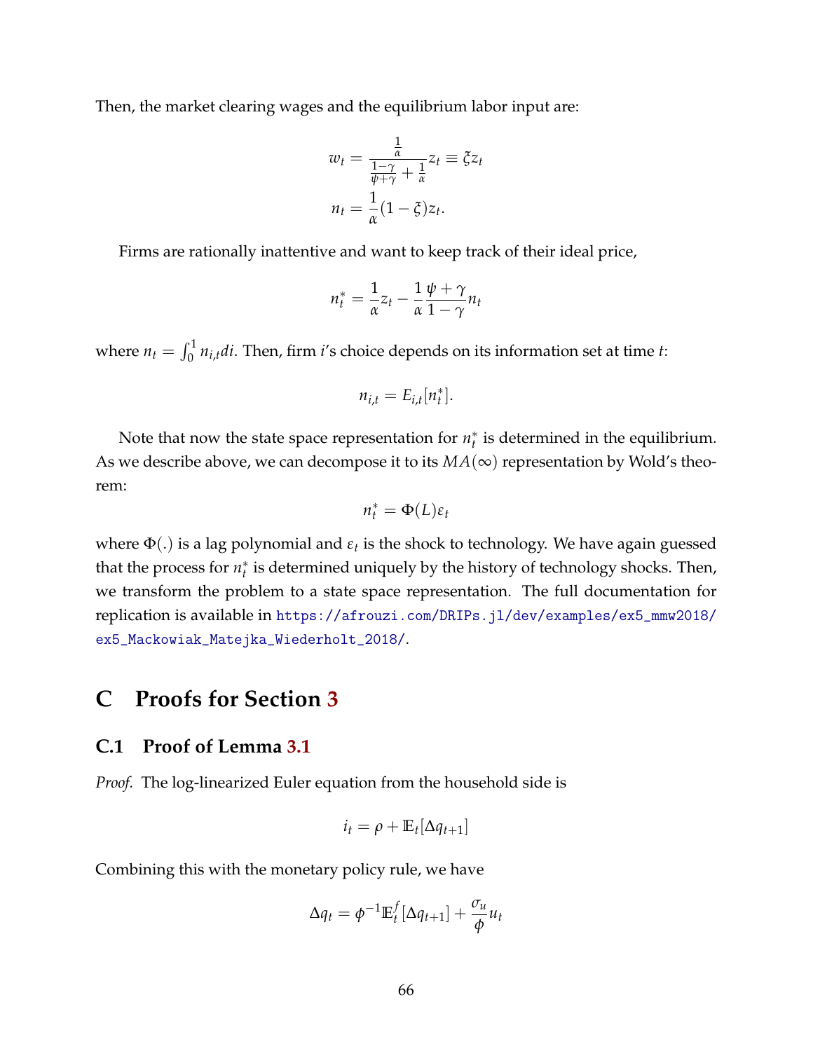Then, the market clearing wages and the equilibrium labor input are:

$$w_t = \frac{\frac{1}{\alpha}}{\frac{1-\gamma}{\psi+\gamma} + \frac{1}{\alpha}} z_t \equiv \xi z_t$$

$$n_t = \frac{1}{\alpha}(1-\xi) z_t.$$

Firms are rationally inattentive and want to keep track of their ideal price,

$$n_t^* = \frac{1}{\alpha} z_t - \frac{1}{\alpha}\frac{\psi+\gamma}{1-\gamma} n_t$$

where $n_t = \int_0^1 n_{i,t} di$. Then, firm $i$'s choice depends on its information set at time $t$:

$$n_{i,t} = E_{i,t}[n_t^*].$$

Note that now the state space representation for $n_t^*$ is determined in the equilibrium. As we describe above, we can decompose it to its $MA(\infty)$ representation by Wold's theorem:

$$n_t^* = \Phi(L)\varepsilon_t$$

where $\Phi(.)$ is a lag polynomial and $\varepsilon_t$ is the shock to technology. We have again guessed that the process for $n_t^*$ is determined uniquely by the history of technology shocks. Then, we transform the problem to a state space representation. The full documentation for replication is available in https://afrouzi.com/DRIPs.jl/dev/examples/ex5_mmw2018/ex5_Mackowiak_Matejka_Wiederholt_2018/.

# C Proofs for Section 3

## C.1 Proof of Lemma 3.1

*Proof.* The log-linearized Euler equation from the household side is

$$i_t = \rho + \mathbb{E}_t[\Delta q_{t+1}]$$

Combining this with the monetary policy rule, we have

$$\Delta q_t = \phi^{-1}\mathbb{E}_t^f[\Delta q_{t+1}] + \frac{\sigma_u}{\phi} u_t$$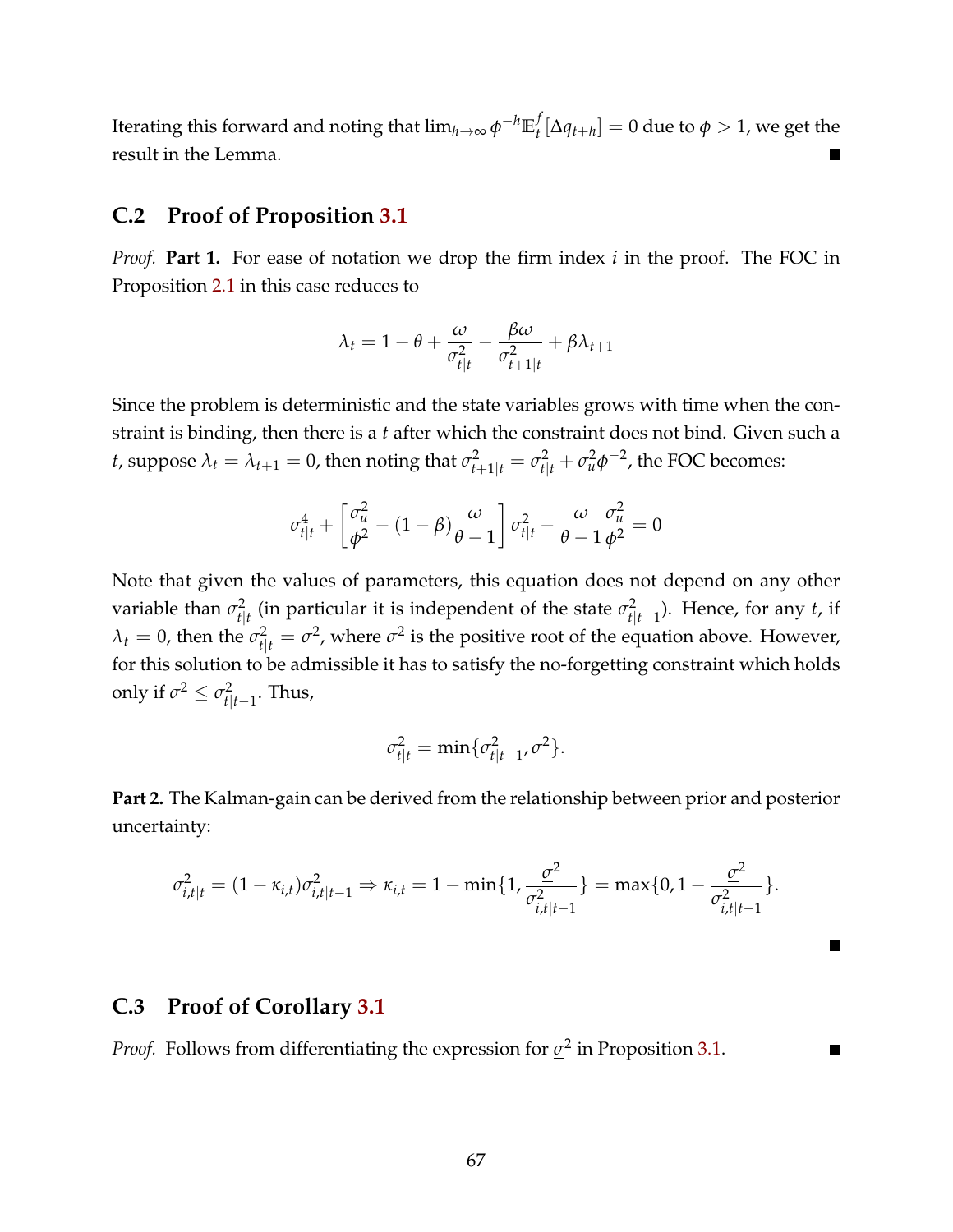Iterating this forward and noting that $\lim_{h\to\infty} \phi^{-h}\mathbb{E}_t^f[\Delta q_{t+h}] = 0$ due to $\phi > 1$, we get the result in the Lemma. ∎

## C.2 Proof of Proposition 3.1

*Proof.* **Part 1.** For ease of notation we drop the firm index $i$ in the proof. The FOC in Proposition 2.1 in this case reduces to

$$\lambda_t = 1 - \theta + \frac{\omega}{\sigma^2_{t|t}} - \frac{\beta\omega}{\sigma^2_{t+1|t}} + \beta\lambda_{t+1}$$

Since the problem is deterministic and the state variables grows with time when the constraint is binding, then there is a $t$ after which the constraint does not bind. Given such a $t$, suppose $\lambda_t = \lambda_{t+1} = 0$, then noting that $\sigma^2_{t+1|t} = \sigma^2_{t|t} + \sigma^2_u\phi^{-2}$, the FOC becomes:

$$\sigma^4_{t|t} + \left[\frac{\sigma^2_u}{\phi^2} - (1-\beta)\frac{\omega}{\theta - 1}\right]\sigma^2_{t|t} - \frac{\omega}{\theta - 1}\frac{\sigma^2_u}{\phi^2} = 0$$

Note that given the values of parameters, this equation does not depend on any other variable than $\sigma^2_{t|t}$ (in particular it is independent of the state $\sigma^2_{t|t-1}$). Hence, for any $t$, if $\lambda_t = 0$, then the $\sigma^2_{t|t} = \underline{\sigma}^2$, where $\underline{\sigma}^2$ is the positive root of the equation above. However, for this solution to be admissible it has to satisfy the no-forgetting constraint which holds only if $\underline{\sigma}^2 \leq \sigma^2_{t|t-1}$. Thus,

$$\sigma^2_{t|t} = \min\{\sigma^2_{t|t-1}, \underline{\sigma}^2\}.$$

**Part 2.** The Kalman-gain can be derived from the relationship between prior and posterior uncertainty:

$$\sigma^2_{i,t|t} = (1-\kappa_{i,t})\sigma^2_{i,t|t-1} \Rightarrow \kappa_{i,t} = 1 - \min\{1, \frac{\underline{\sigma}^2}{\sigma^2_{i,t|t-1}}\} = \max\{0, 1 - \frac{\underline{\sigma}^2}{\sigma^2_{i,t|t-1}}\}.$$

∎

## C.3 Proof of Corollary 3.1

*Proof.* Follows from differentiating the expression for $\underline{\sigma}^2$ in Proposition 3.1. ∎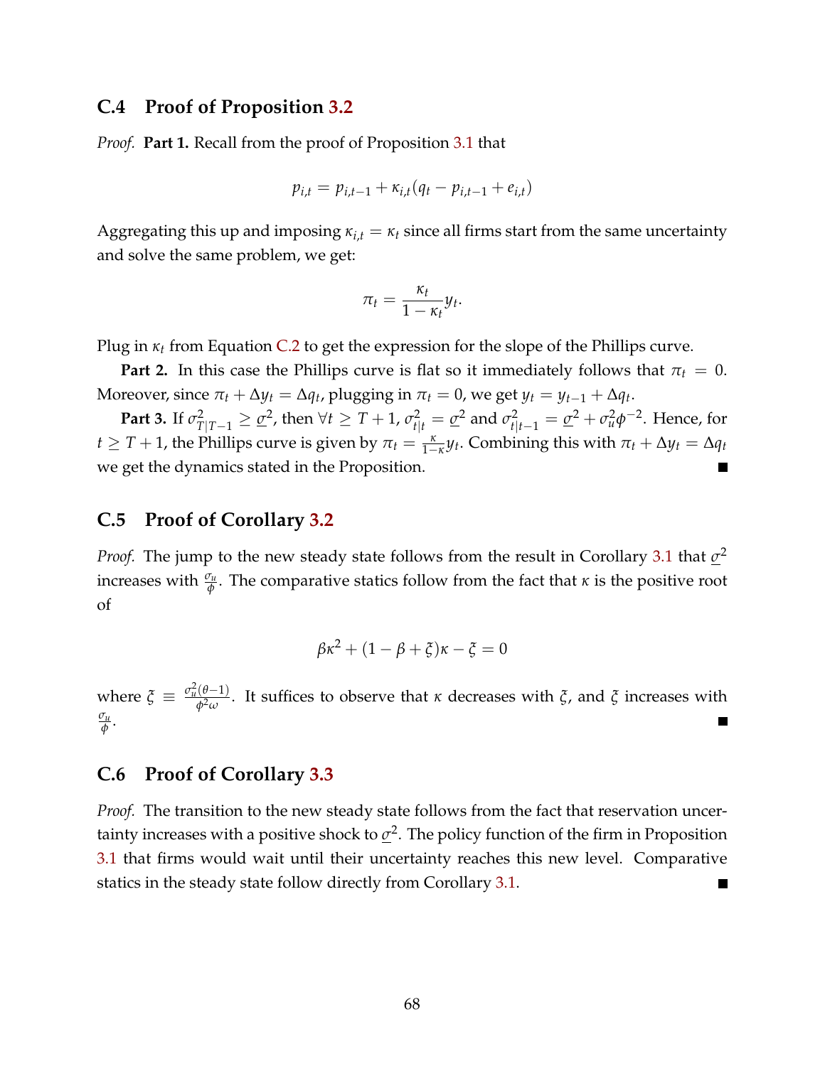## C.4 Proof of Proposition 3.2

*Proof.* **Part 1.** Recall from the proof of Proposition 3.1 that

$$p_{i,t} = p_{i,t-1} + \kappa_{i,t}(q_t - p_{i,t-1} + e_{i,t})$$

Aggregating this up and imposing $\kappa_{i,t} = \kappa_t$ since all firms start from the same uncertainty and solve the same problem, we get:

$$\pi_t = \frac{\kappa_t}{1 - \kappa_t} y_t.$$

Plug in $\kappa_t$ from Equation C.2 to get the expression for the slope of the Phillips curve.

**Part 2.** In this case the Phillips curve is flat so it immediately follows that $\pi_t = 0$. Moreover, since $\pi_t + \Delta y_t = \Delta q_t$, plugging in $\pi_t = 0$, we get $y_t = y_{t-1} + \Delta q_t$.

**Part 3.** If $\sigma^2_{T|T-1} \geq \underline{\sigma}^2$, then $\forall t \geq T + 1$, $\sigma^2_{t|t} = \underline{\sigma}^2$ and $\sigma^2_{t|t-1} = \underline{\sigma}^2 + \sigma_u^2 \phi^{-2}$. Hence, for $t \geq T + 1$, the Phillips curve is given by $\pi_t = \frac{\kappa}{1-\kappa} y_t$. Combining this with $\pi_t + \Delta y_t = \Delta q_t$ we get the dynamics stated in the Proposition. ∎

## C.5 Proof of Corollary 3.2

*Proof.* The jump to the new steady state follows from the result in Corollary 3.1 that $\underline{\sigma}^2$ increases with $\frac{\sigma_u}{\phi}$. The comparative statics follow from the fact that $\kappa$ is the positive root of

$$\beta \kappa^2 + (1 - \beta + \xi)\kappa - \xi = 0$$

where $\xi \equiv \frac{\sigma_u^2(\theta - 1)}{\phi^2 \omega}$. It suffices to observe that $\kappa$ decreases with $\xi$, and $\xi$ increases with $\frac{\sigma_u}{\phi}$. ∎

## C.6 Proof of Corollary 3.3

*Proof.* The transition to the new steady state follows from the fact that reservation uncertainty increases with a positive shock to $\underline{\sigma}^2$. The policy function of the firm in Proposition 3.1 that firms would wait until their uncertainty reaches this new level. Comparative statics in the steady state follow directly from Corollary 3.1. ∎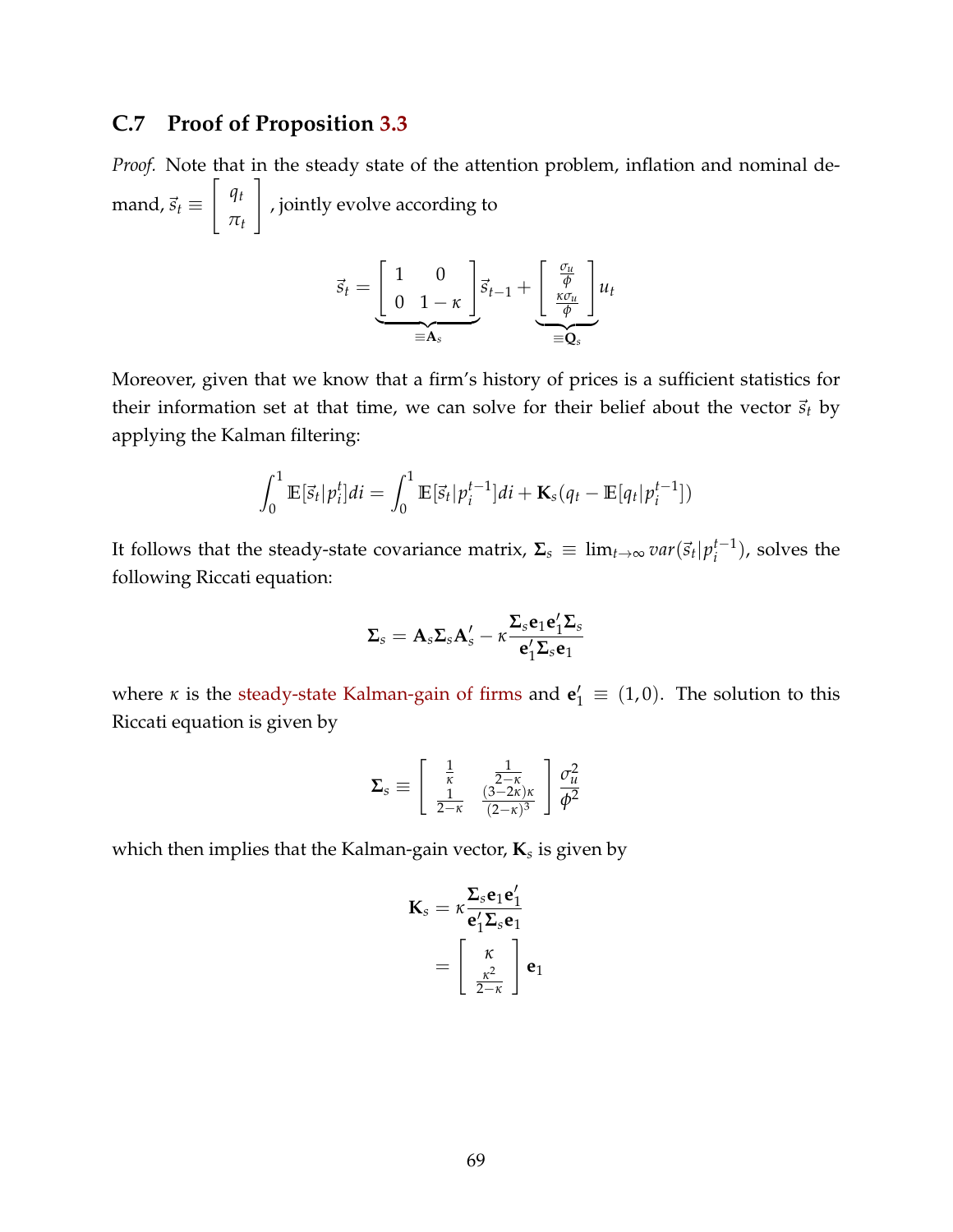## C.7 Proof of Proposition 3.3

*Proof.* Note that in the steady state of the attention problem, inflation and nominal demand, $\vec{s}_t \equiv \begin{bmatrix} q_t \\ \pi_t \end{bmatrix}$, jointly evolve according to

$$\vec{s}_t = \underbrace{\begin{bmatrix} 1 & 0 \\ 0 & 1-\kappa \end{bmatrix}}_{\equiv \mathbf{A}_s} \vec{s}_{t-1} + \underbrace{\begin{bmatrix} \frac{\sigma_u}{\phi} \\ \frac{\kappa \sigma_u}{\phi} \end{bmatrix}}_{\equiv \mathbf{Q}_s} u_t$$

Moreover, given that we know that a firm's history of prices is a sufficient statistics for their information set at that time, we can solve for their belief about the vector $\vec{s}_t$ by applying the Kalman filtering:

$$\int_0^1 \mathbb{E}[\vec{s}_t | p_i^t] di = \int_0^1 \mathbb{E}[\vec{s}_t | p_i^{t-1}] di + \mathbf{K}_s (q_t - \mathbb{E}[q_t | p_i^{t-1}])$$

It follows that the steady-state covariance matrix, $\mathbf{\Sigma}_s \equiv \lim_{t\to\infty} var(\vec{s}_t | p_i^{t-1})$, solves the following Riccati equation:

$$\mathbf{\Sigma}_s = \mathbf{A}_s \mathbf{\Sigma}_s \mathbf{A}_s' - \kappa \frac{\mathbf{\Sigma}_s \mathbf{e}_1 \mathbf{e}_1' \mathbf{\Sigma}_s}{\mathbf{e}_1' \mathbf{\Sigma}_s \mathbf{e}_1}$$

where $\kappa$ is the steady-state Kalman-gain of firms and $\mathbf{e}_1' \equiv (1, 0)$. The solution to this Riccati equation is given by

$$\mathbf{\Sigma}_s \equiv \begin{bmatrix} \frac{1}{\kappa} & \frac{1}{2-\kappa} \\ \frac{1}{2-\kappa} & \frac{(3-2\kappa)\kappa}{(2-\kappa)^3} \end{bmatrix} \frac{\sigma_u^2}{\phi^2}$$

which then implies that the Kalman-gain vector, $\mathbf{K}_s$ is given by

$$\begin{aligned} \mathbf{K}_s &= \kappa \frac{\mathbf{\Sigma}_s \mathbf{e}_1 \mathbf{e}_1'}{\mathbf{e}_1' \mathbf{\Sigma}_s \mathbf{e}_1} \\ &= \begin{bmatrix} \kappa \\ \frac{\kappa^2}{2-\kappa} \end{bmatrix} \mathbf{e}_1 \end{aligned}$$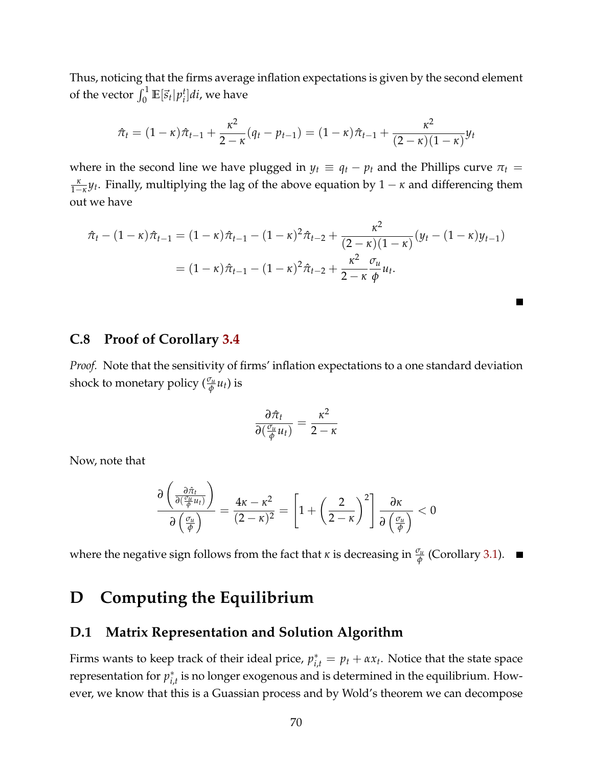Thus, noticing that the firms average inflation expectations is given by the second element of the vector $\int_0^1 \mathbb{E}[\vec{s}_t | p_i^t] di$, we have

$$\hat{\pi}_t = (1-\kappa)\hat{\pi}_{t-1} + \frac{\kappa^2}{2-\kappa}(q_t - p_{t-1}) = (1-\kappa)\hat{\pi}_{t-1} + \frac{\kappa^2}{(2-\kappa)(1-\kappa)} y_t$$

where in the second line we have plugged in $y_t \equiv q_t - p_t$ and the Phillips curve $\pi_t = \frac{\kappa}{1-\kappa} y_t$. Finally, multiplying the lag of the above equation by $1-\kappa$ and differencing them out we have

$$\begin{aligned}
\hat{\pi}_t - (1-\kappa)\hat{\pi}_{t-1} &= (1-\kappa)\hat{\pi}_{t-1} - (1-\kappa)^2 \hat{\pi}_{t-2} + \frac{\kappa^2}{(2-\kappa)(1-\kappa)}(y_t - (1-\kappa) y_{t-1}) \\
&= (1-\kappa)\hat{\pi}_{t-1} - (1-\kappa)^2 \hat{\pi}_{t-2} + \frac{\kappa^2}{2-\kappa} \frac{\sigma_u}{\phi} u_t.
\end{aligned}$$

■

## C.8 Proof of Corollary 3.4

*Proof.* Note that the sensitivity of firms' inflation expectations to a one standard deviation shock to monetary policy ($\frac{\sigma_u}{\phi} u_t$) is

$$\frac{\partial \hat{\pi}_t}{\partial (\frac{\sigma_u}{\phi} u_t)} = \frac{\kappa^2}{2-\kappa}$$

Now, note that

$$\frac{\partial \left( \frac{\partial \hat{\pi}_t}{\partial (\frac{\sigma_u}{\phi} u_t)} \right)}{\partial \left( \frac{\sigma_u}{\phi} \right)} = \frac{4\kappa - \kappa^2}{(2-\kappa)^2} = \left[ 1 + \left( \frac{2}{2-\kappa} \right)^2 \right] \frac{\partial \kappa}{\partial \left( \frac{\sigma_u}{\phi} \right)} < 0$$

where the negative sign follows from the fact that $\kappa$ is decreasing in $\frac{\sigma_u}{\phi}$ (Corollary 3.1). ■

# D Computing the Equilibrium

## D.1 Matrix Representation and Solution Algorithm

Firms wants to keep track of their ideal price, $p_{i,t}^* = p_t + \alpha x_t$. Notice that the state space representation for $p_{i,t}^*$ is no longer exogenous and is determined in the equilibrium. However, we know that this is a Guassian process and by Wold's theorem we can decompose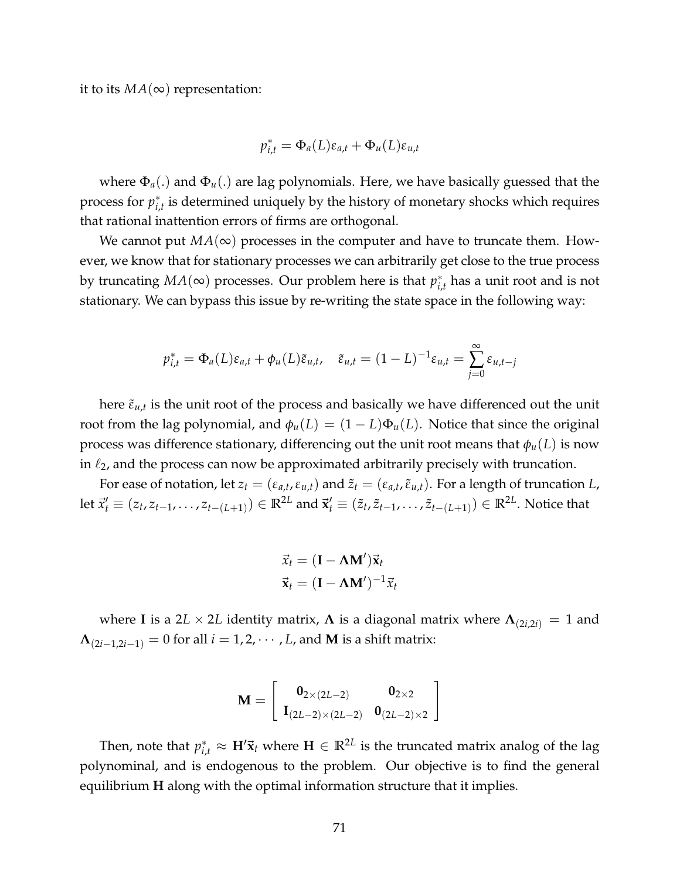it to its $MA(\infty)$ representation:

$$p_{i,t}^* = \Phi_a(L)\varepsilon_{a,t} + \Phi_u(L)\varepsilon_{u,t}$$

where $\Phi_a(.)$ and $\Phi_u(.)$ are lag polynomials. Here, we have basically guessed that the process for $p_{i,t}^*$ is determined uniquely by the history of monetary shocks which requires that rational inattention errors of firms are orthogonal.

We cannot put $MA(\infty)$ processes in the computer and have to truncate them. However, we know that for stationary processes we can arbitrarily get close to the true process by truncating $MA(\infty)$ processes. Our problem here is that $p_{i,t}^*$ has a unit root and is not stationary. We can bypass this issue by re-writing the state space in the following way:

$$p_{i,t}^* = \Phi_a(L)\varepsilon_{a,t} + \phi_u(L)\tilde{\varepsilon}_{u,t}, \quad \tilde{\varepsilon}_{u,t} = (1-L)^{-1}\varepsilon_{u,t} = \sum_{j=0}^{\infty} \varepsilon_{u,t-j}$$

here $\tilde{\varepsilon}_{u,t}$ is the unit root of the process and basically we have differenced out the unit root from the lag polynomial, and $\phi_u(L) = (1-L)\Phi_u(L)$. Notice that since the original process was difference stationary, differencing out the unit root means that $\phi_u(L)$ is now in $\ell_2$, and the process can now be approximated arbitrarily precisely with truncation.

For ease of notation, let $z_t = (\varepsilon_{a,t}, \varepsilon_{u,t})$ and $\tilde{z}_t = (\varepsilon_{a,t}, \tilde{\varepsilon}_{u,t})$. For a length of truncation $L$, let $\vec{x}_t' \equiv (z_t, z_{t-1}, \dots, z_{t-(L+1)}) \in \mathbb{R}^{2L}$ and $\vec{\mathbf{x}}_t' \equiv (\tilde{z}_t, \tilde{z}_{t-1}, \dots, \tilde{z}_{t-(L+1)}) \in \mathbb{R}^{2L}$. Notice that

$$\vec{x}_t = (\mathbf{I} - \mathbf{\Lambda}\mathbf{M}')\vec{\mathbf{x}}_t$$
$$\vec{\mathbf{x}}_t = (\mathbf{I} - \mathbf{\Lambda}\mathbf{M}')^{-1}\vec{x}_t$$

where $\mathbf{I}$ is a $2L \times 2L$ identity matrix, $\mathbf{\Lambda}$ is a diagonal matrix where $\mathbf{\Lambda}_{(2i,2i)} = 1$ and $\mathbf{\Lambda}_{(2i-1,2i-1)} = 0$ for all $i = 1, 2, \cdots, L$, and $\mathbf{M}$ is a shift matrix:

$$\mathbf{M} = \begin{bmatrix} \mathbf{0}_{2\times(2L-2)} & \mathbf{0}_{2\times 2} \\ \mathbf{I}_{(2L-2)\times(2L-2)} & \mathbf{0}_{(2L-2)\times 2} \end{bmatrix}$$

Then, note that $p_{i,t}^* \approx \mathbf{H}'\vec{\mathbf{x}}_t$ where $\mathbf{H} \in \mathbb{R}^{2L}$ is the truncated matrix analog of the lag polynominal, and is endogenous to the problem. Our objective is to find the general equilibrium $\mathbf{H}$ along with the optimal information structure that it implies.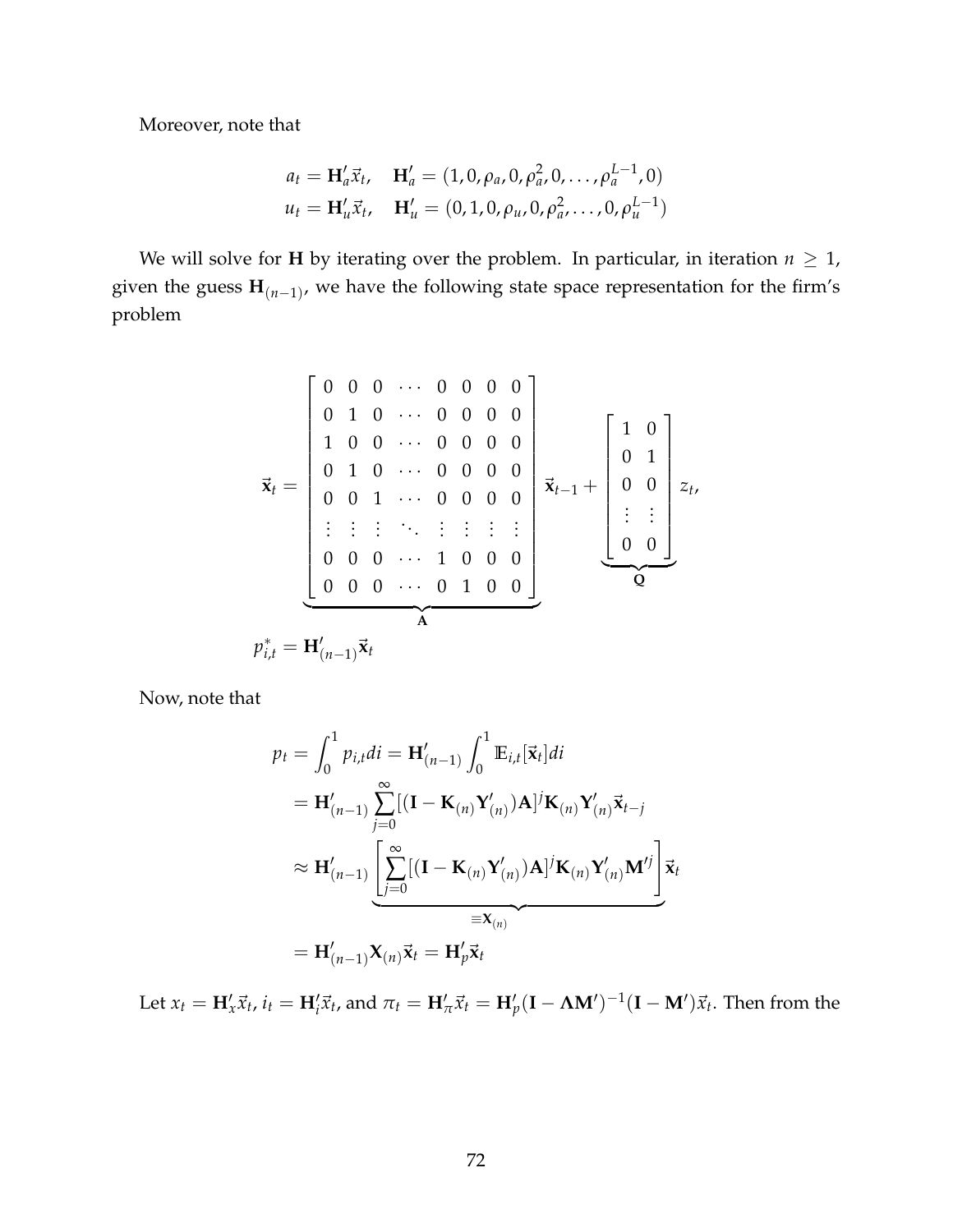Moreover, note that

$$
\begin{aligned}
a_t &= \mathbf{H}_a' \vec{x}_t, \quad \mathbf{H}_a' = (1, 0, \rho_a, 0, \rho_a^2, 0, \ldots, \rho_a^{L-1}, 0) \\
u_t &= \mathbf{H}_u' \vec{x}_t, \quad \mathbf{H}_u' = (0, 1, 0, \rho_u, 0, \rho_a^2, \ldots, 0, \rho_u^{L-1})
\end{aligned}
$$

We will solve for $\mathbf{H}$ by iterating over the problem. In particular, in iteration $n \geq 1$, given the guess $\mathbf{H}_{(n-1)}$, we have the following state space representation for the firm's problem

$$
\vec{\mathbf{x}}_t = \underbrace{\begin{bmatrix} 0 & 0 & 0 & \cdots & 0 & 0 & 0 & 0 \\ 0 & 1 & 0 & \cdots & 0 & 0 & 0 & 0 \\ 1 & 0 & 0 & \cdots & 0 & 0 & 0 & 0 \\ 0 & 1 & 0 & \cdots & 0 & 0 & 0 & 0 \\ 0 & 0 & 1 & \cdots & 0 & 0 & 0 & 0 \\ \vdots & \vdots & \vdots & \ddots & \vdots & \vdots & \vdots & \vdots \\ 0 & 0 & 0 & \cdots & 1 & 0 & 0 & 0 \\ 0 & 0 & 0 & \cdots & 0 & 1 & 0 & 0 \end{bmatrix}}_{\mathbf{A}} \vec{\mathbf{x}}_{t-1} + \underbrace{\begin{bmatrix} 1 & 0 \\ 0 & 1 \\ 0 & 0 \\ \vdots & \vdots \\ 0 & 0 \end{bmatrix}}_{\mathbf{Q}} z_t,
$$

$$
p_{i,t}^* = \mathbf{H}_{(n-1)}' \vec{\mathbf{x}}_t
$$

Now, note that

$$
\begin{aligned}
p_t = \int_0^1 p_{i,t} di &= \mathbf{H}_{(n-1)}' \int_0^1 \mathbb{E}_{i,t}[\vec{\mathbf{x}}_t] di \\
&= \mathbf{H}_{(n-1)}' \sum_{j=0}^{\infty} [(\mathbf{I} - \mathbf{K}_{(n)} \mathbf{Y}_{(n)}') \mathbf{A}]^j \mathbf{K}_{(n)} \mathbf{Y}_{(n)}' \vec{\mathbf{x}}_{t-j} \\
&\approx \mathbf{H}_{(n-1)}' \underbrace{\left[ \sum_{j=0}^{\infty} [(\mathbf{I} - \mathbf{K}_{(n)} \mathbf{Y}_{(n)}') \mathbf{A}]^j \mathbf{K}_{(n)} \mathbf{Y}_{(n)}' \mathbf{M}'^j \right]}_{\equiv \mathbf{X}_{(n)}} \vec{\mathbf{x}}_t \\
&= \mathbf{H}_{(n-1)}' \mathbf{X}_{(n)} \vec{\mathbf{x}}_t = \mathbf{H}_p' \vec{\mathbf{x}}_t
\end{aligned}
$$

Let $x_t = \mathbf{H}_x' \vec{x}_t$, $i_t = \mathbf{H}_i' \vec{x}_t$, and $\pi_t = \mathbf{H}_\pi' \vec{x}_t = \mathbf{H}_p' (\mathbf{I} - \mathbf{\Lambda} \mathbf{M}')^{-1} (\mathbf{I} - \mathbf{M}') \vec{x}_t$. Then from the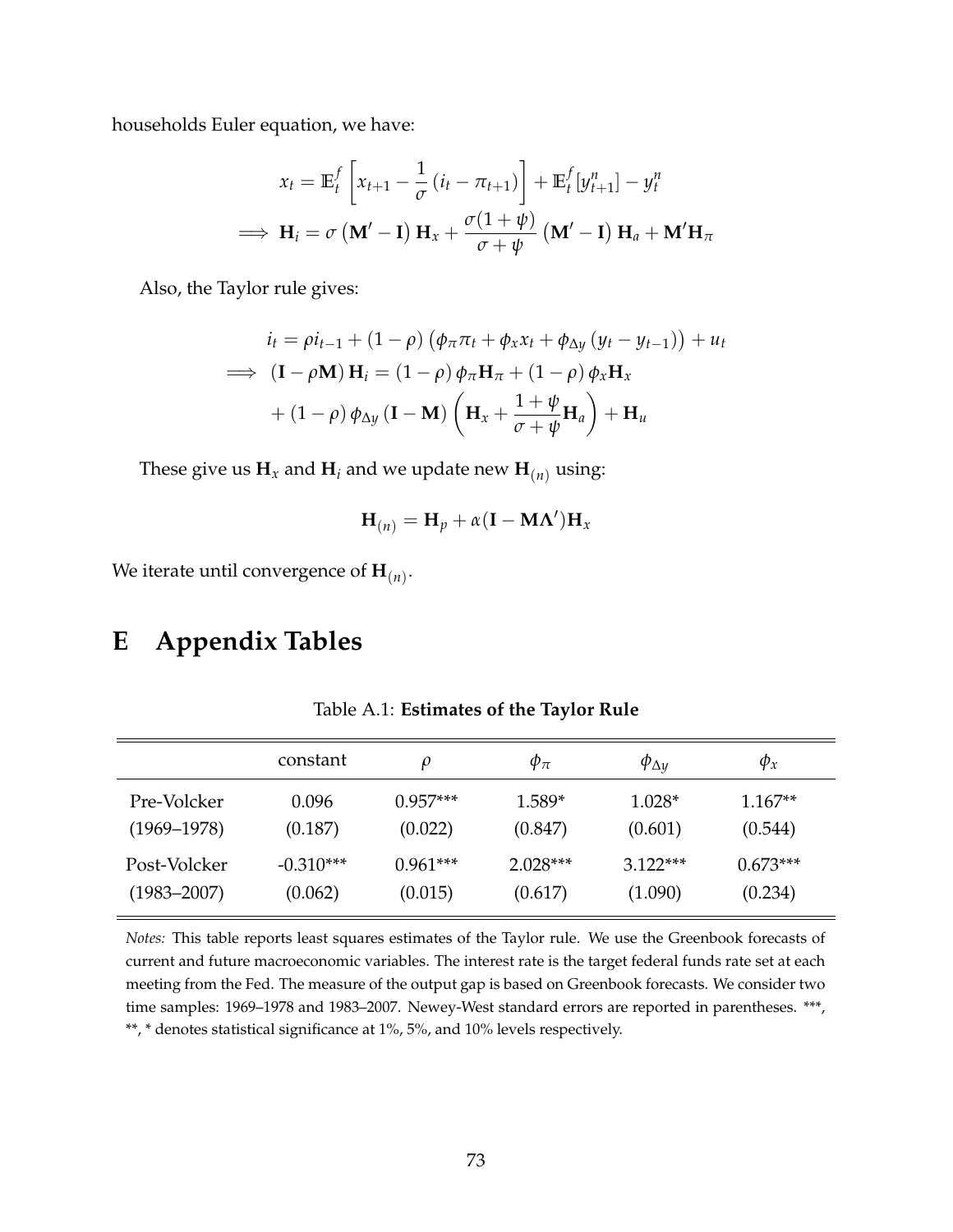households Euler equation, we have:

$$
\begin{aligned}
x_t &= \mathbb{E}_t^f \left[ x_{t+1} - \frac{1}{\sigma} \left( i_t - \pi_{t+1} \right) \right] + \mathbb{E}_t^f [y_{t+1}^n] - y_t^n \\
\implies \mathbf{H}_i &= \sigma \left( \mathbf{M}' - \mathbf{I} \right) \mathbf{H}_x + \frac{\sigma(1+\psi)}{\sigma + \psi} \left( \mathbf{M}' - \mathbf{I} \right) \mathbf{H}_a + \mathbf{M}' \mathbf{H}_\pi
\end{aligned}
$$

Also, the Taylor rule gives:

$$
\begin{aligned}
& i_t = \rho i_{t-1} + (1-\rho) \left( \phi_\pi \pi_t + \phi_x x_t + \phi_{\Delta y} \left( y_t - y_{t-1} \right) \right) + u_t \\
\implies & \left( \mathbf{I} - \rho \mathbf{M} \right) \mathbf{H}_i = (1-\rho) \phi_\pi \mathbf{H}_\pi + (1-\rho) \phi_x \mathbf{H}_x \\
& + (1-\rho) \phi_{\Delta y} \left( \mathbf{I} - \mathbf{M} \right) \left( \mathbf{H}_x + \frac{1+\psi}{\sigma+\psi} \mathbf{H}_a \right) + \mathbf{H}_u
\end{aligned}
$$

These give us $\mathbf{H}_x$ and $\mathbf{H}_i$ and we update new $\mathbf{H}_{(n)}$ using:

$$
\mathbf{H}_{(n)} = \mathbf{H}_p + \alpha (\mathbf{I} - \mathbf{M} \mathbf{\Lambda}') \mathbf{H}_x
$$

We iterate until convergence of $\mathbf{H}_{(n)}$.

# E Appendix Tables

Table A.1: **Estimates of the Taylor Rule**

| | constant | $\rho$ | $\phi_\pi$ | $\phi_{\Delta y}$ | $\phi_x$ |
|---|---|---|---|---|---|
| Pre-Volcker | 0.096 | 0.957*** | 1.589* | 1.028* | 1.167** |
| (1969–1978) | (0.187) | (0.022) | (0.847) | (0.601) | (0.544) |
| Post-Volcker | -0.310*** | 0.961*** | 2.028*** | 3.122*** | 0.673*** |
| (1983–2007) | (0.062) | (0.015) | (0.617) | (1.090) | (0.234) |

*Notes:* This table reports least squares estimates of the Taylor rule. We use the Greenbook forecasts of current and future macroeconomic variables. The interest rate is the target federal funds rate set at each meeting from the Fed. The measure of the output gap is based on Greenbook forecasts. We consider two time samples: 1969–1978 and 1983–2007. Newey-West standard errors are reported in parentheses. ***, **, * denotes statistical significance at 1%, 5%, and 10% levels respectively.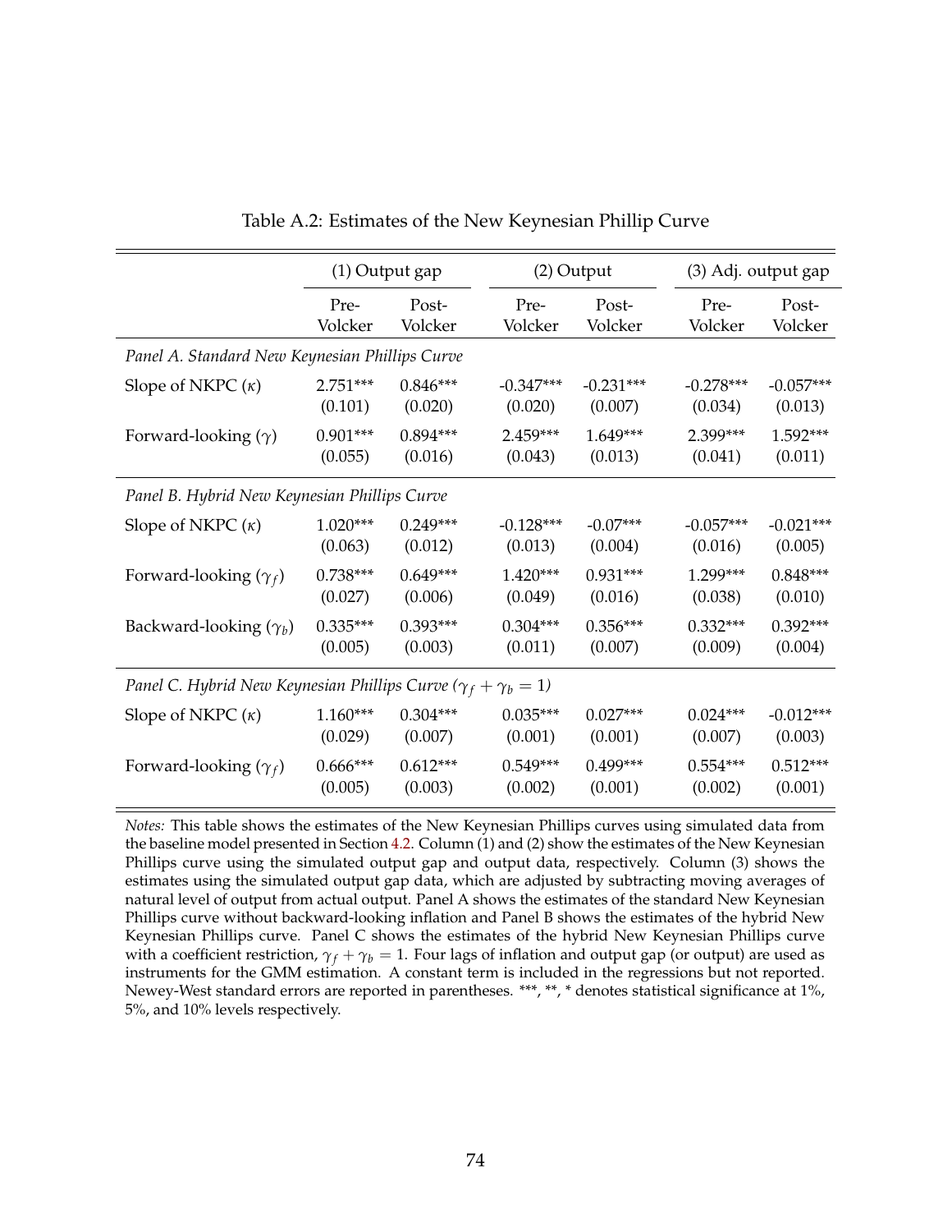Table A.2: Estimates of the New Keynesian Phillip Curve

| | (1) Output gap | | (2) Output | | (3) Adj. output gap | |
|---|---|---|---|---|---|---|
| | Pre-Volcker | Post-Volcker | Pre-Volcker | Post-Volcker | Pre-Volcker | Post-Volcker |
| *Panel A. Standard New Keynesian Phillips Curve* | | | | | | |
| Slope of NKPC ($\kappa$) | 2.751*** | 0.846*** | -0.347*** | -0.231*** | -0.278*** | -0.057*** |
| | (0.101) | (0.020) | (0.020) | (0.007) | (0.034) | (0.013) |
| Forward-looking ($\gamma$) | 0.901*** | 0.894*** | 2.459*** | 1.649*** | 2.399*** | 1.592*** |
| | (0.055) | (0.016) | (0.043) | (0.013) | (0.041) | (0.011) |
| *Panel B. Hybrid New Keynesian Phillips Curve* | | | | | | |
| Slope of NKPC ($\kappa$) | 1.020*** | 0.249*** | -0.128*** | -0.07*** | -0.057*** | -0.021*** |
| | (0.063) | (0.012) | (0.013) | (0.004) | (0.016) | (0.005) |
| Forward-looking ($\gamma_f$) | 0.738*** | 0.649*** | 1.420*** | 0.931*** | 1.299*** | 0.848*** |
| | (0.027) | (0.006) | (0.049) | (0.016) | (0.038) | (0.010) |
| Backward-looking ($\gamma_b$) | 0.335*** | 0.393*** | 0.304*** | 0.356*** | 0.332*** | 0.392*** |
| | (0.005) | (0.003) | (0.011) | (0.007) | (0.009) | (0.004) |
| *Panel C. Hybrid New Keynesian Phillips Curve ($\gamma_f + \gamma_b = 1$)* | | | | | | |
| Slope of NKPC ($\kappa$) | 1.160*** | 0.304*** | 0.035*** | 0.027*** | 0.024*** | -0.012*** |
| | (0.029) | (0.007) | (0.001) | (0.001) | (0.007) | (0.003) |
| Forward-looking ($\gamma_f$) | 0.666*** | 0.612*** | 0.549*** | 0.499*** | 0.554*** | 0.512*** |
| | (0.005) | (0.003) | (0.002) | (0.001) | (0.002) | (0.001) |

*Notes:* This table shows the estimates of the New Keynesian Phillips curves using simulated data from the baseline model presented in Section 4.2. Column (1) and (2) show the estimates of the New Keynesian Phillips curve using the simulated output gap and output data, respectively. Column (3) shows the estimates using the simulated output gap data, which are adjusted by subtracting moving averages of natural level of output from actual output. Panel A shows the estimates of the standard New Keynesian Phillips curve without backward-looking inflation and Panel B shows the estimates of the hybrid New Keynesian Phillips curve. Panel C shows the estimates of the hybrid New Keynesian Phillips curve with a coefficient restriction, $\gamma_f + \gamma_b = 1$. Four lags of inflation and output gap (or output) are used as instruments for the GMM estimation. A constant term is included in the regressions but not reported. Newey-West standard errors are reported in parentheses. ***, **, * denotes statistical significance at 1%, 5%, and 10% levels respectively.